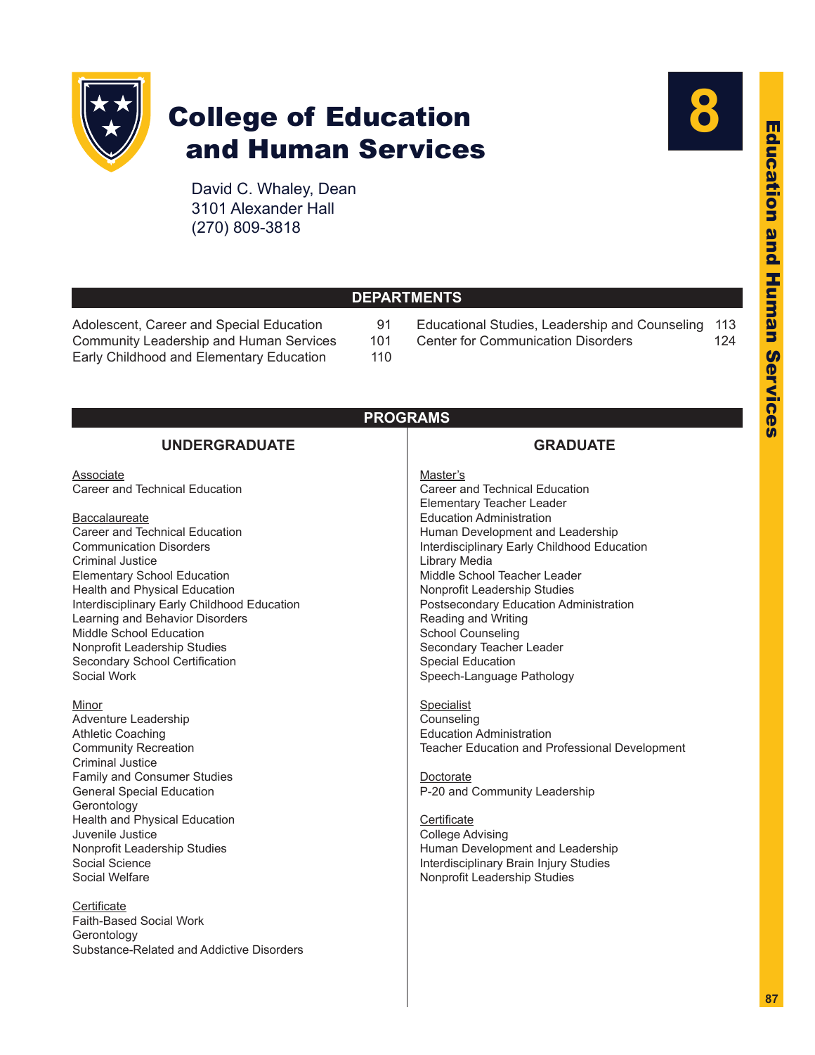# College of Education and Human Services

David C. Whaley, Dean
3101 Alexander Hall
(270) 809-3818

## DEPARTMENTS

| Department | Page |
|---|---|
| Adolescent, Career and Special Education | 91 |
| Community Leadership and Human Services | 101 |
| Early Childhood and Elementary Education | 110 |
| Educational Studies, Leadership and Counseling | 113 |
| Center for Communication Disorders | 124 |

## PROGRAMS

### UNDERGRADUATE

Associate
Career and Technical Education

Baccalaureate
Career and Technical Education
Communication Disorders
Criminal Justice
Elementary School Education
Health and Physical Education
Interdisciplinary Early Childhood Education
Learning and Behavior Disorders
Middle School Education
Nonprofit Leadership Studies
Secondary School Certification
Social Work

Minor
Adventure Leadership
Athletic Coaching
Community Recreation
Criminal Justice
Family and Consumer Studies
General Special Education
Gerontology
Health and Physical Education
Juvenile Justice
Nonprofit Leadership Studies
Social Science
Social Welfare

Certificate
Faith-Based Social Work
Gerontology
Substance-Related and Addictive Disorders

### GRADUATE

Master's
Career and Technical Education
Elementary Teacher Leader
Education Administration
Human Development and Leadership
Interdisciplinary Early Childhood Education
Library Media
Middle School Teacher Leader
Nonprofit Leadership Studies
Postsecondary Education Administration
Reading and Writing
School Counseling
Secondary Teacher Leader
Special Education
Speech-Language Pathology

Specialist
Counseling
Education Administration
Teacher Education and Professional Development

Doctorate
P-20 and Community Leadership

Certificate
College Advising
Human Development and Leadership
Interdisciplinary Brain Injury Studies
Nonprofit Leadership Studies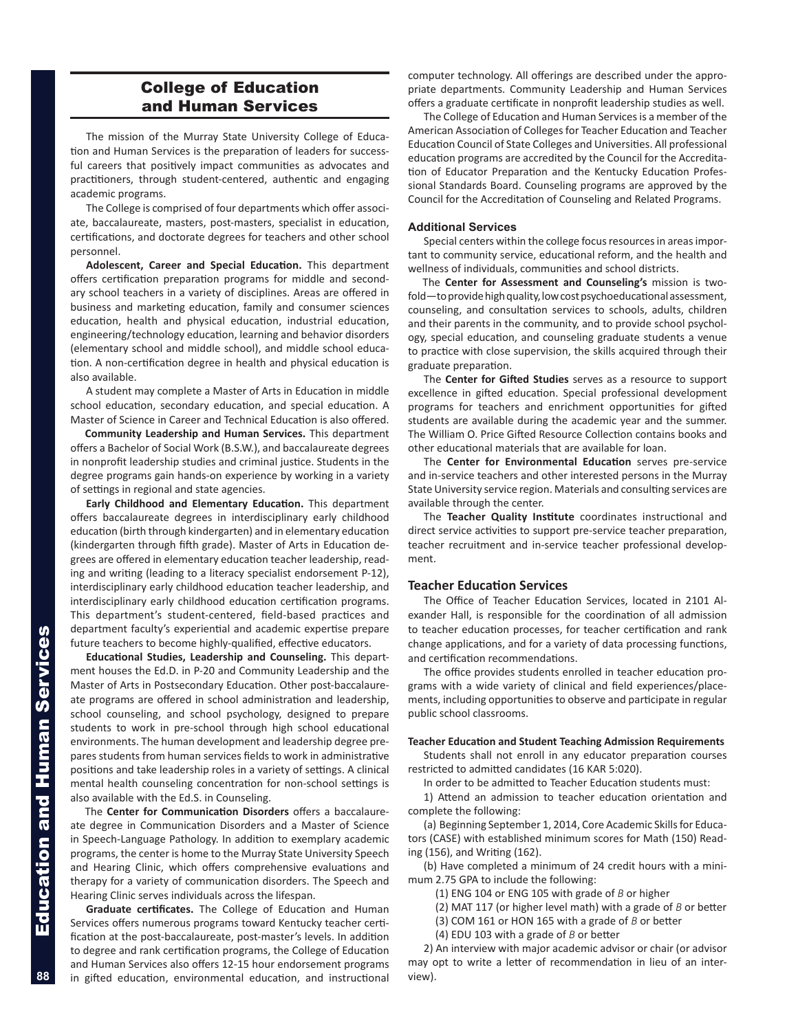# College of Education and Human Services

The mission of the Murray State University College of Education and Human Services is the preparation of leaders for successful careers that positively impact communities as advocates and practitioners, through student-centered, authentic and engaging academic programs.

The College is comprised of four departments which offer associate, baccalaureate, masters, post-masters, specialist in education, certifications, and doctorate degrees for teachers and other school personnel.

**Adolescent, Career and Special Education.** This department offers certification preparation programs for middle and secondary school teachers in a variety of disciplines. Areas are offered in business and marketing education, family and consumer sciences education, health and physical education, industrial education, engineering/technology education, learning and behavior disorders (elementary school and middle school), and middle school education. A non-certification degree in health and physical education is also available.

A student may complete a Master of Arts in Education in middle school education, secondary education, and special education. A Master of Science in Career and Technical Education is also offered.

**Community Leadership and Human Services.** This department offers a Bachelor of Social Work (B.S.W.), and baccalaureate degrees in nonprofit leadership studies and criminal justice. Students in the degree programs gain hands-on experience by working in a variety of settings in regional and state agencies.

**Early Childhood and Elementary Education.** This department offers baccalaureate degrees in interdisciplinary early childhood education (birth through kindergarten) and in elementary education (kindergarten through fifth grade). Master of Arts in Education degrees are offered in elementary education teacher leadership, reading and writing (leading to a literacy specialist endorsement P-12), interdisciplinary early childhood education teacher leadership, and interdisciplinary early childhood education certification programs. This department's student-centered, field-based practices and department faculty's experiential and academic expertise prepare future teachers to become highly-qualified, effective educators.

**Educational Studies, Leadership and Counseling.** This department houses the Ed.D. in P-20 and Community Leadership and the Master of Arts in Postsecondary Education. Other post-baccalaureate programs are offered in school administration and leadership, school counseling, and school psychology, designed to prepare students to work in pre-school through high school educational environments. The human development and leadership degree prepares students from human services fields to work in administrative positions and take leadership roles in a variety of settings. A clinical mental health counseling concentration for non-school settings is also available with the Ed.S. in Counseling.

The **Center for Communication Disorders** offers a baccalaureate degree in Communication Disorders and a Master of Science in Speech-Language Pathology. In addition to exemplary academic programs, the center is home to the Murray State University Speech and Hearing Clinic, which offers comprehensive evaluations and therapy for a variety of communication disorders. The Speech and Hearing Clinic serves individuals across the lifespan.

**Graduate certificates.** The College of Education and Human Services offers numerous programs toward Kentucky teacher certification at the post-baccalaureate, post-master's levels. In addition to degree and rank certification programs, the College of Education and Human Services also offers 12-15 hour endorsement programs in gifted education, environmental education, and instructional computer technology. All offerings are described under the appropriate departments. Community Leadership and Human Services offers a graduate certificate in nonprofit leadership studies as well.

The College of Education and Human Services is a member of the American Association of Colleges for Teacher Education and Teacher Education Council of State Colleges and Universities. All professional education programs are accredited by the Council for the Accreditation of Educator Preparation and the Kentucky Education Professional Standards Board. Counseling programs are approved by the Council for the Accreditation of Counseling and Related Programs.

### Additional Services

Special centers within the college focus resources in areas important to community service, educational reform, and the health and wellness of individuals, communities and school districts.

The **Center for Assessment and Counseling's** mission is twofold—to provide high quality, low cost psychoeducational assessment, counseling, and consultation services to schools, adults, children and their parents in the community, and to provide school psychology, special education, and counseling graduate students a venue to practice with close supervision, the skills acquired through their graduate preparation.

The **Center for Gifted Studies** serves as a resource to support excellence in gifted education. Special professional development programs for teachers and enrichment opportunities for gifted students are available during the academic year and the summer. The William O. Price Gifted Resource Collection contains books and other educational materials that are available for loan.

The **Center for Environmental Education** serves pre-service and in-service teachers and other interested persons in the Murray State University service region. Materials and consulting services are available through the center.

The **Teacher Quality Institute** coordinates instructional and direct service activities to support pre-service teacher preparation, teacher recruitment and in-service teacher professional development.

### Teacher Education Services

The Office of Teacher Education Services, located in 2101 Alexander Hall, is responsible for the coordination of all admission to teacher education processes, for teacher certification and rank change applications, and for a variety of data processing functions, and certification recommendations.

The office provides students enrolled in teacher education programs with a wide variety of clinical and field experiences/placements, including opportunities to observe and participate in regular public school classrooms.

#### Teacher Education and Student Teaching Admission Requirements

Students shall not enroll in any educator preparation courses restricted to admitted candidates (16 KAR 5:020).

In order to be admitted to Teacher Education students must:

1) Attend an admission to teacher education orientation and complete the following:

(a) Beginning September 1, 2014, Core Academic Skills for Educators (CASE) with established minimum scores for Math (150) Reading (156), and Writing (162).

(b) Have completed a minimum of 24 credit hours with a minimum 2.75 GPA to include the following:

(1) ENG 104 or ENG 105 with grade of *B* or higher

(2) MAT 117 (or higher level math) with a grade of *B* or better

(3) COM 161 or HON 165 with a grade of *B* or better

(4) EDU 103 with a grade of *B* or better

2) An interview with major academic advisor or chair (or advisor may opt to write a letter of recommendation in lieu of an interview).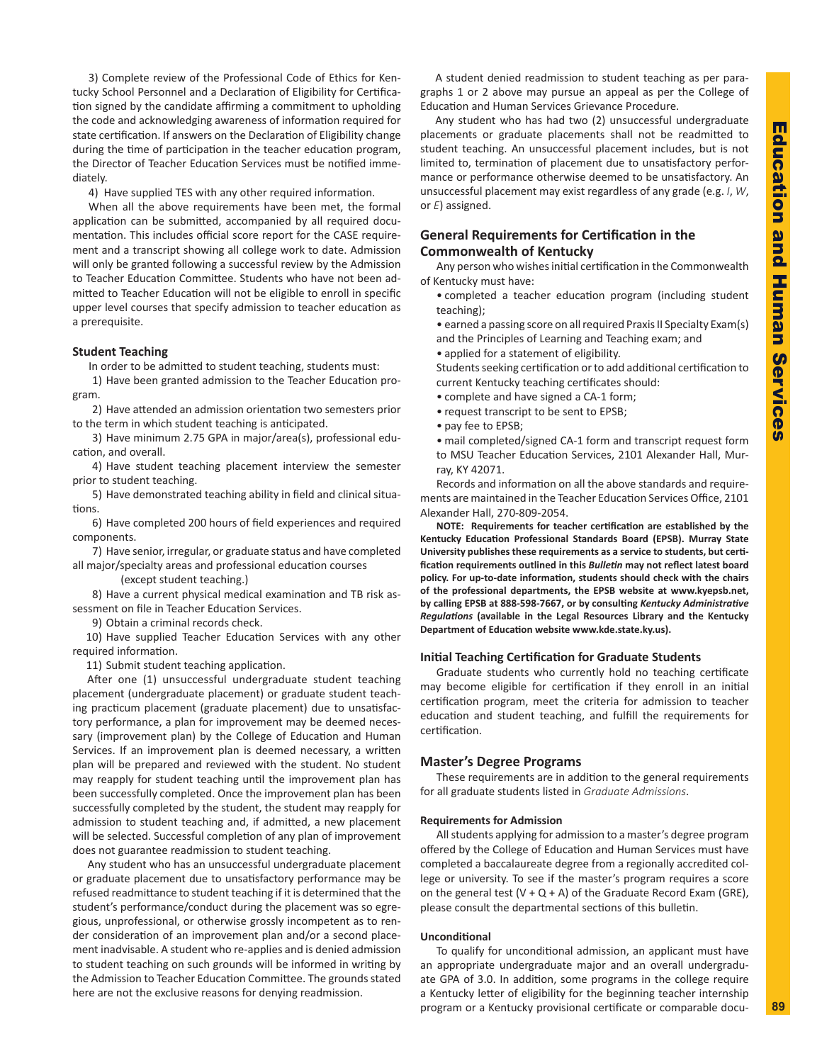3) Complete review of the Professional Code of Ethics for Kentucky School Personnel and a Declaration of Eligibility for Certification signed by the candidate affirming a commitment to upholding the code and acknowledging awareness of information required for state certification. If answers on the Declaration of Eligibility change during the time of participation in the teacher education program, the Director of Teacher Education Services must be notified immediately.

4) Have supplied TES with any other required information.

When all the above requirements have been met, the formal application can be submitted, accompanied by all required documentation. This includes official score report for the CASE requirement and a transcript showing all college work to date. Admission will only be granted following a successful review by the Admission to Teacher Education Committee. Students who have not been admitted to Teacher Education will not be eligible to enroll in specific upper level courses that specify admission to teacher education as a prerequisite.

#### Student Teaching

In order to be admitted to student teaching, students must:

1) Have been granted admission to the Teacher Education program.

2) Have attended an admission orientation two semesters prior to the term in which student teaching is anticipated.

3) Have minimum 2.75 GPA in major/area(s), professional education, and overall.

4) Have student teaching placement interview the semester prior to student teaching.

5) Have demonstrated teaching ability in field and clinical situations.

6) Have completed 200 hours of field experiences and required components.

7) Have senior, irregular, or graduate status and have completed all major/specialty areas and professional education courses (except student teaching.)

8) Have a current physical medical examination and TB risk assessment on file in Teacher Education Services.

9) Obtain a criminal records check.

10) Have supplied Teacher Education Services with any other required information.

11) Submit student teaching application.

After one (1) unsuccessful undergraduate student teaching placement (undergraduate placement) or graduate student teaching practicum placement (graduate placement) due to unsatisfactory performance, a plan for improvement may be deemed necessary (improvement plan) by the College of Education and Human Services. If an improvement plan is deemed necessary, a written plan will be prepared and reviewed with the student. No student may reapply for student teaching until the improvement plan has been successfully completed. Once the improvement plan has been successfully completed by the student, the student may reapply for admission to student teaching and, if admitted, a new placement will be selected. Successful completion of any plan of improvement does not guarantee readmission to student teaching.

Any student who has an unsuccessful undergraduate placement or graduate placement due to unsatisfactory performance may be refused readmittance to student teaching if it is determined that the student's performance/conduct during the placement was so egregious, unprofessional, or otherwise grossly incompetent as to render consideration of an improvement plan and/or a second placement inadvisable. A student who re-applies and is denied admission to student teaching on such grounds will be informed in writing by the Admission to Teacher Education Committee. The grounds stated here are not the exclusive reasons for denying readmission.

A student denied readmission to student teaching as per paragraphs 1 or 2 above may pursue an appeal as per the College of Education and Human Services Grievance Procedure.

Any student who has had two (2) unsuccessful undergraduate placements or graduate placements shall not be readmitted to student teaching. An unsuccessful placement includes, but is not limited to, termination of placement due to unsatisfactory performance or performance otherwise deemed to be unsatisfactory. An unsuccessful placement may exist regardless of any grade (e.g. *I*, *W*, or *E*) assigned.

### General Requirements for Certification in the Commonwealth of Kentucky

Any person who wishes initial certification in the Commonwealth of Kentucky must have:

- completed a teacher education program (including student teaching);
- earned a passing score on all required Praxis II Specialty Exam(s) and the Principles of Learning and Teaching exam; and
- applied for a statement of eligibility.

Students seeking certification or to add additional certification to current Kentucky teaching certificates should:

- complete and have signed a CA-1 form;
- request transcript to be sent to EPSB;
- pay fee to EPSB;
- mail completed/signed CA-1 form and transcript request form to MSU Teacher Education Services, 2101 Alexander Hall, Murray, KY 42071.

Records and information on all the above standards and requirements are maintained in the Teacher Education Services Office, 2101 Alexander Hall, 270-809-2054.

**NOTE: Requirements for teacher certification are established by the Kentucky Education Professional Standards Board (EPSB). Murray State University publishes these requirements as a service to students, but certification requirements outlined in this *Bulletin* may not reflect latest board policy. For up-to-date information, students should check with the chairs of the professional departments, the EPSB website at www.kyepsb.net, by calling EPSB at 888-598-7667, or by consulting *Kentucky Administrative Regulations* (available in the Legal Resources Library and the Kentucky Department of Education website www.kde.state.ky.us).**

### Initial Teaching Certification for Graduate Students

Graduate students who currently hold no teaching certificate may become eligible for certification if they enroll in an initial certification program, meet the criteria for admission to teacher education and student teaching, and fulfill the requirements for certification.

### Master's Degree Programs

These requirements are in addition to the general requirements for all graduate students listed in *Graduate Admissions*.

#### Requirements for Admission

All students applying for admission to a master's degree program offered by the College of Education and Human Services must have completed a baccalaureate degree from a regionally accredited college or university. To see if the master's program requires a score on the general test (V + Q + A) of the Graduate Record Exam (GRE), please consult the departmental sections of this bulletin.

#### Unconditional

To qualify for unconditional admission, an applicant must have an appropriate undergraduate major and an overall undergraduate GPA of 3.0. In addition, some programs in the college require a Kentucky letter of eligibility for the beginning teacher internship program or a Kentucky provisional certificate or comparable docu-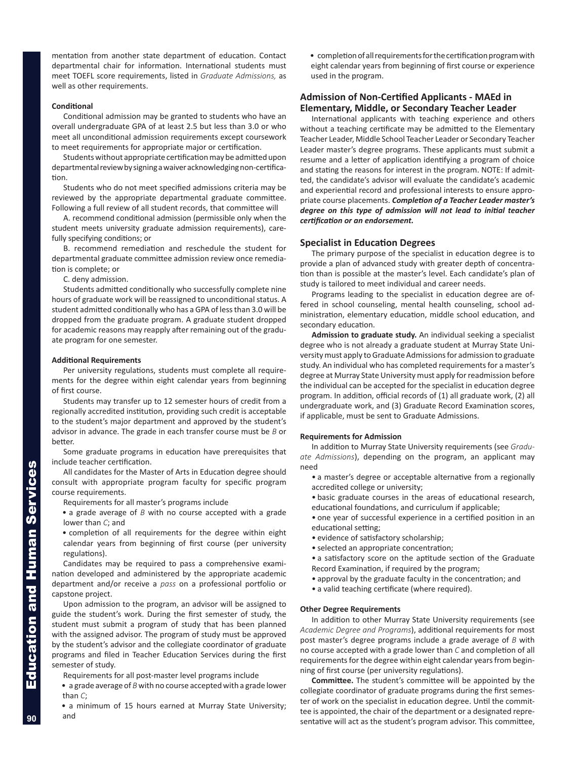mentation from another state department of education. Contact departmental chair for information. International students must meet TOEFL score requirements, listed in *Graduate Admissions,* as well as other requirements.

**Conditional**

Conditional admission may be granted to students who have an overall undergraduate GPA of at least 2.5 but less than 3.0 or who meet all unconditional admission requirements except coursework to meet requirements for appropriate major or certification.

Students without appropriate certification may be admitted upon departmental review by signing a waiver acknowledging non-certification.

Students who do not meet specified admissions criteria may be reviewed by the appropriate departmental graduate committee. Following a full review of all student records, that committee will

A. recommend conditional admission (permissible only when the student meets university graduate admission requirements), carefully specifying conditions; or

B. recommend remediation and reschedule the student for departmental graduate committee admission review once remediation is complete; or

C. deny admission.

Students admitted conditionally who successfully complete nine hours of graduate work will be reassigned to unconditional status. A student admitted conditionally who has a GPA of less than 3.0 will be dropped from the graduate program. A graduate student dropped for academic reasons may reapply after remaining out of the graduate program for one semester.

**Additional Requirements**

Per university regulations, students must complete all requirements for the degree within eight calendar years from beginning of first course.

Students may transfer up to 12 semester hours of credit from a regionally accredited institution, providing such credit is acceptable to the student's major department and approved by the student's advisor in advance. The grade in each transfer course must be *B* or better.

Some graduate programs in education have prerequisites that include teacher certification.

All candidates for the Master of Arts in Education degree should consult with appropriate program faculty for specific program course requirements.

Requirements for all master's programs include

- a grade average of *B* with no course accepted with a grade lower than *C*; and
- completion of all requirements for the degree within eight calendar years from beginning of first course (per university regulations).

Candidates may be required to pass a comprehensive examination developed and administered by the appropriate academic department and/or receive a *pass* on a professional portfolio or capstone project.

Upon admission to the program, an advisor will be assigned to guide the student's work. During the first semester of study, the student must submit a program of study that has been planned with the assigned advisor. The program of study must be approved by the student's advisor and the collegiate coordinator of graduate programs and filed in Teacher Education Services during the first semester of study.

Requirements for all post-master level programs include

- a grade average of *B* with no course accepted with a grade lower than *C*;
- a minimum of 15 hours earned at Murray State University; and
- completion of all requirements for the certification program with eight calendar years from beginning of first course or experience used in the program.

### Admission of Non-Certified Applicants - MAEd in Elementary, Middle, or Secondary Teacher Leader

International applicants with teaching experience and others without a teaching certificate may be admitted to the Elementary Teacher Leader, Middle School Teacher Leader or Secondary Teacher Leader master's degree programs. These applicants must submit a resume and a letter of application identifying a program of choice and stating the reasons for interest in the program. NOTE: If admitted, the candidate's advisor will evaluate the candidate's academic and experiential record and professional interests to ensure appropriate course placements. ***Completion of a Teacher Leader master's degree on this type of admission will not lead to initial teacher certification or an endorsement.***

### Specialist in Education Degrees

The primary purpose of the specialist in education degree is to provide a plan of advanced study with greater depth of concentration than is possible at the master's level. Each candidate's plan of study is tailored to meet individual and career needs.

Programs leading to the specialist in education degree are offered in school counseling, mental health counseling, school administration, elementary education, middle school education, and secondary education.

**Admission to graduate study.** An individual seeking a specialist degree who is not already a graduate student at Murray State University must apply to Graduate Admissions for admission to graduate study. An individual who has completed requirements for a master's degree at Murray State University must apply for readmission before the individual can be accepted for the specialist in education degree program. In addition, official records of (1) all graduate work, (2) all undergraduate work, and (3) Graduate Record Examination scores, if applicable, must be sent to Graduate Admissions.

**Requirements for Admission**

In addition to Murray State University requirements (see *Graduate Admissions*), depending on the program, an applicant may need

- a master's degree or acceptable alternative from a regionally accredited college or university;
- basic graduate courses in the areas of educational research, educational foundations, and curriculum if applicable;
- one year of successful experience in a certified position in an educational setting;
- evidence of satisfactory scholarship;
- selected an appropriate concentration;
- a satisfactory score on the aptitude section of the Graduate Record Examination, if required by the program;
- approval by the graduate faculty in the concentration; and
- a valid teaching certificate (where required).

**Other Degree Requirements**

In addition to other Murray State University requirements (see *Academic Degree and Programs*), additional requirements for most post master's degree programs include a grade average of *B* with no course accepted with a grade lower than *C* and completion of all requirements for the degree within eight calendar years from beginning of first course (per university regulations).

**Committee.** The student's committee will be appointed by the collegiate coordinator of graduate programs during the first semester of work on the specialist in education degree. Until the committee is appointed, the chair of the department or a designated representative will act as the student's program advisor. This committee,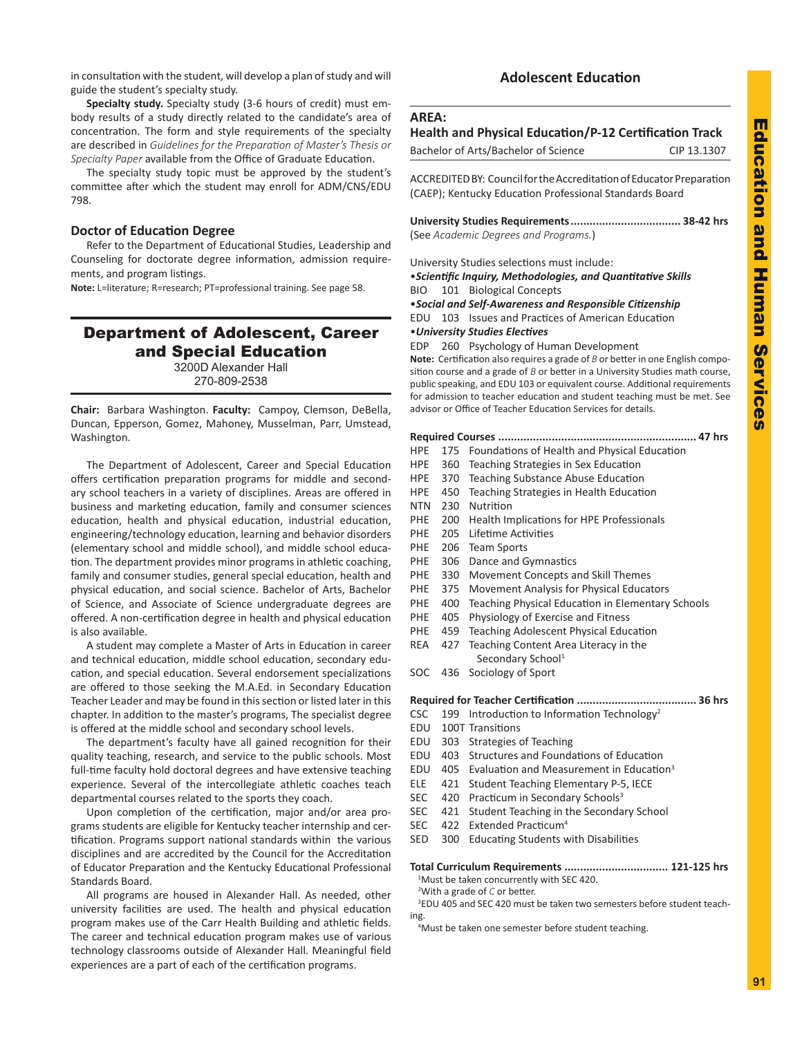in consultation with the student, will develop a plan of study and will guide the student's specialty study.

**Specialty study.** Specialty study (3-6 hours of credit) must embody results of a study directly related to the candidate's area of concentration. The form and style requirements of the specialty are described in *Guidelines for the Preparation of Master's Thesis or Specialty Paper* available from the Office of Graduate Education.

The specialty study topic must be approved by the student's committee after which the student may enroll for ADM/CNS/EDU 798.

### Doctor of Education Degree

Refer to the Department of Educational Studies, Leadership and Counseling for doctorate degree information, admission requirements, and program listings.

**Note:** L=literature; R=research; PT=professional training. See page 58.

## Department of Adolescent, Career and Special Education

3200D Alexander Hall
270-809-2538

**Chair:** Barbara Washington. **Faculty:** Campoy, Clemson, DeBella, Duncan, Epperson, Gomez, Mahoney, Musselman, Parr, Umstead, Washington.

The Department of Adolescent, Career and Special Education offers certification preparation programs for middle and secondary school teachers in a variety of disciplines. Areas are offered in business and marketing education, family and consumer sciences education, health and physical education, industrial education, engineering/technology education, learning and behavior disorders (elementary school and middle school), and middle school education. The department provides minor programs in athletic coaching, family and consumer studies, general special education, health and physical education, and social science. Bachelor of Arts, Bachelor of Science, and Associate of Science undergraduate degrees are offered. A non-certification degree in health and physical education is also available.

A student may complete a Master of Arts in Education in career and technical education, middle school education, secondary education, and special education. Several endorsement specializations are offered to those seeking the M.A.Ed. in Secondary Education Teacher Leader and may be found in this section or listed later in this chapter. In addition to the master's programs, The specialist degree is offered at the middle school and secondary school levels.

The department's faculty have all gained recognition for their quality teaching, research, and service to the public schools. Most full-time faculty hold doctoral degrees and have extensive teaching experience. Several of the intercollegiate athletic coaches teach departmental courses related to the sports they coach.

Upon completion of the certification, major and/or area programs students are eligible for Kentucky teacher internship and certification. Programs support national standards within the various disciplines and are accredited by the Council for the Accreditation of Educator Preparation and the Kentucky Educational Professional Standards Board.

All programs are housed in Alexander Hall. As needed, other university facilities are used. The health and physical education program makes use of the Carr Health Building and athletic fields. The career and technical education program makes use of various technology classrooms outside of Alexander Hall. Meaningful field experiences are a part of each of the certification programs.

### Adolescent Education

### AREA:
### Health and Physical Education/P-12 Certification Track

Bachelor of Arts/Bachelor of Science — CIP 13.1307

ACCREDITED BY: Council for the Accreditation of Educator Preparation (CAEP); Kentucky Education Professional Standards Board

**University Studies Requirements .................................. 38-42 hrs**
(See *Academic Degrees and Programs.*)

University Studies selections must include:

•***Scientific Inquiry, Methodologies, and Quantitative Skills***
BIO 101 Biological Concepts

•***Social and Self-Awareness and Responsible Citizenship***
EDU 103 Issues and Practices of American Education

•***University Studies Electives***
EDP 260 Psychology of Human Development

**Note:** Certification also requires a grade of *B* or better in one English composition course and a grade of *B* or better in a University Studies math course, public speaking, and EDU 103 or equivalent course. Additional requirements for admission to teacher education and student teaching must be met. See advisor or Office of Teacher Education Services for details.

**Required Courses ............................................................ 47 hrs**

- HPE 175 Foundations of Health and Physical Education
- HPE 360 Teaching Strategies in Sex Education
- HPE 370 Teaching Substance Abuse Education
- HPE 450 Teaching Strategies in Health Education
- NTN 230 Nutrition
- PHE 200 Health Implications for HPE Professionals
- PHE 205 Lifetime Activities
- PHE 206 Team Sports
- PHE 306 Dance and Gymnastics
- PHE 330 Movement Concepts and Skill Themes
- PHE 375 Movement Analysis for Physical Educators
- PHE 400 Teaching Physical Education in Elementary Schools
- PHE 405 Physiology of Exercise and Fitness
- PHE 459 Teaching Adolescent Physical Education
- REA 427 Teaching Content Area Literacy in the Secondary School[1]
- SOC 436 Sociology of Sport

**Required for Teacher Certification ..................................... 36 hrs**

- CSC 199 Introduction to Information Technology[2]
- EDU 100T Transitions
- EDU 303 Strategies of Teaching
- EDU 403 Structures and Foundations of Education
- EDU 405 Evaluation and Measurement in Education[3]
- ELE 421 Student Teaching Elementary P-5, IECE
- SEC 420 Practicum in Secondary Schools[3]
- SEC 421 Student Teaching in the Secondary School
- SEC 422 Extended Practicum[4]
- SED 300 Educating Students with Disabilities

**Total Curriculum Requirements ................................ 121-125 hrs**

[1]Must be taken concurrently with SEC 420.
[2]With a grade of *C* or better.
[3]EDU 405 and SEC 420 must be taken two semesters before student teaching.
[4]Must be taken one semester before student teaching.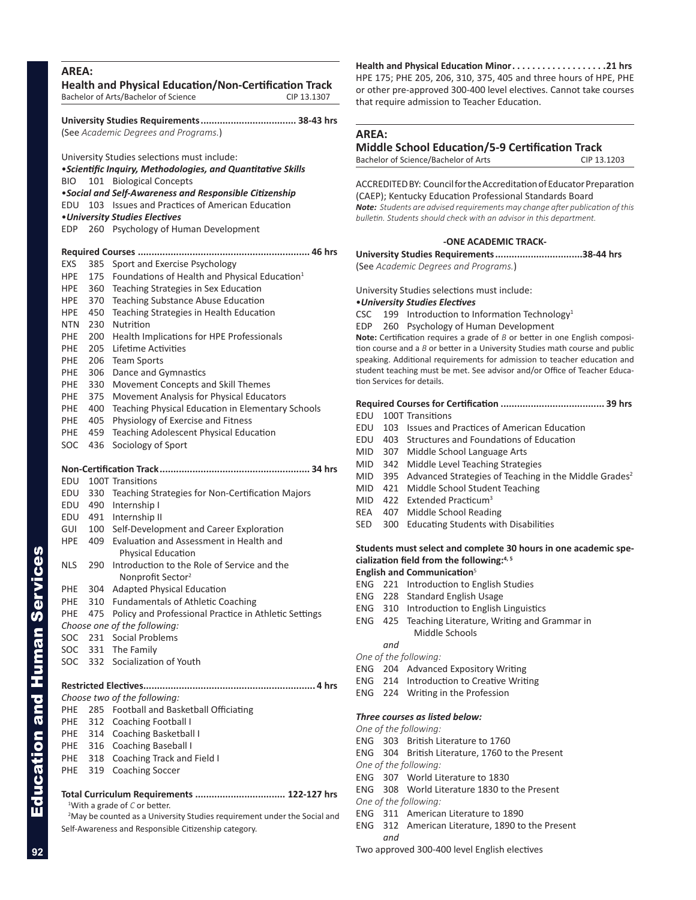## AREA:

### Health and Physical Education/Non-Certification Track

Bachelor of Arts/Bachelor of Science CIP 13.1307

**University Studies Requirements.................................. 38-43 hrs**
(See *Academic Degrees and Programs.*)

University Studies selections must include:

•***Scientific Inquiry, Methodologies, and Quantitative Skills***
BIO 101 Biological Concepts

•***Social and Self-Awareness and Responsible Citizenship***
EDU 103 Issues and Practices of American Education

•***University Studies Electives***
EDP 260 Psychology of Human Development

**Required Courses ............................................................ 46 hrs**

EXS 385 Sport and Exercise Psychology
HPE 175 Foundations of Health and Physical Education[1]
HPE 360 Teaching Strategies in Sex Education
HPE 370 Teaching Substance Abuse Education
HPE 450 Teaching Strategies in Health Education
NTN 230 Nutrition
PHE 200 Health Implications for HPE Professionals
PHE 205 Lifetime Activities
PHE 206 Team Sports
PHE 306 Dance and Gymnastics
PHE 330 Movement Concepts and Skill Themes
PHE 375 Movement Analysis for Physical Educators
PHE 400 Teaching Physical Education in Elementary Schools
PHE 405 Physiology of Exercise and Fitness
PHE 459 Teaching Adolescent Physical Education
SOC 436 Sociology of Sport

**Non-Certification Track..................................................... 34 hrs**

EDU 100T Transitions
EDU 330 Teaching Strategies for Non-Certification Majors
EDU 490 Internship I
EDU 491 Internship II
GUI 100 Self-Development and Career Exploration
HPE 409 Evaluation and Assessment in Health and Physical Education
NLS 290 Introduction to the Role of Service and the Nonprofit Sector[2]
PHE 304 Adapted Physical Education
PHE 310 Fundamentals of Athletic Coaching
PHE 475 Policy and Professional Practice in Athletic Settings

*Choose one of the following:*
SOC 231 Social Problems
SOC 331 The Family
SOC 332 Socialization of Youth

**Restricted Electives............................................................. 4 hrs**

*Choose two of the following:*
PHE 285 Football and Basketball Officiating
PHE 312 Coaching Football I
PHE 314 Coaching Basketball I
PHE 316 Coaching Baseball I
PHE 318 Coaching Track and Field I
PHE 319 Coaching Soccer

**Total Curriculum Requirements ................................ 122-127 hrs**

[1]With a grade of *C* or better.
[2]May be counted as a University Studies requirement under the Social and Self-Awareness and Responsible Citizenship category.

**Health and Physical Education Minor...................21 hrs**
HPE 175; PHE 205, 206, 310, 375, 405 and three hours of HPE, PHE or other pre-approved 300-400 level electives. Cannot take courses that require admission to Teacher Education.

## AREA:

### Middle School Education/5-9 Certification Track

Bachelor of Science/Bachelor of Arts CIP 13.1203

ACCREDITED BY: Council for the Accreditation of Educator Preparation (CAEP); Kentucky Education Professional Standards Board
***Note:*** *Students are advised requirements may change after publication of this bulletin. Students should check with an advisor in this department.*

**-ONE ACADEMIC TRACK-**

**University Studies Requirements...............................38-44 hrs**
(See *Academic Degrees and Programs.*)

University Studies selections must include:

•***University Studies Electives***
CSC 199 Introduction to Information Technology[1]
EDP 260 Psychology of Human Development

**Note:** Certification requires a grade of *B* or better in one English composition course and a *B* or better in a University Studies math course and public speaking. Additional requirements for admission to teacher education and student teaching must be met. See advisor and/or Office of Teacher Education Services for details.

**Required Courses for Certification ..................................... 39 hrs**

EDU 100T Transitions
EDU 103 Issues and Practices of American Education
EDU 403 Structures and Foundations of Education
MID 307 Middle School Language Arts
MID 342 Middle Level Teaching Strategies
MID 395 Advanced Strategies of Teaching in the Middle Grades[2]
MID 421 Middle School Student Teaching
MID 422 Extended Practicum[3]
REA 407 Middle School Reading
SED 300 Educating Students with Disabilities

**Students must select and complete 30 hours in one academic specialization field from the following:[4, 5]**

**English and Communication**[5]
ENG 221 Introduction to English Studies
ENG 228 Standard English Usage
ENG 310 Introduction to English Linguistics
ENG 425 Teaching Literature, Writing and Grammar in Middle Schools

*and*

*One of the following:*
ENG 204 Advanced Expository Writing
ENG 214 Introduction to Creative Writing
ENG 224 Writing in the Profession

***Three courses as listed below:***

*One of the following:*
ENG 303 British Literature to 1760
ENG 304 British Literature, 1760 to the Present

*One of the following:*
ENG 307 World Literature to 1830
ENG 308 World Literature 1830 to the Present

*One of the following:*
ENG 311 American Literature to 1890
ENG 312 American Literature, 1890 to the Present

*and*

Two approved 300-400 level English electives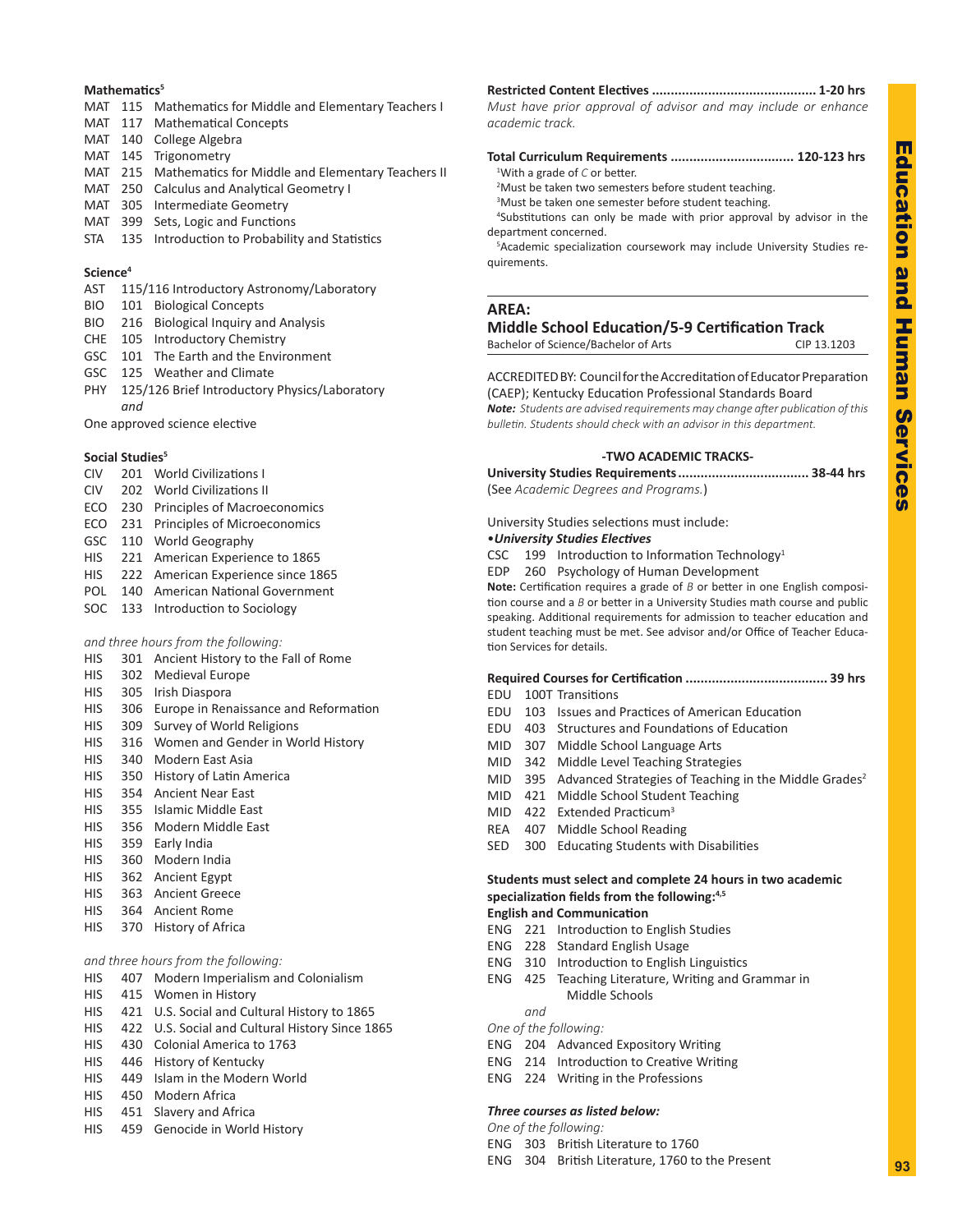**Mathematics**[5]

- MAT 115 Mathematics for Middle and Elementary Teachers I
- MAT 117 Mathematical Concepts
- MAT 140 College Algebra
- MAT 145 Trigonometry
- MAT 215 Mathematics for Middle and Elementary Teachers II
- MAT 250 Calculus and Analytical Geometry I
- MAT 305 Intermediate Geometry
- MAT 399 Sets, Logic and Functions
- STA 135 Introduction to Probability and Statistics

**Science**[4]

- AST 115/116 Introductory Astronomy/Laboratory
- BIO 101 Biological Concepts
- BIO 216 Biological Inquiry and Analysis
- CHE 105 Introductory Chemistry
- GSC 101 The Earth and the Environment
- GSC 125 Weather and Climate
- PHY 125/126 Brief Introductory Physics/Laboratory

*and*

One approved science elective

**Social Studies**[5]

- CIV 201 World Civilizations I
- CIV 202 World Civilizations II
- ECO 230 Principles of Macroeconomics
- ECO 231 Principles of Microeconomics
- GSC 110 World Geography
- HIS 221 American Experience to 1865
- HIS 222 American Experience since 1865
- POL 140 American National Government
- SOC 133 Introduction to Sociology

*and three hours from the following:*

- HIS 301 Ancient History to the Fall of Rome
- HIS 302 Medieval Europe
- HIS 305 Irish Diaspora
- HIS 306 Europe in Renaissance and Reformation
- HIS 309 Survey of World Religions
- HIS 316 Women and Gender in World History
- HIS 340 Modern East Asia
- HIS 350 History of Latin America
- HIS 354 Ancient Near East
- HIS 355 Islamic Middle East
- HIS 356 Modern Middle East
- HIS 359 Early India
- HIS 360 Modern India
- HIS 362 Ancient Egypt
- HIS 363 Ancient Greece
- HIS 364 Ancient Rome
- HIS 370 History of Africa

*and three hours from the following:*

- HIS 407 Modern Imperialism and Colonialism
- HIS 415 Women in History
- HIS 421 U.S. Social and Cultural History to 1865
- HIS 422 U.S. Social and Cultural History Since 1865
- HIS 430 Colonial America to 1763
- HIS 446 History of Kentucky
- HIS 449 Islam in the Modern World
- HIS 450 Modern Africa
- HIS 451 Slavery and Africa
- HIS 459 Genocide in World History

**Restricted Content Electives ........................................... 1-20 hrs**

*Must have prior approval of advisor and may include or enhance academic track.*

**Total Curriculum Requirements ................................ 120-123 hrs**

[1]With a grade of *C* or better.
[2]Must be taken two semesters before student teaching.
[3]Must be taken one semester before student teaching.
[4]Substitutions can only be made with prior approval by advisor in the department concerned.
[5]Academic specialization coursework may include University Studies requirements.

## AREA:
## Middle School Education/5-9 Certification Track

Bachelor of Science/Bachelor of Arts — CIP 13.1203

ACCREDITED BY: Council for the Accreditation of Educator Preparation (CAEP); Kentucky Education Professional Standards Board

***Note:*** *Students are advised requirements may change after publication of this bulletin. Students should check with an advisor in this department.*

**-TWO ACADEMIC TRACKS-**

**University Studies Requirements .................................. 38-44 hrs**

(See *Academic Degrees and Programs.*)

University Studies selections must include:

•***University Studies Electives***

- CSC 199 Introduction to Information Technology[1]
- EDP 260 Psychology of Human Development

**Note:** Certification requires a grade of *B* or better in one English composition course and a *B* or better in a University Studies math course and public speaking. Additional requirements for admission to teacher education and student teaching must be met. See advisor and/or Office of Teacher Education Services for details.

**Required Courses for Certification ..................................... 39 hrs**

- EDU 100T Transitions
- EDU 103 Issues and Practices of American Education
- EDU 403 Structures and Foundations of Education
- MID 307 Middle School Language Arts
- MID 342 Middle Level Teaching Strategies
- MID 395 Advanced Strategies of Teaching in the Middle Grades[2]
- MID 421 Middle School Student Teaching
- MID 422 Extended Practicum[3]
- REA 407 Middle School Reading
- SED 300 Educating Students with Disabilities

**Students must select and complete 24 hours in two academic specialization fields from the following:**[4,5]

**English and Communication**

- ENG 221 Introduction to English Studies
- ENG 228 Standard English Usage
- ENG 310 Introduction to English Linguistics
- ENG 425 Teaching Literature, Writing and Grammar in Middle Schools

*and*

*One of the following:*

- ENG 204 Advanced Expository Writing
- ENG 214 Introduction to Creative Writing
- ENG 224 Writing in the Professions

***Three courses as listed below:***

*One of the following:*

- ENG 303 British Literature to 1760
- ENG 304 British Literature, 1760 to the Present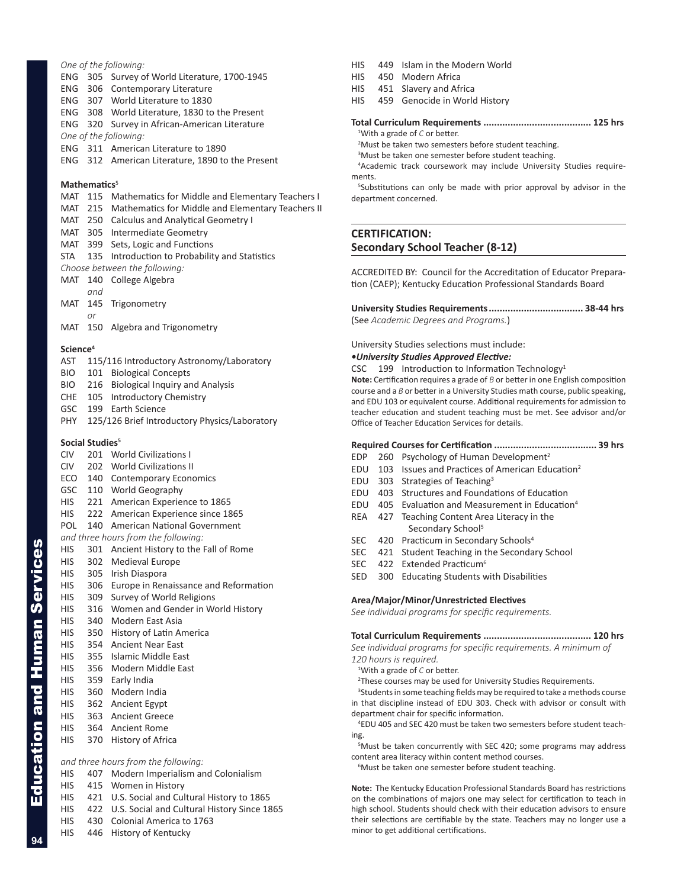*One of the following:*

ENG 305 Survey of World Literature, 1700-1945
ENG 306 Contemporary Literature
ENG 307 World Literature to 1830
ENG 308 World Literature, 1830 to the Present
ENG 320 Survey in African-American Literature

*One of the following:*

ENG 311 American Literature to 1890
ENG 312 American Literature, 1890 to the Present

**Mathematics**[5]

MAT 115 Mathematics for Middle and Elementary Teachers I
MAT 215 Mathematics for Middle and Elementary Teachers II
MAT 250 Calculus and Analytical Geometry I
MAT 305 Intermediate Geometry
MAT 399 Sets, Logic and Functions
STA 135 Introduction to Probability and Statistics

*Choose between the following:*

MAT 140 College Algebra
*and*
MAT 145 Trigonometry
*or*
MAT 150 Algebra and Trigonometry

**Science**[4]

AST 115/116 Introductory Astronomy/Laboratory
BIO 101 Biological Concepts
BIO 216 Biological Inquiry and Analysis
CHE 105 Introductory Chemistry
GSC 199 Earth Science
PHY 125/126 Brief Introductory Physics/Laboratory

**Social Studies**[5]

CIV 201 World Civilizations I
CIV 202 World Civilizations II
ECO 140 Contemporary Economics
GSC 110 World Geography
HIS 221 American Experience to 1865
HIS 222 American Experience since 1865
POL 140 American National Government

*and three hours from the following:*

HIS 301 Ancient History to the Fall of Rome
HIS 302 Medieval Europe
HIS 305 Irish Diaspora
HIS 306 Europe in Renaissance and Reformation
HIS 309 Survey of World Religions
HIS 316 Women and Gender in World History
HIS 340 Modern East Asia
HIS 350 History of Latin America
HIS 354 Ancient Near East
HIS 355 Islamic Middle East
HIS 356 Modern Middle East
HIS 359 Early India
HIS 360 Modern India
HIS 362 Ancient Egypt
HIS 363 Ancient Greece
HIS 364 Ancient Rome
HIS 370 History of Africa

*and three hours from the following:*

HIS 407 Modern Imperialism and Colonialism
HIS 415 Women in History
HIS 421 U.S. Social and Cultural History to 1865
HIS 422 U.S. Social and Cultural History Since 1865
HIS 430 Colonial America to 1763
HIS 446 History of Kentucky
HIS 449 Islam in the Modern World
HIS 450 Modern Africa
HIS 451 Slavery and Africa
HIS 459 Genocide in World History

**Total Curriculum Requirements ........................................ 125 hrs**

[1]With a grade of *C* or better.
[2]Must be taken two semesters before student teaching.
[3]Must be taken one semester before student teaching.
[4]Academic track coursework may include University Studies requirements.
[5]Substitutions can only be made with prior approval by advisor in the department concerned.

## CERTIFICATION: Secondary School Teacher (8-12)

ACCREDITED BY: Council for the Accreditation of Educator Preparation (CAEP); Kentucky Education Professional Standards Board

**University Studies Requirements.................................. 38-44 hrs**
(See *Academic Degrees and Programs.*)

University Studies selections must include:

***•University Studies Approved Elective:***

CSC 199 Introduction to Information Technology[1]

**Note:** Certification requires a grade of *B* or better in one English composition course and a *B* or better in a University Studies math course, public speaking, and EDU 103 or equivalent course. Additional requirements for admission to teacher education and student teaching must be met. See advisor and/or Office of Teacher Education Services for details.

**Required Courses for Certification ...................................... 39 hrs**

EDP 260 Psychology of Human Development[2]
EDU 103 Issues and Practices of American Education[2]
EDU 303 Strategies of Teaching[3]
EDU 403 Structures and Foundations of Education
EDU 405 Evaluation and Measurement in Education[4]
REA 427 Teaching Content Area Literacy in the Secondary School[5]
SEC 420 Practicum in Secondary Schools[4]
SEC 421 Student Teaching in the Secondary School
SEC 422 Extended Practicum[6]
SED 300 Educating Students with Disabilities

**Area/Major/Minor/Unrestricted Electives**

*See individual programs for specific requirements.*

**Total Curriculum Requirements ........................................ 120 hrs**

*See individual programs for specific requirements. A minimum of 120 hours is required.*

[1]With a grade of *C* or better.
[2]These courses may be used for University Studies Requirements.
[3]Students in some teaching fields may be required to take a methods course in that discipline instead of EDU 303. Check with advisor or consult with department chair for specific information.
[4]EDU 405 and SEC 420 must be taken two semesters before student teaching.
[5]Must be taken concurrently with SEC 420; some programs may address content area literacy within content method courses.
[6]Must be taken one semester before student teaching.

**Note:** The Kentucky Education Professional Standards Board has restrictions on the combinations of majors one may select for certification to teach in high school. Students should check with their education advisors to ensure their selections are certifiable by the state. Teachers may no longer use a minor to get additional certifications.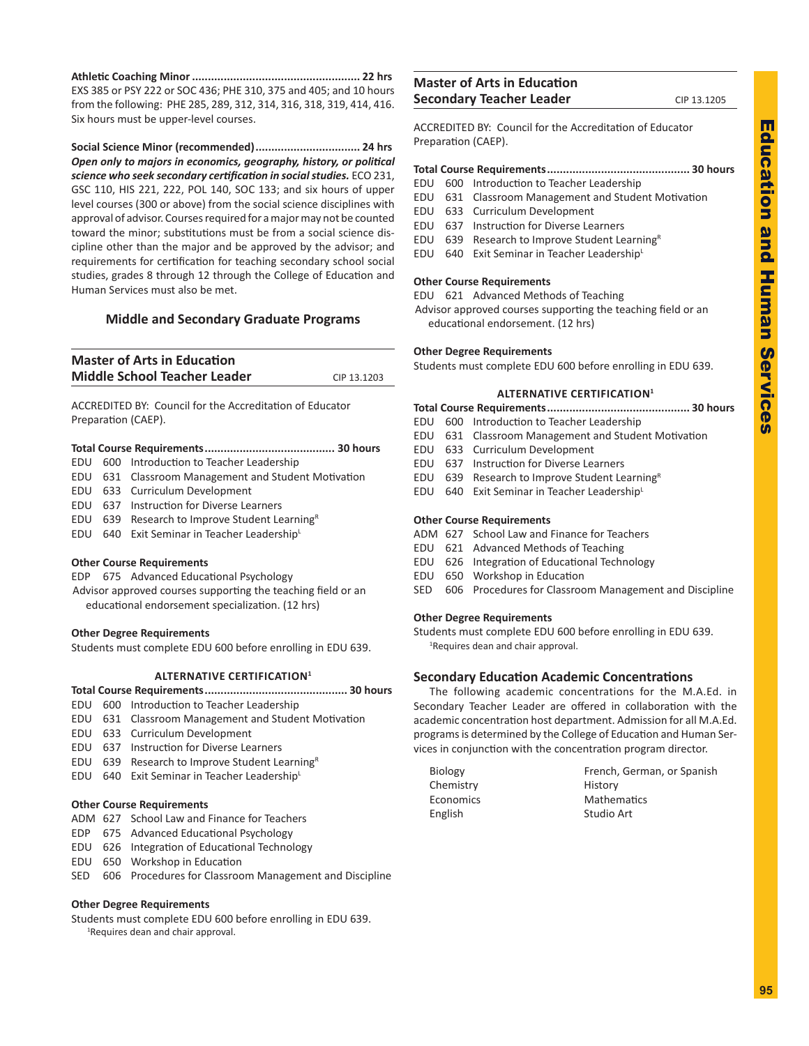**Athletic Coaching Minor .................................................... 22 hrs**
EXS 385 or PSY 222 or SOC 436; PHE 310, 375 and 405; and 10 hours from the following: PHE 285, 289, 312, 314, 316, 318, 319, 414, 416. Six hours must be upper-level courses.

**Social Science Minor (recommended)................................ 24 hrs**
***Open only to majors in economics, geography, history, or political science who seek secondary certification in social studies.*** ECO 231, GSC 110, HIS 221, 222, POL 140, SOC 133; and six hours of upper level courses (300 or above) from the social science disciplines with approval of advisor. Courses required for a major may not be counted toward the minor; substitutions must be from a social science discipline other than the major and be approved by the advisor; and requirements for certification for teaching secondary school social studies, grades 8 through 12 through the College of Education and Human Services must also be met.

## Middle and Secondary Graduate Programs

### Master of Arts in Education Middle School Teacher Leader

CIP 13.1203

ACCREDITED BY: Council for the Accreditation of Educator Preparation (CAEP).

**Total Course Requirements......................................... 30 hours**

- EDU 600 Introduction to Teacher Leadership
- EDU 631 Classroom Management and Student Motivation
- EDU 633 Curriculum Development
- EDU 637 Instruction for Diverse Learners
- EDU 639 Research to Improve Student Learning[R]
- EDU 640 Exit Seminar in Teacher Leadership[L]

**Other Course Requirements**

- EDP 675 Advanced Educational Psychology
- Advisor approved courses supporting the teaching field or an educational endorsement specialization. (12 hrs)

**Other Degree Requirements**

Students must complete EDU 600 before enrolling in EDU 639.

**ALTERNATIVE CERTIFICATION[1]**

**Total Course Requirements............................................ 30 hours**

- EDU 600 Introduction to Teacher Leadership
- EDU 631 Classroom Management and Student Motivation
- EDU 633 Curriculum Development
- EDU 637 Instruction for Diverse Learners
- EDU 639 Research to Improve Student Learning[R]
- EDU 640 Exit Seminar in Teacher Leadership[L]

**Other Course Requirements**

- ADM 627 School Law and Finance for Teachers
- EDP 675 Advanced Educational Psychology
- EDU 626 Integration of Educational Technology
- EDU 650 Workshop in Education
- SED 606 Procedures for Classroom Management and Discipline

**Other Degree Requirements**

Students must complete EDU 600 before enrolling in EDU 639.

[1]Requires dean and chair approval.

### Master of Arts in Education Secondary Teacher Leader

CIP 13.1205

ACCREDITED BY: Council for the Accreditation of Educator Preparation (CAEP).

**Total Course Requirements............................................ 30 hours**

- EDU 600 Introduction to Teacher Leadership
- EDU 631 Classroom Management and Student Motivation
- EDU 633 Curriculum Development
- EDU 637 Instruction for Diverse Learners
- EDU 639 Research to Improve Student Learning[R]
- EDU 640 Exit Seminar in Teacher Leadership[L]

**Other Course Requirements**

- EDU 621 Advanced Methods of Teaching
- Advisor approved courses supporting the teaching field or an educational endorsement. (12 hrs)

**Other Degree Requirements**

Students must complete EDU 600 before enrolling in EDU 639.

**ALTERNATIVE CERTIFICATION[1]**

**Total Course Requirements............................................ 30 hours**

- EDU 600 Introduction to Teacher Leadership
- EDU 631 Classroom Management and Student Motivation
- EDU 633 Curriculum Development
- EDU 637 Instruction for Diverse Learners
- EDU 639 Research to Improve Student Learning[R]
- EDU 640 Exit Seminar in Teacher Leadership[L]

**Other Course Requirements**

- ADM 627 School Law and Finance for Teachers
- EDU 621 Advanced Methods of Teaching
- EDU 626 Integration of Educational Technology
- EDU 650 Workshop in Education
- SED 606 Procedures for Classroom Management and Discipline

**Other Degree Requirements**

Students must complete EDU 600 before enrolling in EDU 639.

[1]Requires dean and chair approval.

### Secondary Education Academic Concentrations

The following academic concentrations for the M.A.Ed. in Secondary Teacher Leader are offered in collaboration with the academic concentration host department. Admission for all M.A.Ed. programs is determined by the College of Education and Human Services in conjunction with the concentration program director.

- Biology
- Chemistry
- Economics
- English
- French, German, or Spanish
- History
- Mathematics
- Studio Art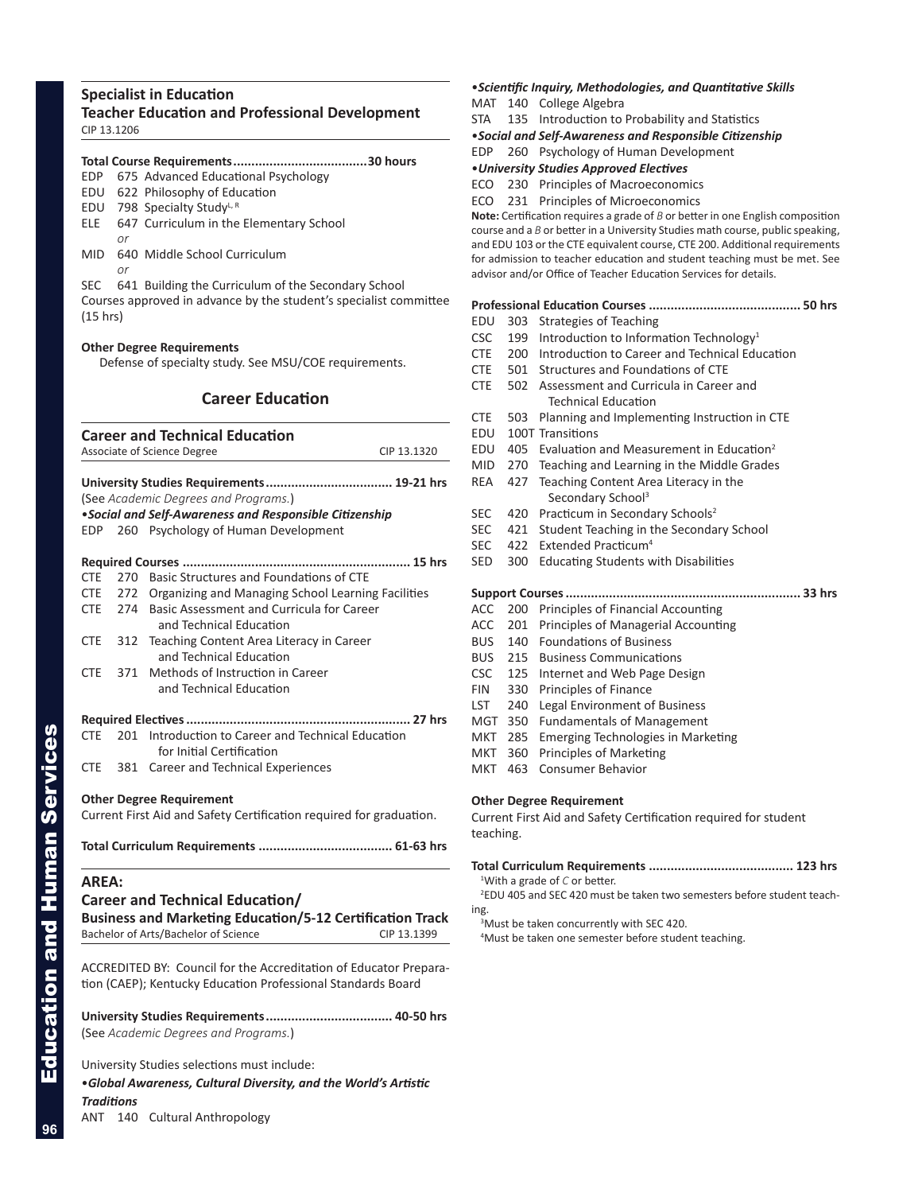### Specialist in Education
### Teacher Education and Professional Development
CIP 13.1206

**Total Course Requirements....................................30 hours**

EDP 675 Advanced Educational Psychology
EDU 622 Philosophy of Education
EDU 798 Specialty Study[L, R]
ELE 647 Curriculum in the Elementary School
*or*
MID 640 Middle School Curriculum
*or*
SEC 641 Building the Curriculum of the Secondary School
Courses approved in advance by the student's specialist committee (15 hrs)

**Other Degree Requirements**

Defense of specialty study. See MSU/COE requirements.

## Career Education

### Career and Technical Education
Associate of Science Degree — CIP 13.1320

**University Studies Requirements.................................. 19-21 hrs**
(See *Academic Degrees and Programs.*)

•***Social and Self-Awareness and Responsible Citizenship***
EDP 260 Psychology of Human Development

**Required Courses ............................................................. 15 hrs**
CTE 270 Basic Structures and Foundations of CTE
CTE 272 Organizing and Managing School Learning Facilities
CTE 274 Basic Assessment and Curricula for Career and Technical Education
CTE 312 Teaching Content Area Literacy in Career and Technical Education
CTE 371 Methods of Instruction in Career and Technical Education

**Required Electives ........................................................... 27 hrs**
CTE 201 Introduction to Career and Technical Education for Initial Certification
CTE 381 Career and Technical Experiences

**Other Degree Requirement**

Current First Aid and Safety Certification required for graduation.

**Total Curriculum Requirements .................................... 61-63 hrs**

### AREA:
### Career and Technical Education/ Business and Marketing Education/5-12 Certification Track
Bachelor of Arts/Bachelor of Science — CIP 13.1399

ACCREDITED BY: Council for the Accreditation of Educator Preparation (CAEP); Kentucky Education Professional Standards Board

**University Studies Requirements.................................. 40-50 hrs**
(See *Academic Degrees and Programs.*)

University Studies selections must include:

•***Global Awareness, Cultural Diversity, and the World's Artistic Traditions***
ANT 140 Cultural Anthropology

•***Scientific Inquiry, Methodologies, and Quantitative Skills***
MAT 140 College Algebra
STA 135 Introduction to Probability and Statistics

•***Social and Self-Awareness and Responsible Citizenship***
EDP 260 Psychology of Human Development

•***University Studies Approved Electives***
ECO 230 Principles of Macroeconomics
ECO 231 Principles of Microeconomics

**Note:** Certification requires a grade of *B* or better in one English composition course and a *B* or better in a University Studies math course, public speaking, and EDU 103 or the CTE equivalent course, CTE 200. Additional requirements for admission to teacher education and student teaching must be met. See advisor and/or Office of Teacher Education Services for details.

**Professional Education Courses ......................................... 50 hrs**
EDU 303 Strategies of Teaching
CSC 199 Introduction to Information Technology[1]
CTE 200 Introduction to Career and Technical Education
CTE 501 Structures and Foundations of CTE
CTE 502 Assessment and Curricula in Career and Technical Education
CTE 503 Planning and Implementing Instruction in CTE
EDU 100T Transitions
EDU 405 Evaluation and Measurement in Education[2]
MID 270 Teaching and Learning in the Middle Grades
REA 427 Teaching Content Area Literacy in the Secondary School[3]
SEC 420 Practicum in Secondary Schools[2]
SEC 421 Student Teaching in the Secondary School
SEC 422 Extended Practicum[4]
SED 300 Educating Students with Disabilities

**Support Courses ............................................................... 33 hrs**
ACC 200 Principles of Financial Accounting
ACC 201 Principles of Managerial Accounting
BUS 140 Foundations of Business
BUS 215 Business Communications
CSC 125 Internet and Web Page Design
FIN 330 Principles of Finance
LST 240 Legal Environment of Business
MGT 350 Fundamentals of Management
MKT 285 Emerging Technologies in Marketing
MKT 360 Principles of Marketing
MKT 463 Consumer Behavior

**Other Degree Requirement**

Current First Aid and Safety Certification required for student teaching.

**Total Curriculum Requirements ....................................... 123 hrs**

[1]With a grade of *C* or better.
[2]EDU 405 and SEC 420 must be taken two semesters before student teaching.
[3]Must be taken concurrently with SEC 420.
[4]Must be taken one semester before student teaching.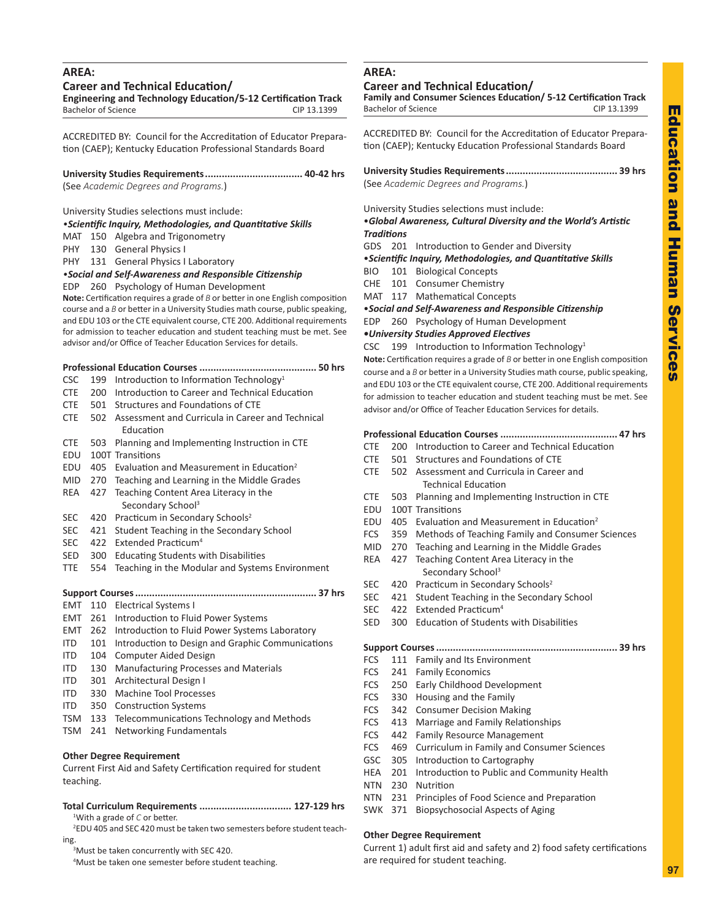## AREA:

### Career and Technical Education/
**Engineering and Technology Education/5-12 Certification Track**
Bachelor of Science CIP 13.1399

ACCREDITED BY: Council for the Accreditation of Educator Preparation (CAEP); Kentucky Education Professional Standards Board

**University Studies Requirements .................................. 40-42 hrs**
(See *Academic Degrees and Programs.*)

University Studies selections must include:

***•Scientific Inquiry, Methodologies, and Quantitative Skills***

MAT 150 Algebra and Trigonometry
PHY 130 General Physics I
PHY 131 General Physics I Laboratory

***•Social and Self-Awareness and Responsible Citizenship***

EDP 260 Psychology of Human Development

**Note:** Certification requires a grade of *B* or better in one English composition course and a *B* or better in a University Studies math course, public speaking, and EDU 103 or the CTE equivalent course, CTE 200. Additional requirements for admission to teacher education and student teaching must be met. See advisor and/or Office of Teacher Education Services for details.

**Professional Education Courses .......................................... 50 hrs**

CSC 199 Introduction to Information Technology[1]
CTE 200 Introduction to Career and Technical Education
CTE 501 Structures and Foundations of CTE
CTE 502 Assessment and Curricula in Career and Technical Education
CTE 503 Planning and Implementing Instruction in CTE
EDU 100T Transitions
EDU 405 Evaluation and Measurement in Education[2]
MID 270 Teaching and Learning in the Middle Grades
REA 427 Teaching Content Area Literacy in the Secondary School[3]
SEC 420 Practicum in Secondary Schools[2]
SEC 421 Student Teaching in the Secondary School
SEC 422 Extended Practicum[4]
SED 300 Educating Students with Disabilities
TTE 554 Teaching in the Modular and Systems Environment

**Support Courses ................................................................ 37 hrs**

EMT 110 Electrical Systems I
EMT 261 Introduction to Fluid Power Systems
EMT 262 Introduction to Fluid Power Systems Laboratory
ITD 101 Introduction to Design and Graphic Communications
ITD 104 Computer Aided Design
ITD 130 Manufacturing Processes and Materials
ITD 301 Architectural Design I
ITD 330 Machine Tool Processes
ITD 350 Construction Systems
TSM 133 Telecommunications Technology and Methods
TSM 241 Networking Fundamentals

**Other Degree Requirement**

Current First Aid and Safety Certification required for student teaching.

**Total Curriculum Requirements ................................ 127-129 hrs**

[1]With a grade of *C* or better.
[2]EDU 405 and SEC 420 must be taken two semesters before student teaching.
[3]Must be taken concurrently with SEC 420.
[4]Must be taken one semester before student teaching.

## AREA:

### Career and Technical Education/
**Family and Consumer Sciences Education/ 5-12 Certification Track**
Bachelor of Science CIP 13.1399

ACCREDITED BY: Council for the Accreditation of Educator Preparation (CAEP); Kentucky Education Professional Standards Board

**University Studies Requirements ....................................... 39 hrs**
(See *Academic Degrees and Programs.*)

University Studies selections must include:

***•Global Awareness, Cultural Diversity and the World's Artistic Traditions***

GDS 201 Introduction to Gender and Diversity

***•Scientific Inquiry, Methodologies, and Quantitative Skills***

BIO 101 Biological Concepts
CHE 101 Consumer Chemistry
MAT 117 Mathematical Concepts

***•Social and Self-Awareness and Responsible Citizenship***

EDP 260 Psychology of Human Development

***•University Studies Approved Electives***

CSC 199 Introduction to Information Technology[1]

**Note:** Certification requires a grade of *B* or better in one English composition course and a *B* or better in a University Studies math course, public speaking, and EDU 103 or the CTE equivalent course, CTE 200. Additional requirements for admission to teacher education and student teaching must be met. See advisor and/or Office of Teacher Education Services for details.

**Professional Education Courses .......................................... 47 hrs**

CTE 200 Introduction to Career and Technical Education
CTE 501 Structures and Foundations of CTE
CTE 502 Assessment and Curricula in Career and Technical Education
CTE 503 Planning and Implementing Instruction in CTE
EDU 100T Transitions
EDU 405 Evaluation and Measurement in Education[2]
FCS 359 Methods of Teaching Family and Consumer Sciences
MID 270 Teaching and Learning in the Middle Grades
REA 427 Teaching Content Area Literacy in the Secondary School[3]
SEC 420 Practicum in Secondary Schools[2]
SEC 421 Student Teaching in the Secondary School
SEC 422 Extended Practicum[4]
SED 300 Education of Students with Disabilities

**Support Courses ................................................................ 39 hrs**

FCS 111 Family and Its Environment
FCS 241 Family Economics
FCS 250 Early Childhood Development
FCS 330 Housing and the Family
FCS 342 Consumer Decision Making
FCS 413 Marriage and Family Relationships
FCS 442 Family Resource Management
FCS 469 Curriculum in Family and Consumer Sciences
GSC 305 Introduction to Cartography
HEA 201 Introduction to Public and Community Health
NTN 230 Nutrition
NTN 231 Principles of Food Science and Preparation
SWK 371 Biopsychosocial Aspects of Aging

**Other Degree Requirement**

Current 1) adult first aid and safety and 2) food safety certifications are required for student teaching.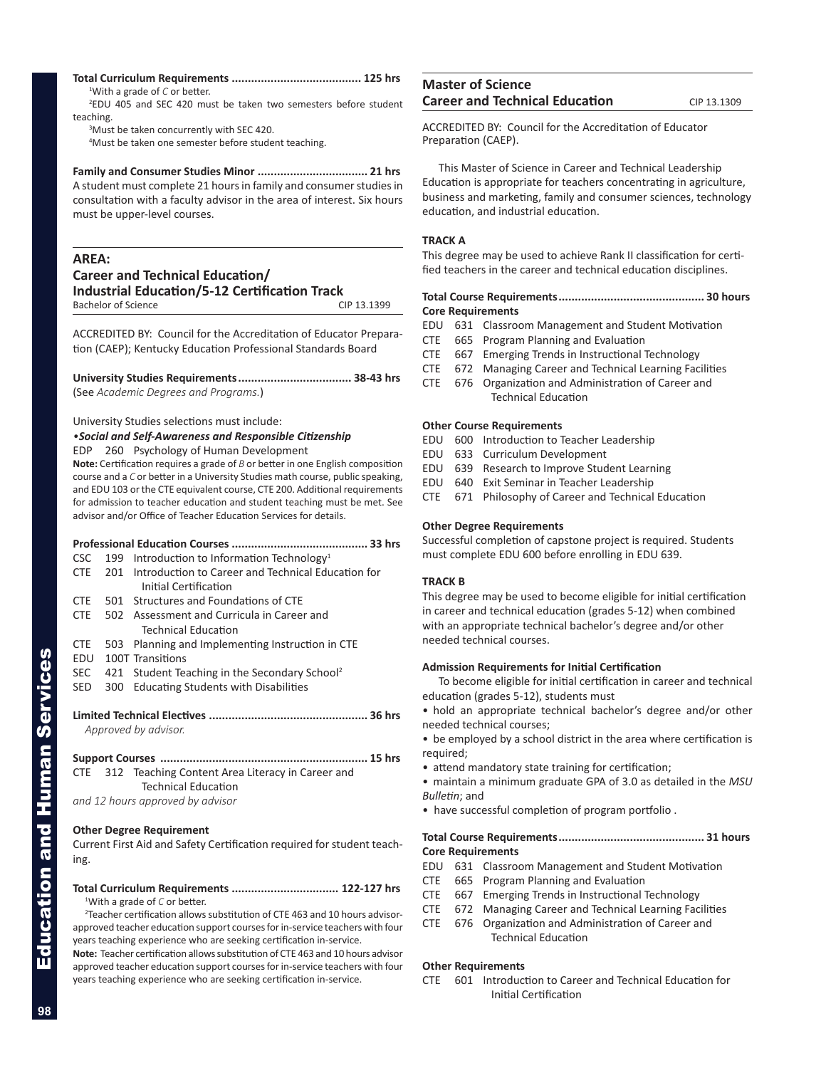**Total Curriculum Requirements ....................................... 125 hrs**

[1]With a grade of *C* or better.

[2]EDU 405 and SEC 420 must be taken two semesters before student teaching.

[3]Must be taken concurrently with SEC 420.

[4]Must be taken one semester before student teaching.

**Family and Consumer Studies Minor ................................. 21 hrs**

A student must complete 21 hours in family and consumer studies in consultation with a faculty advisor in the area of interest. Six hours must be upper-level courses.

## AREA:
## Career and Technical Education/ Industrial Education/5-12 Certification Track

Bachelor of Science — CIP 13.1399

ACCREDITED BY: Council for the Accreditation of Educator Preparation (CAEP); Kentucky Education Professional Standards Board

**University Studies Requirements.................................. 38-43 hrs**

(See *Academic Degrees and Programs.*)

University Studies selections must include:

•***Social and Self-Awareness and Responsible Citizenship***

EDP 260 Psychology of Human Development

**Note:** Certification requires a grade of *B* or better in one English composition course and a *C* or better in a University Studies math course, public speaking, and EDU 103 or the CTE equivalent course, CTE 200. Additional requirements for admission to teacher education and student teaching must be met. See advisor and/or Office of Teacher Education Services for details.

**Professional Education Courses ......................................... 33 hrs**

- CSC 199 Introduction to Information Technology[1]
- CTE 201 Introduction to Career and Technical Education for Initial Certification
- CTE 501 Structures and Foundations of CTE
- CTE 502 Assessment and Curricula in Career and Technical Education
- CTE 503 Planning and Implementing Instruction in CTE
- EDU 100T Transitions
- SEC 421 Student Teaching in the Secondary School[2]
- SED 300 Educating Students with Disabilities

**Limited Technical Electives ................................................ 36 hrs**

*Approved by advisor.*

**Support Courses .............................................................. 15 hrs**

- CTE 312 Teaching Content Area Literacy in Career and Technical Education

*and 12 hours approved by advisor*

**Other Degree Requirement**

Current First Aid and Safety Certification required for student teaching.

**Total Curriculum Requirements ................................ 122-127 hrs**

[1]With a grade of *C* or better.

[2]Teacher certification allows substitution of CTE 463 and 10 hours advisor-approved teacher education support courses for in-service teachers with four years teaching experience who are seeking certification in-service.

**Note:** Teacher certification allows substitution of CTE 463 and 10 hours advisor approved teacher education support courses for in-service teachers with four years teaching experience who are seeking certification in-service.

## Master of Science
## Career and Technical Education

CIP 13.1309

ACCREDITED BY: Council for the Accreditation of Educator Preparation (CAEP).

This Master of Science in Career and Technical Leadership Education is appropriate for teachers concentrating in agriculture, business and marketing, family and consumer sciences, technology education, and industrial education.

**TRACK A**

This degree may be used to achieve Rank II classification for certified teachers in the career and technical education disciplines.

**Total Course Requirements............................................ 30 hours**

**Core Requirements**

- EDU 631 Classroom Management and Student Motivation
- CTE 665 Program Planning and Evaluation
- CTE 667 Emerging Trends in Instructional Technology
- CTE 672 Managing Career and Technical Learning Facilities
- CTE 676 Organization and Administration of Career and Technical Education

**Other Course Requirements**

- EDU 600 Introduction to Teacher Leadership
- EDU 633 Curriculum Development
- EDU 639 Research to Improve Student Learning
- EDU 640 Exit Seminar in Teacher Leadership
- CTE 671 Philosophy of Career and Technical Education

**Other Degree Requirements**

Successful completion of capstone project is required. Students must complete EDU 600 before enrolling in EDU 639.

**TRACK B**

This degree may be used to become eligible for initial certification in career and technical education (grades 5-12) when combined with an appropriate technical bachelor's degree and/or other needed technical courses.

**Admission Requirements for Initial Certification**

To become eligible for initial certification in career and technical education (grades 5-12), students must

- hold an appropriate technical bachelor's degree and/or other needed technical courses;
- be employed by a school district in the area where certification is required;
- attend mandatory state training for certification;
- maintain a minimum graduate GPA of 3.0 as detailed in the *MSU Bulletin*; and
- have successful completion of program portfolio .

**Total Course Requirements............................................ 31 hours**

**Core Requirements**

- EDU 631 Classroom Management and Student Motivation
- CTE 665 Program Planning and Evaluation
- CTE 667 Emerging Trends in Instructional Technology
- CTE 672 Managing Career and Technical Learning Facilities
- CTE 676 Organization and Administration of Career and Technical Education

**Other Requirements**

- CTE 601 Introduction to Career and Technical Education for Initial Certification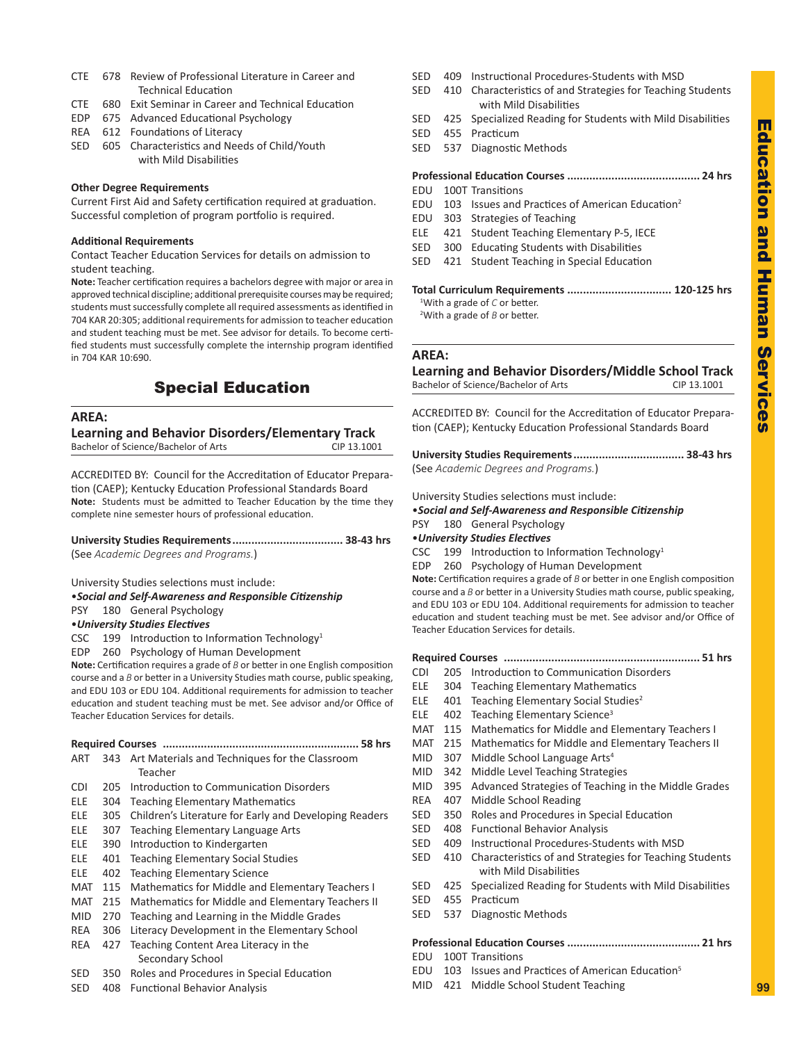CTE 678 Review of Professional Literature in Career and Technical Education
CTE 680 Exit Seminar in Career and Technical Education
EDP 675 Advanced Educational Psychology
REA 612 Foundations of Literacy
SED 605 Characteristics and Needs of Child/Youth with Mild Disabilities

**Other Degree Requirements**
Current First Aid and Safety certification required at graduation. Successful completion of program portfolio is required.

**Additional Requirements**
Contact Teacher Education Services for details on admission to student teaching.
**Note:** Teacher certification requires a bachelors degree with major or area in approved technical discipline; additional prerequisite courses may be required; students must successfully complete all required assessments as identified in 704 KAR 20:305; additional requirements for admission to teacher education and student teaching must be met. See advisor for details. To become certified students must successfully complete the internship program identified in 704 KAR 10:690.

# Special Education

## AREA:
## Learning and Behavior Disorders/Elementary Track
Bachelor of Science/Bachelor of Arts CIP 13.1001

ACCREDITED BY: Council for the Accreditation of Educator Preparation (CAEP); Kentucky Education Professional Standards Board
**Note:** Students must be admitted to Teacher Education by the time they complete nine semester hours of professional education.

**University Studies Requirements.................................. 38-43 hrs**
(See *Academic Degrees and Programs.*)

University Studies selections must include:
•***Social and Self-Awareness and Responsible Citizenship***
PSY 180 General Psychology
•***University Studies Electives***
CSC 199 Introduction to Information Technology[1]
EDP 260 Psychology of Human Development
**Note:** Certification requires a grade of *B* or better in one English composition course and a *B* or better in a University Studies math course, public speaking, and EDU 103 or EDU 104. Additional requirements for admission to teacher education and student teaching must be met. See advisor and/or Office of Teacher Education Services for details.

**Required Courses ............................................................. 58 hrs**
ART 343 Art Materials and Techniques for the Classroom Teacher
CDI 205 Introduction to Communication Disorders
ELE 304 Teaching Elementary Mathematics
ELE 305 Children's Literature for Early and Developing Readers
ELE 307 Teaching Elementary Language Arts
ELE 390 Introduction to Kindergarten
ELE 401 Teaching Elementary Social Studies
ELE 402 Teaching Elementary Science
MAT 115 Mathematics for Middle and Elementary Teachers I
MAT 215 Mathematics for Middle and Elementary Teachers II
MID 270 Teaching and Learning in the Middle Grades
REA 306 Literacy Development in the Elementary School
REA 427 Teaching Content Area Literacy in the Secondary School
SED 350 Roles and Procedures in Special Education
SED 408 Functional Behavior Analysis
SED 409 Instructional Procedures-Students with MSD
SED 410 Characteristics of and Strategies for Teaching Students with Mild Disabilities
SED 425 Specialized Reading for Students with Mild Disabilities
SED 455 Practicum
SED 537 Diagnostic Methods

**Professional Education Courses ......................................... 24 hrs**
EDU 100T Transitions
EDU 103 Issues and Practices of American Education[2]
EDU 303 Strategies of Teaching
ELE 421 Student Teaching Elementary P-5, IECE
SED 300 Educating Students with Disabilities
SED 421 Student Teaching in Special Education

**Total Curriculum Requirements ................................ 120-125 hrs**
[1]With a grade of *C* or better.
[2]With a grade of *B* or better.

## AREA:
## Learning and Behavior Disorders/Middle School Track
Bachelor of Science/Bachelor of Arts CIP 13.1001

ACCREDITED BY: Council for the Accreditation of Educator Preparation (CAEP); Kentucky Education Professional Standards Board

**University Studies Requirements.................................. 38-43 hrs**
(See *Academic Degrees and Programs.*)

University Studies selections must include:
•***Social and Self-Awareness and Responsible Citizenship***
PSY 180 General Psychology
•***University Studies Electives***
CSC 199 Introduction to Information Technology[1]
EDP 260 Psychology of Human Development
**Note:** Certification requires a grade of *B* or better in one English composition course and a *B* or better in a University Studies math course, public speaking, and EDU 103 or EDU 104. Additional requirements for admission to teacher education and student teaching must be met. See advisor and/or Office of Teacher Education Services for details.

**Required Courses ............................................................. 51 hrs**
CDI 205 Introduction to Communication Disorders
ELE 304 Teaching Elementary Mathematics
ELE 401 Teaching Elementary Social Studies[2]
ELE 402 Teaching Elementary Science[3]
MAT 115 Mathematics for Middle and Elementary Teachers I
MAT 215 Mathematics for Middle and Elementary Teachers II
MID 307 Middle School Language Arts[4]
MID 342 Middle Level Teaching Strategies
MID 395 Advanced Strategies of Teaching in the Middle Grades
REA 407 Middle School Reading
SED 350 Roles and Procedures in Special Education
SED 408 Functional Behavior Analysis
SED 409 Instructional Procedures-Students with MSD
SED 410 Characteristics of and Strategies for Teaching Students with Mild Disabilities
SED 425 Specialized Reading for Students with Mild Disabilities
SED 455 Practicum
SED 537 Diagnostic Methods

**Professional Education Courses ......................................... 21 hrs**
EDU 100T Transitions
EDU 103 Issues and Practices of American Education[5]
MID 421 Middle School Student Teaching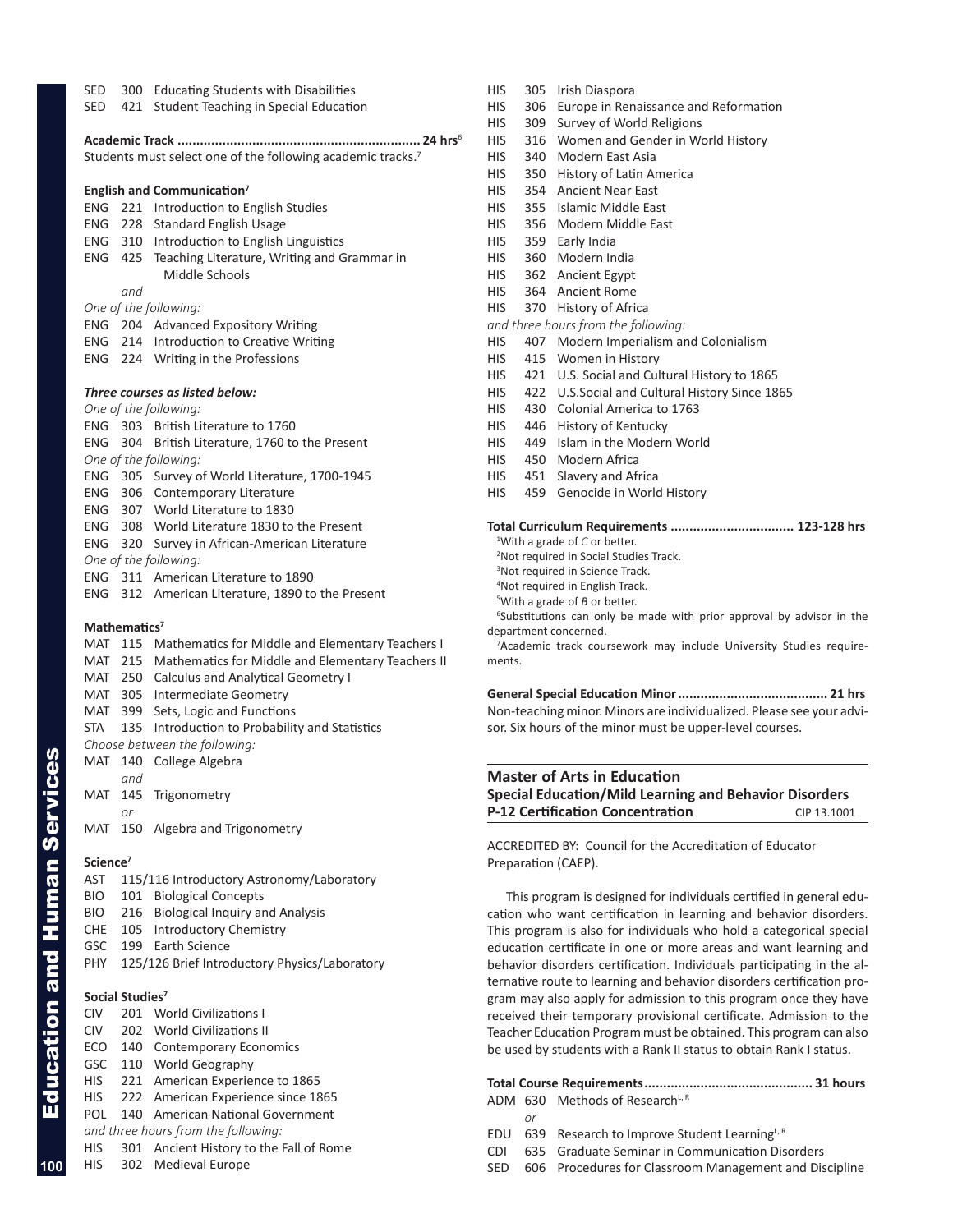SED 300 Educating Students with Disabilities
SED 421 Student Teaching in Special Education

**Academic Track ............................................................... 24 hrs**[6]
Students must select one of the following academic tracks.[7]

**English and Communication**[7]
ENG 221 Introduction to English Studies
ENG 228 Standard English Usage
ENG 310 Introduction to English Linguistics
ENG 425 Teaching Literature, Writing and Grammar in Middle Schools
*and*
*One of the following:*
ENG 204 Advanced Expository Writing
ENG 214 Introduction to Creative Writing
ENG 224 Writing in the Professions

***Three courses as listed below:***
*One of the following:*
ENG 303 British Literature to 1760
ENG 304 British Literature, 1760 to the Present
*One of the following:*
ENG 305 Survey of World Literature, 1700-1945
ENG 306 Contemporary Literature
ENG 307 World Literature to 1830
ENG 308 World Literature 1830 to the Present
ENG 320 Survey in African-American Literature
*One of the following:*
ENG 311 American Literature to 1890
ENG 312 American Literature, 1890 to the Present

**Mathematics**[7]
MAT 115 Mathematics for Middle and Elementary Teachers I
MAT 215 Mathematics for Middle and Elementary Teachers II
MAT 250 Calculus and Analytical Geometry I
MAT 305 Intermediate Geometry
MAT 399 Sets, Logic and Functions
STA 135 Introduction to Probability and Statistics
*Choose between the following:*
MAT 140 College Algebra
*and*
MAT 145 Trigonometry
*or*
MAT 150 Algebra and Trigonometry

**Science**[7]
AST 115/116 Introductory Astronomy/Laboratory
BIO 101 Biological Concepts
BIO 216 Biological Inquiry and Analysis
CHE 105 Introductory Chemistry
GSC 199 Earth Science
PHY 125/126 Brief Introductory Physics/Laboratory

**Social Studies**[7]
CIV 201 World Civilizations I
CIV 202 World Civilizations II
ECO 140 Contemporary Economics
GSC 110 World Geography
HIS 221 American Experience to 1865
HIS 222 American Experience since 1865
POL 140 American National Government
*and three hours from the following:*
HIS 301 Ancient History to the Fall of Rome
HIS 302 Medieval Europe
HIS 305 Irish Diaspora
HIS 306 Europe in Renaissance and Reformation
HIS 309 Survey of World Religions
HIS 316 Women and Gender in World History
HIS 340 Modern East Asia
HIS 350 History of Latin America
HIS 354 Ancient Near East
HIS 355 Islamic Middle East
HIS 356 Modern Middle East
HIS 359 Early India
HIS 360 Modern India
HIS 362 Ancient Egypt
HIS 364 Ancient Rome
HIS 370 History of Africa
*and three hours from the following:*
HIS 407 Modern Imperialism and Colonialism
HIS 415 Women in History
HIS 421 U.S. Social and Cultural History to 1865
HIS 422 U.S.Social and Cultural History Since 1865
HIS 430 Colonial America to 1763
HIS 446 History of Kentucky
HIS 449 Islam in the Modern World
HIS 450 Modern Africa
HIS 451 Slavery and Africa
HIS 459 Genocide in World History

**Total Curriculum Requirements ................................ 123-128 hrs**

[1]With a grade of *C* or better.
[2]Not required in Social Studies Track.
[3]Not required in Science Track.
[4]Not required in English Track.
[5]With a grade of *B* or better.
[6]Substitutions can only be made with prior approval by advisor in the department concerned.
[7]Academic track coursework may include University Studies requirements.

**General Special Education Minor ....................................... 21 hrs**
Non-teaching minor. Minors are individualized. Please see your advisor. Six hours of the minor must be upper-level courses.

## Master of Arts in Education
### Special Education/Mild Learning and Behavior Disorders P-12 Certification Concentration
CIP 13.1001

ACCREDITED BY: Council for the Accreditation of Educator Preparation (CAEP).

This program is designed for individuals certified in general education who want certification in learning and behavior disorders. This program is also for individuals who hold a categorical special education certificate in one or more areas and want learning and behavior disorders certification. Individuals participating in the alternative route to learning and behavior disorders certification program may also apply for admission to this program once they have received their temporary provisional certificate. Admission to the Teacher Education Program must be obtained. This program can also be used by students with a Rank II status to obtain Rank I status.

**Total Course Requirements............................................ 31 hours**
ADM 630 Methods of Research[L, R]
*or*
EDU 639 Research to Improve Student Learning[L, R]
CDI 635 Graduate Seminar in Communication Disorders
SED 606 Procedures for Classroom Management and Discipline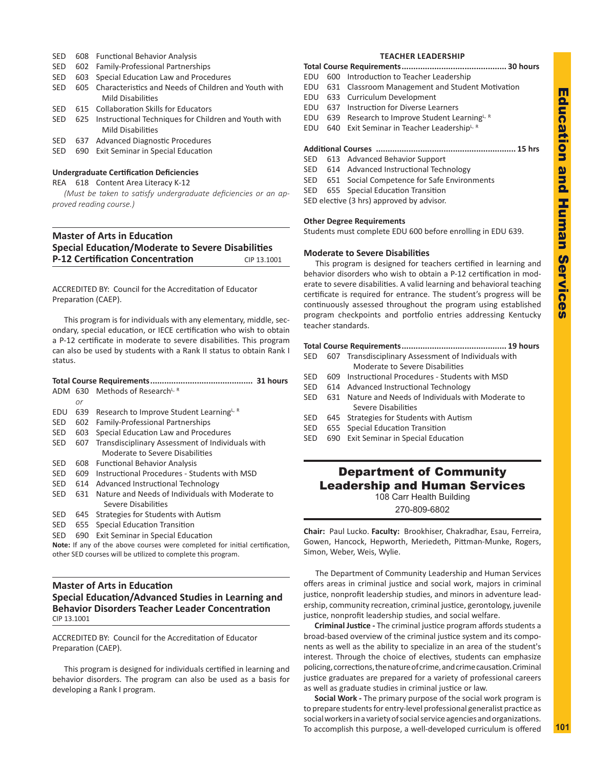SED 608 Functional Behavior Analysis
SED 602 Family-Professional Partnerships
SED 603 Special Education Law and Procedures
SED 605 Characteristics and Needs of Children and Youth with Mild Disabilities
SED 615 Collaboration Skills for Educators
SED 625 Instructional Techniques for Children and Youth with Mild Disabilities
SED 637 Advanced Diagnostic Procedures
SED 690 Exit Seminar in Special Education

**Undergraduate Certification Deficiencies**

REA 618 Content Area Literacy K-12

*(Must be taken to satisfy undergraduate deficiencies or an approved reading course.)*

## Master of Arts in Education Special Education/Moderate to Severe Disabilities P-12 Certification Concentration

CIP 13.1001

ACCREDITED BY: Council for the Accreditation of Educator Preparation (CAEP).

This program is for individuals with any elementary, middle, secondary, special education, or IECE certification who wish to obtain a P-12 certificate in moderate to severe disabilities. This program can also be used by students with a Rank II status to obtain Rank I status.

**Total Course Requirements........................................... 31 hours**

ADM 630 Methods of Research[L, R]
*or*
EDU 639 Research to Improve Student Learning[L, R]
SED 602 Family-Professional Partnerships
SED 603 Special Education Law and Procedures
SED 607 Transdisciplinary Assessment of Individuals with Moderate to Severe Disabilities
SED 608 Functional Behavior Analysis
SED 609 Instructional Procedures - Students with MSD
SED 614 Advanced Instructional Technology
SED 631 Nature and Needs of Individuals with Moderate to Severe Disabilities
SED 645 Strategies for Students with Autism
SED 655 Special Education Transition
SED 690 Exit Seminar in Special Education

**Note:** If any of the above courses were completed for initial certification, other SED courses will be utilized to complete this program.

## Master of Arts in Education Special Education/Advanced Studies in Learning and Behavior Disorders Teacher Leader Concentration

CIP 13.1001

ACCREDITED BY: Council for the Accreditation of Educator Preparation (CAEP).

This program is designed for individuals certified in learning and behavior disorders. The program can also be used as a basis for developing a Rank I program.

### TEACHER LEADERSHIP

**Total Course Requirements............................................ 30 hours**

EDU 600 Introduction to Teacher Leadership
EDU 631 Classroom Management and Student Motivation
EDU 633 Curriculum Development
EDU 637 Instruction for Diverse Learners
EDU 639 Research to Improve Student Learning[L, R]
EDU 640 Exit Seminar in Teacher Leadership[L, R]

**Additional Courses ........................................................... 15 hrs**

SED 613 Advanced Behavior Support
SED 614 Advanced Instructional Technology
SED 651 Social Competence for Safe Environments
SED 655 Special Education Transition
SED elective (3 hrs) approved by advisor.

**Other Degree Requirements**

Students must complete EDU 600 before enrolling in EDU 639.

### Moderate to Severe Disabilities

This program is designed for teachers certified in learning and behavior disorders who wish to obtain a P-12 certification in moderate to severe disabilities. A valid learning and behavioral teaching certificate is required for entrance. The student's progress will be continuously assessed throughout the program using established program checkpoints and portfolio entries addressing Kentucky teacher standards.

**Total Course Requirements............................................ 19 hours**

SED 607 Transdisciplinary Assessment of Individuals with Moderate to Severe Disabilities
SED 609 Instructional Procedures - Students with MSD
SED 614 Advanced Instructional Technology
SED 631 Nature and Needs of Individuals with Moderate to Severe Disabilities
SED 645 Strategies for Students with Autism
SED 655 Special Education Transition
SED 690 Exit Seminar in Special Education

# Department of Community Leadership and Human Services

108 Carr Health Building
270-809-6802

**Chair:** Paul Lucko. **Faculty:** Brookhiser, Chakradhar, Esau, Ferreira, Gowen, Hancock, Hepworth, Meriedeth, Pittman-Munke, Rogers, Simon, Weber, Weis, Wylie.

The Department of Community Leadership and Human Services offers areas in criminal justice and social work, majors in criminal justice, nonprofit leadership studies, and minors in adventure leadership, community recreation, criminal justice, gerontology, juvenile justice, nonprofit leadership studies, and social welfare.

**Criminal Justice -** The criminal justice program affords students a broad-based overview of the criminal justice system and its components as well as the ability to specialize in an area of the student's interest. Through the choice of electives, students can emphasize policing, corrections, the nature of crime, and crime causation. Criminal justice graduates are prepared for a variety of professional careers as well as graduate studies in criminal justice or law.

**Social Work -** The primary purpose of the social work program is to prepare students for entry-level professional generalist practice as social workers in a variety of social service agencies and organizations. To accomplish this purpose, a well-developed curriculum is offered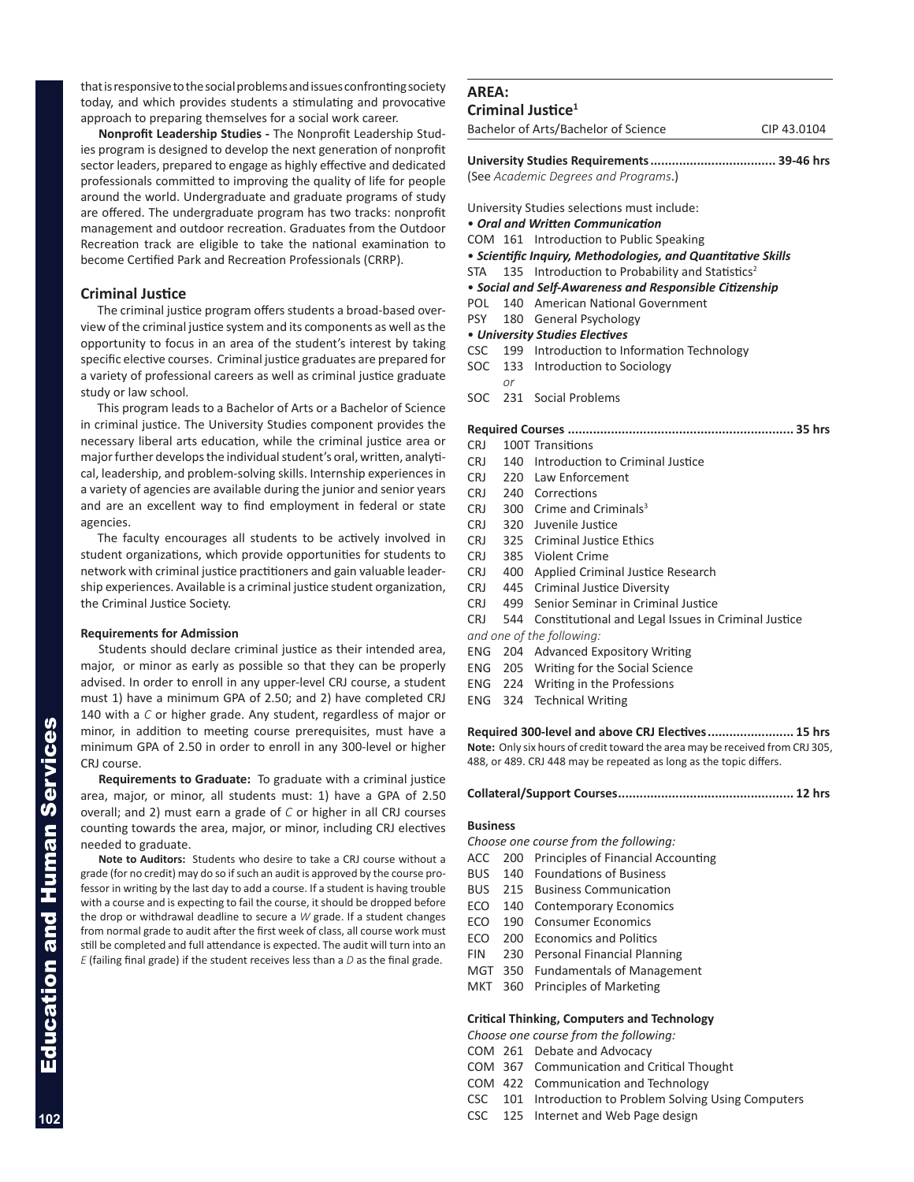that is responsive to the social problems and issues confronting society today, and which provides students a stimulating and provocative approach to preparing themselves for a social work career.

**Nonprofit Leadership Studies -** The Nonprofit Leadership Studies program is designed to develop the next generation of nonprofit sector leaders, prepared to engage as highly effective and dedicated professionals committed to improving the quality of life for people around the world. Undergraduate and graduate programs of study are offered. The undergraduate program has two tracks: nonprofit management and outdoor recreation. Graduates from the Outdoor Recreation track are eligible to take the national examination to become Certified Park and Recreation Professionals (CRRP).

### Criminal Justice

The criminal justice program offers students a broad-based overview of the criminal justice system and its components as well as the opportunity to focus in an area of the student's interest by taking specific elective courses. Criminal justice graduates are prepared for a variety of professional careers as well as criminal justice graduate study or law school.

This program leads to a Bachelor of Arts or a Bachelor of Science in criminal justice. The University Studies component provides the necessary liberal arts education, while the criminal justice area or major further develops the individual student's oral, written, analytical, leadership, and problem-solving skills. Internship experiences in a variety of agencies are available during the junior and senior years and are an excellent way to find employment in federal or state agencies.

The faculty encourages all students to be actively involved in student organizations, which provide opportunities for students to network with criminal justice practitioners and gain valuable leadership experiences. Available is a criminal justice student organization, the Criminal Justice Society.

#### Requirements for Admission

Students should declare criminal justice as their intended area, major, or minor as early as possible so that they can be properly advised. In order to enroll in any upper-level CRJ course, a student must 1) have a minimum GPA of 2.50; and 2) have completed CRJ 140 with a *C* or higher grade. Any student, regardless of major or minor, in addition to meeting course prerequisites, must have a minimum GPA of 2.50 in order to enroll in any 300-level or higher CRJ course.

**Requirements to Graduate:** To graduate with a criminal justice area, major, or minor, all students must: 1) have a GPA of 2.50 overall; and 2) must earn a grade of *C* or higher in all CRJ courses counting towards the area, major, or minor, including CRJ electives needed to graduate.

**Note to Auditors:** Students who desire to take a CRJ course without a grade (for no credit) may do so if such an audit is approved by the course professor in writing by the last day to add a course. If a student is having trouble with a course and is expecting to fail the course, it should be dropped before the drop or withdrawal deadline to secure a *W* grade. If a student changes from normal grade to audit after the first week of class, all course work must still be completed and full attendance is expected. The audit will turn into an *E* (failing final grade) if the student receives less than a *D* as the final grade.

## AREA:
## Criminal Justice[1]

Bachelor of Arts/Bachelor of Science — CIP 43.0104

**University Studies Requirements .................................. 39-46 hrs**
(See *Academic Degrees and Programs*.)

University Studies selections must include:

- ***Oral and Written Communication***

COM 161 Introduction to Public Speaking

- ***Scientific Inquiry, Methodologies, and Quantitative Skills***

STA 135 Introduction to Probability and Statistics[2]

- ***Social and Self-Awareness and Responsible Citizenship***

POL 140 American National Government
PSY 180 General Psychology

- ***University Studies Electives***

CSC 199 Introduction to Information Technology
SOC 133 Introduction to Sociology
*or*
SOC 231 Social Problems

**Required Courses ............................................................. 35 hrs**

CRJ 100T Transitions
CRJ 140 Introduction to Criminal Justice
CRJ 220 Law Enforcement
CRJ 240 Corrections
CRJ 300 Crime and Criminals[3]
CRJ 320 Juvenile Justice
CRJ 325 Criminal Justice Ethics
CRJ 385 Violent Crime
CRJ 400 Applied Criminal Justice Research
CRJ 445 Criminal Justice Diversity
CRJ 499 Senior Seminar in Criminal Justice
CRJ 544 Constitutional and Legal Issues in Criminal Justice

*and one of the following:*

ENG 204 Advanced Expository Writing
ENG 205 Writing for the Social Science
ENG 224 Writing in the Professions
ENG 324 Technical Writing

**Required 300-level and above CRJ Electives ........................ 15 hrs**

**Note:** Only six hours of credit toward the area may be received from CRJ 305, 488, or 489. CRJ 448 may be repeated as long as the topic differs.

**Collateral/Support Courses................................................ 12 hrs**

#### Business

*Choose one course from the following:*

ACC 200 Principles of Financial Accounting
BUS 140 Foundations of Business
BUS 215 Business Communication
ECO 140 Contemporary Economics
ECO 190 Consumer Economics
ECO 200 Economics and Politics
FIN 230 Personal Financial Planning
MGT 350 Fundamentals of Management
MKT 360 Principles of Marketing

#### Critical Thinking, Computers and Technology

*Choose one course from the following:*

COM 261 Debate and Advocacy
COM 367 Communication and Critical Thought
COM 422 Communication and Technology
CSC 101 Introduction to Problem Solving Using Computers
CSC 125 Internet and Web Page design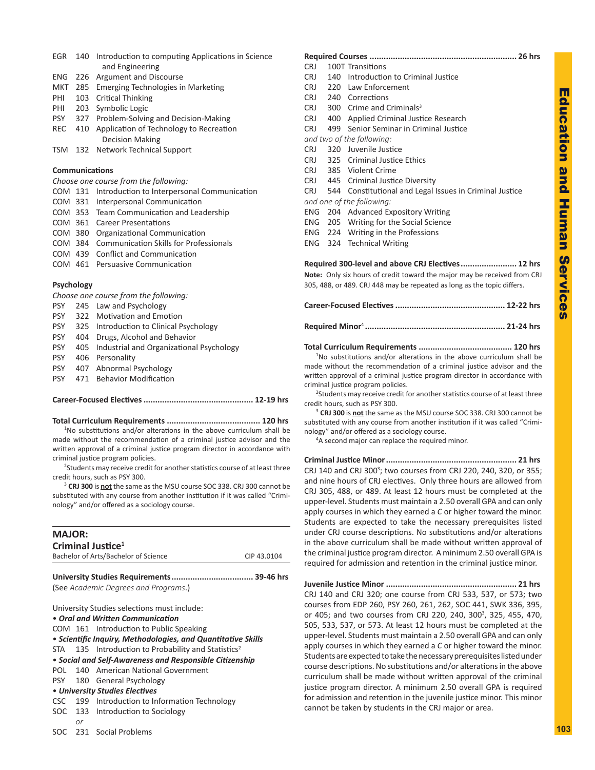EGR 140 Introduction to computing Applications in Science and Engineering
ENG 226 Argument and Discourse
MKT 285 Emerging Technologies in Marketing
PHI 103 Critical Thinking
PHI 203 Symbolic Logic
PSY 327 Problem-Solving and Decision-Making
REC 410 Application of Technology to Recreation Decision Making
TSM 132 Network Technical Support

**Communications**

*Choose one course from the following:*

COM 131 Introduction to Interpersonal Communication
COM 331 Interpersonal Communication
COM 353 Team Communication and Leadership
COM 361 Career Presentations
COM 380 Organizational Communication
COM 384 Communication Skills for Professionals
COM 439 Conflict and Communication
COM 461 Persuasive Communication

**Psychology**

*Choose one course from the following:*

PSY 245 Law and Psychology
PSY 322 Motivation and Emotion
PSY 325 Introduction to Clinical Psychology
PSY 404 Drugs, Alcohol and Behavior
PSY 405 Industrial and Organizational Psychology
PSY 406 Personality
PSY 407 Abnormal Psychology
PSY 471 Behavior Modification

**Career-Focused Electives .............................................. 12-19 hrs**

**Total Curriculum Requirements ....................................... 120 hrs**

[1]No substitutions and/or alterations in the above curriculum shall be made without the recommendation of a criminal justice advisor and the written approval of a criminal justice program director in accordance with criminal justice program policies.

[2]Students may receive credit for another statistics course of at least three credit hours, such as PSY 300.

[3] **CRJ 300** is **not** the same as the MSU course SOC 338. CRJ 300 cannot be substituted with any course from another institution if it was called "Criminology" and/or offered as a sociology course.

## MAJOR: Criminal Justice[1]

Bachelor of Arts/Bachelor of Science — CIP 43.0104

**University Studies Requirements.................................. 39-46 hrs**
(See *Academic Degrees and Programs*.)

University Studies selections must include:

- ***Oral and Written Communication***

COM 161 Introduction to Public Speaking

- ***Scientific Inquiry, Methodologies, and Quantitative Skills***

STA 135 Introduction to Probability and Statistics[2]

- ***Social and Self-Awareness and Responsible Citizenship***

POL 140 American National Government
PSY 180 General Psychology

- ***University Studies Electives***

CSC 199 Introduction to Information Technology
SOC 133 Introduction to Sociology
*or*
SOC 231 Social Problems

**Required Courses ............................................................. 26 hrs**

CRJ 100T Transitions
CRJ 140 Introduction to Criminal Justice
CRJ 220 Law Enforcement
CRJ 240 Corrections
CRJ 300 Crime and Criminals[3]
CRJ 400 Applied Criminal Justice Research
CRJ 499 Senior Seminar in Criminal Justice

*and two of the following:*

CRJ 320 Juvenile Justice
CRJ 325 Criminal Justice Ethics
CRJ 385 Violent Crime
CRJ 445 Criminal Justice Diversity
CRJ 544 Constitutional and Legal Issues in Criminal Justice

*and one of the following:*

ENG 204 Advanced Expository Writing
ENG 205 Writing for the Social Science
ENG 224 Writing in the Professions
ENG 324 Technical Writing

**Required 300-level and above CRJ Electives........................ 12 hrs**

**Note:** Only six hours of credit toward the major may be received from CRJ 305, 488, or 489. CRJ 448 may be repeated as long as the topic differs.

**Career-Focused Electives .............................................. 12-22 hrs**

**Required Minor[4] ........................................................... 21-24 hrs**

**Total Curriculum Requirements ....................................... 120 hrs**

[1]No substitutions and/or alterations in the above curriculum shall be made without the recommendation of a criminal justice advisor and the written approval of a criminal justice program director in accordance with criminal justice program policies.

[2]Students may receive credit for another statistics course of at least three credit hours, such as PSY 300.

[3] **CRJ 300** is **not** the same as the MSU course SOC 338. CRJ 300 cannot be substituted with any course from another institution if it was called "Criminology" and/or offered as a sociology course.

[4]A second major can replace the required minor.

**Criminal Justice Minor ...................................................... 21 hrs**

CRJ 140 and CRJ 300[3]; two courses from CRJ 220, 240, 320, or 355; and nine hours of CRJ electives. Only three hours are allowed from CRJ 305, 488, or 489. At least 12 hours must be completed at the upper-level. Students must maintain a 2.50 overall GPA and can only apply courses in which they earned a *C* or higher toward the minor. Students are expected to take the necessary prerequisites listed under CRJ course descriptions. No substitutions and/or alterations in the above curriculum shall be made without written approval of the criminal justice program director. A minimum 2.50 overall GPA is required for admission and retention in the criminal justice minor.

**Juvenile Justice Minor ...................................................... 21 hrs**

CRJ 140 and CRJ 320; one course from CRJ 533, 537, or 573; two courses from EDP 260, PSY 260, 261, 262, SOC 441, SWK 336, 395, or 405; and two courses from CRJ 220, 240, 300[3], 325, 455, 470, 505, 533, 537, or 573. At least 12 hours must be completed at the upper-level. Students must maintain a 2.50 overall GPA and can only apply courses in which they earned a *C* or higher toward the minor. Students are expected to take the necessary prerequisites listed under course descriptions. No substitutions and/or alterations in the above curriculum shall be made without written approval of the criminal justice program director. A minimum 2.50 overall GPA is required for admission and retention in the juvenile justice minor. This minor cannot be taken by students in the CRJ major or area.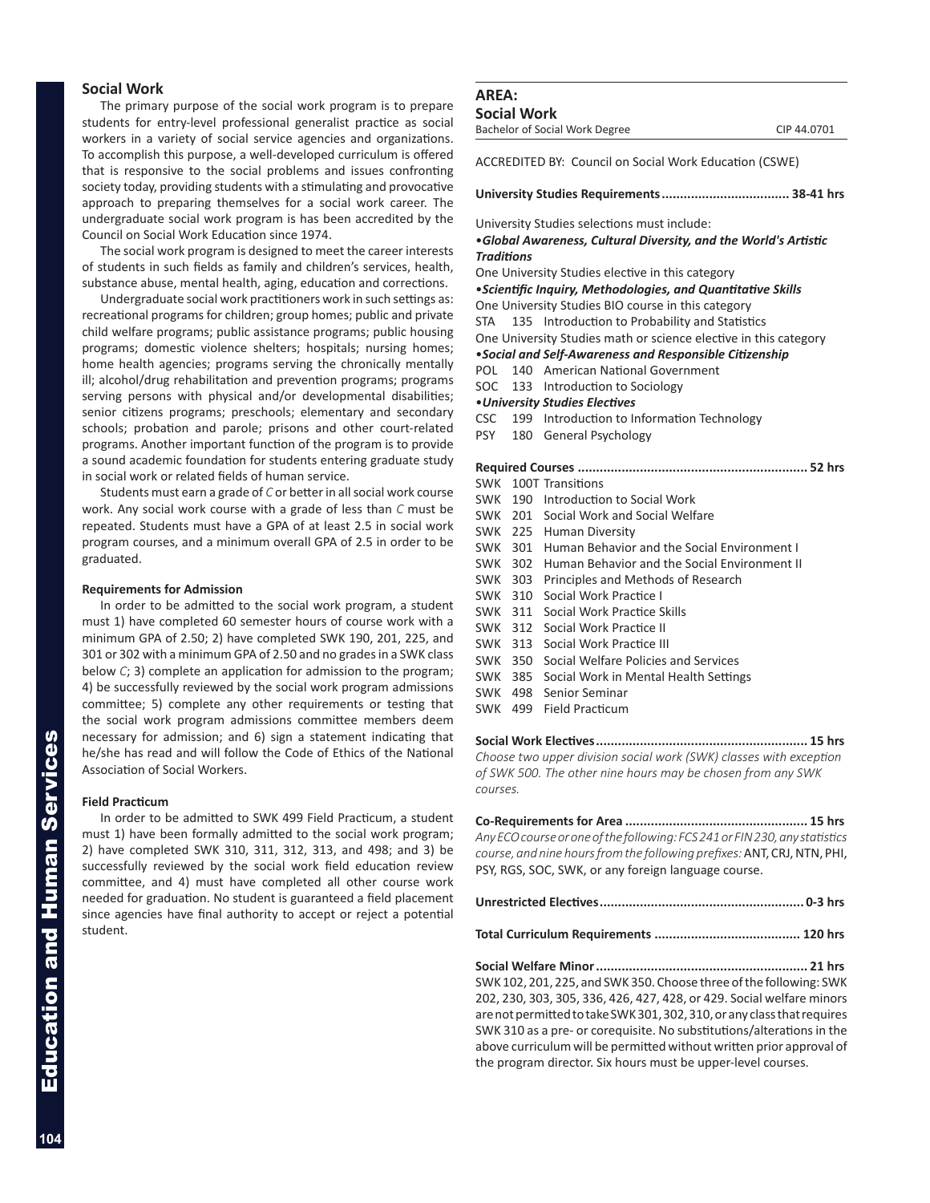## Social Work

The primary purpose of the social work program is to prepare students for entry-level professional generalist practice as social workers in a variety of social service agencies and organizations. To accomplish this purpose, a well-developed curriculum is offered that is responsive to the social problems and issues confronting society today, providing students with a stimulating and provocative approach to preparing themselves for a social work career. The undergraduate social work program is has been accredited by the Council on Social Work Education since 1974.

The social work program is designed to meet the career interests of students in such fields as family and children's services, health, substance abuse, mental health, aging, education and corrections.

Undergraduate social work practitioners work in such settings as: recreational programs for children; group homes; public and private child welfare programs; public assistance programs; public housing programs; domestic violence shelters; hospitals; nursing homes; home health agencies; programs serving the chronically mentally ill; alcohol/drug rehabilitation and prevention programs; programs serving persons with physical and/or developmental disabilities; senior citizens programs; preschools; elementary and secondary schools; probation and parole; prisons and other court-related programs. Another important function of the program is to provide a sound academic foundation for students entering graduate study in social work or related fields of human service.

Students must earn a grade of *C* or better in all social work course work. Any social work course with a grade of less than *C* must be repeated. Students must have a GPA of at least 2.5 in social work program courses, and a minimum overall GPA of 2.5 in order to be graduated.

#### Requirements for Admission

In order to be admitted to the social work program, a student must 1) have completed 60 semester hours of course work with a minimum GPA of 2.50; 2) have completed SWK 190, 201, 225, and 301 or 302 with a minimum GPA of 2.50 and no grades in a SWK class below *C*; 3) complete an application for admission to the program; 4) be successfully reviewed by the social work program admissions committee; 5) complete any other requirements or testing that the social work program admissions committee members deem necessary for admission; and 6) sign a statement indicating that he/she has read and will follow the Code of Ethics of the National Association of Social Workers.

#### Field Practicum

In order to be admitted to SWK 499 Field Practicum, a student must 1) have been formally admitted to the social work program; 2) have completed SWK 310, 311, 312, 313, and 498; and 3) be successfully reviewed by the social work field education review committee, and 4) must have completed all other course work needed for graduation. No student is guaranteed a field placement since agencies have final authority to accept or reject a potential student.

### AREA:
### Social Work

Bachelor of Social Work Degree — CIP 44.0701

ACCREDITED BY: Council on Social Work Education (CSWE)

**University Studies Requirements .................................. 38-41 hrs**

University Studies selections must include:

•***Global Awareness, Cultural Diversity, and the World's Artistic Traditions***

One University Studies elective in this category

•***Scientific Inquiry, Methodologies, and Quantitative Skills***

One University Studies BIO course in this category

STA 135 Introduction to Probability and Statistics

One University Studies math or science elective in this category

•***Social and Self-Awareness and Responsible Citizenship***

POL 140 American National Government

SOC 133 Introduction to Sociology

•***University Studies Electives***

CSC 199 Introduction to Information Technology

PSY 180 General Psychology

**Required Courses .............................................................. 52 hrs**

SWK 100T Transitions
SWK 190 Introduction to Social Work
SWK 201 Social Work and Social Welfare
SWK 225 Human Diversity
SWK 301 Human Behavior and the Social Environment I
SWK 302 Human Behavior and the Social Environment II
SWK 303 Principles and Methods of Research
SWK 310 Social Work Practice I
SWK 311 Social Work Practice Skills
SWK 312 Social Work Practice II
SWK 313 Social Work Practice III
SWK 350 Social Welfare Policies and Services
SWK 385 Social Work in Mental Health Settings
SWK 498 Senior Seminar
SWK 499 Field Practicum

**Social Work Electives ......................................................... 15 hrs**

*Choose two upper division social work (SWK) classes with exception of SWK 500. The other nine hours may be chosen from any SWK courses.*

**Co-Requirements for Area ................................................. 15 hrs**

*Any ECO course or one of the following: FCS 241 or FIN 230, any statistics course, and nine hours from the following prefixes:* ANT, CRJ, NTN, PHI, PSY, RGS, SOC, SWK, or any foreign language course.

**Unrestricted Electives ....................................................... 0-3 hrs**

**Total Curriculum Requirements ....................................... 120 hrs**

**Social Welfare Minor ......................................................... 21 hrs**

SWK 102, 201, 225, and SWK 350. Choose three of the following: SWK 202, 230, 303, 305, 336, 426, 427, 428, or 429. Social welfare minors are not permitted to take SWK 301, 302, 310, or any class that requires SWK 310 as a pre- or corequisite. No substitutions/alterations in the above curriculum will be permitted without written prior approval of the program director. Six hours must be upper-level courses.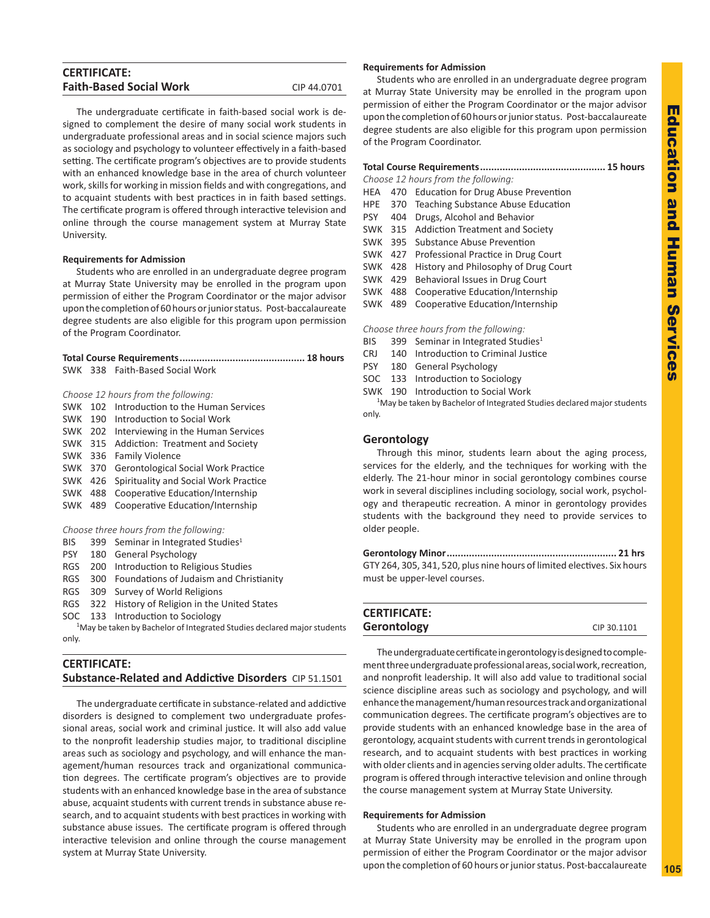## CERTIFICATE: Faith-Based Social Work

CIP 44.0701

The undergraduate certificate in faith-based social work is designed to complement the desire of many social work students in undergraduate professional areas and in social science majors such as sociology and psychology to volunteer effectively in a faith-based setting. The certificate program's objectives are to provide students with an enhanced knowledge base in the area of church volunteer work, skills for working in mission fields and with congregations, and to acquaint students with best practices in in faith based settings. The certificate program is offered through interactive television and online through the course management system at Murray State University.

**Requirements for Admission**

Students who are enrolled in an undergraduate degree program at Murray State University may be enrolled in the program upon permission of either the Program Coordinator or the major advisor upon the completion of 60 hours or junior status. Post-baccalaureate degree students are also eligible for this program upon permission of the Program Coordinator.

**Total Course Requirements............................................ 18 hours**

SWK 338 Faith-Based Social Work

*Choose 12 hours from the following:*

SWK 102 Introduction to the Human Services
SWK 190 Introduction to Social Work
SWK 202 Interviewing in the Human Services
SWK 315 Addiction: Treatment and Society
SWK 336 Family Violence
SWK 370 Gerontological Social Work Practice
SWK 426 Spirituality and Social Work Practice
SWK 488 Cooperative Education/Internship
SWK 489 Cooperative Education/Internship

*Choose three hours from the following:*

BIS 399 Seminar in Integrated Studies[1]
PSY 180 General Psychology
RGS 200 Introduction to Religious Studies
RGS 300 Foundations of Judaism and Christianity
RGS 309 Survey of World Religions
RGS 322 History of Religion in the United States
SOC 133 Introduction to Sociology

[1]May be taken by Bachelor of Integrated Studies declared major students only.

## CERTIFICATE: Substance-Related and Addictive Disorders

CIP 51.1501

The undergraduate certificate in substance-related and addictive disorders is designed to complement two undergraduate professional areas, social work and criminal justice. It will also add value to the nonprofit leadership studies major, to traditional discipline areas such as sociology and psychology, and will enhance the management/human resources track and organizational communication degrees. The certificate program's objectives are to provide students with an enhanced knowledge base in the area of substance abuse, acquaint students with current trends in substance abuse research, and to acquaint students with best practices in working with substance abuse issues. The certificate program is offered through interactive television and online through the course management system at Murray State University.

**Requirements for Admission**

Students who are enrolled in an undergraduate degree program at Murray State University may be enrolled in the program upon permission of either the Program Coordinator or the major advisor upon the completion of 60 hours or junior status. Post-baccalaureate degree students are also eligible for this program upon permission of the Program Coordinator.

**Total Course Requirements............................................ 15 hours**

*Choose 12 hours from the following:*

HEA 470 Education for Drug Abuse Prevention
HPE 370 Teaching Substance Abuse Education
PSY 404 Drugs, Alcohol and Behavior
SWK 315 Addiction Treatment and Society
SWK 395 Substance Abuse Prevention
SWK 427 Professional Practice in Drug Court
SWK 428 History and Philosophy of Drug Court
SWK 429 Behavioral Issues in Drug Court
SWK 488 Cooperative Education/Internship
SWK 489 Cooperative Education/Internship

*Choose three hours from the following:*

BIS 399 Seminar in Integrated Studies[1]
CRJ 140 Introduction to Criminal Justice
PSY 180 General Psychology
SOC 133 Introduction to Sociology
SWK 190 Introduction to Social Work

[1]May be taken by Bachelor of Integrated Studies declared major students only.

## Gerontology

Through this minor, students learn about the aging process, services for the elderly, and the techniques for working with the elderly. The 21-hour minor in social gerontology combines course work in several disciplines including sociology, social work, psychology and therapeutic recreation. A minor in gerontology provides students with the background they need to provide services to older people.

**Gerontology Minor............................................................ 21 hrs**

GTY 264, 305, 341, 520, plus nine hours of limited electives. Six hours must be upper-level courses.

## CERTIFICATE: Gerontology

CIP 30.1101

The undergraduate certificate in gerontology is designed to complement three undergraduate professional areas, social work, recreation, and nonprofit leadership. It will also add value to traditional social science discipline areas such as sociology and psychology, and will enhance the management/human resources track and organizational communication degrees. The certificate program's objectives are to provide students with an enhanced knowledge base in the area of gerontology, acquaint students with current trends in gerontological research, and to acquaint students with best practices in working with older clients and in agencies serving older adults. The certificate program is offered through interactive television and online through the course management system at Murray State University.

**Requirements for Admission**

Students who are enrolled in an undergraduate degree program at Murray State University may be enrolled in the program upon permission of either the Program Coordinator or the major advisor upon the completion of 60 hours or junior status. Post-baccalaureate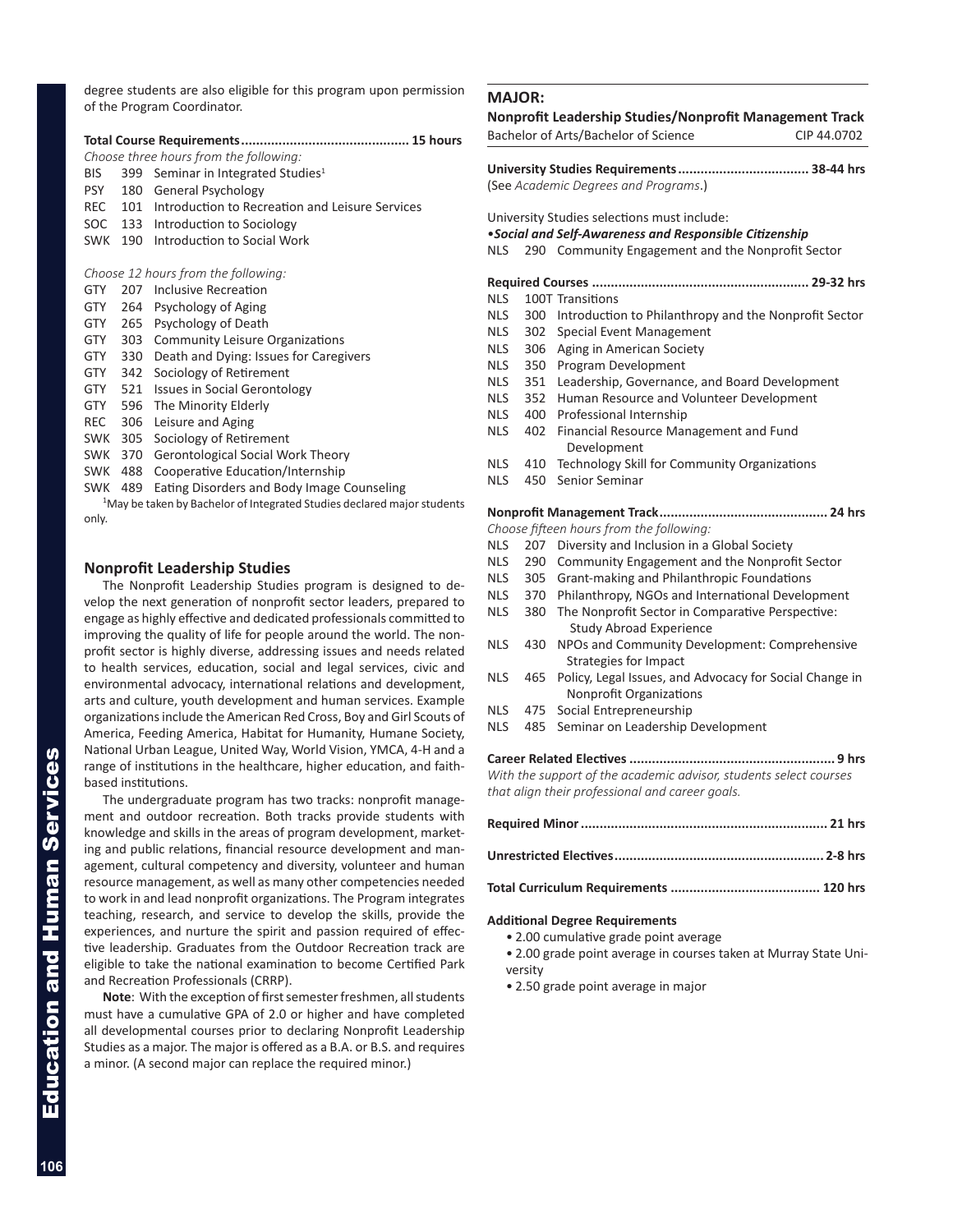degree students are also eligible for this program upon permission of the Program Coordinator.

**Total Course Requirements............................................ 15 hours**

*Choose three hours from the following:*

- BIS 399 Seminar in Integrated Studies[1]
- PSY 180 General Psychology
- REC 101 Introduction to Recreation and Leisure Services
- SOC 133 Introduction to Sociology
- SWK 190 Introduction to Social Work

*Choose 12 hours from the following:*

- GTY 207 Inclusive Recreation
- GTY 264 Psychology of Aging
- GTY 265 Psychology of Death
- GTY 303 Community Leisure Organizations
- GTY 330 Death and Dying: Issues for Caregivers
- GTY 342 Sociology of Retirement
- GTY 521 Issues in Social Gerontology
- GTY 596 The Minority Elderly
- REC 306 Leisure and Aging
- SWK 305 Sociology of Retirement
- SWK 370 Gerontological Social Work Theory
- SWK 488 Cooperative Education/Internship
- SWK 489 Eating Disorders and Body Image Counseling

[1]May be taken by Bachelor of Integrated Studies declared major students only.

## Nonprofit Leadership Studies

The Nonprofit Leadership Studies program is designed to develop the next generation of nonprofit sector leaders, prepared to engage as highly effective and dedicated professionals committed to improving the quality of life for people around the world. The nonprofit sector is highly diverse, addressing issues and needs related to health services, education, social and legal services, civic and environmental advocacy, international relations and development, arts and culture, youth development and human services. Example organizations include the American Red Cross, Boy and Girl Scouts of America, Feeding America, Habitat for Humanity, Humane Society, National Urban League, United Way, World Vision, YMCA, 4-H and a range of institutions in the healthcare, higher education, and faith-based institutions.

The undergraduate program has two tracks: nonprofit management and outdoor recreation. Both tracks provide students with knowledge and skills in the areas of program development, marketing and public relations, financial resource development and management, cultural competency and diversity, volunteer and human resource management, as well as many other competencies needed to work in and lead nonprofit organizations. The Program integrates teaching, research, and service to develop the skills, provide the experiences, and nurture the spirit and passion required of effective leadership. Graduates from the Outdoor Recreation track are eligible to take the national examination to become Certified Park and Recreation Professionals (CRRP).

**Note**: With the exception of first semester freshmen, all students must have a cumulative GPA of 2.0 or higher and have completed all developmental courses prior to declaring Nonprofit Leadership Studies as a major. The major is offered as a B.A. or B.S. and requires a minor. (A second major can replace the required minor.)

## MAJOR:

### Nonprofit Leadership Studies/Nonprofit Management Track

Bachelor of Arts/Bachelor of Science CIP 44.0702

**University Studies Requirements................................... 38-44 hrs**

(See *Academic Degrees and Programs*.)

University Studies selections must include:

•***Social and Self-Awareness and Responsible Citizenship***

- NLS 290 Community Engagement and the Nonprofit Sector

**Required Courses .......................................................... 29-32 hrs**

- NLS 100T Transitions
- NLS 300 Introduction to Philanthropy and the Nonprofit Sector
- NLS 302 Special Event Management
- NLS 306 Aging in American Society
- NLS 350 Program Development
- NLS 351 Leadership, Governance, and Board Development
- NLS 352 Human Resource and Volunteer Development
- NLS 400 Professional Internship
- NLS 402 Financial Resource Management and Fund Development
- NLS 410 Technology Skill for Community Organizations
- NLS 450 Senior Seminar

**Nonprofit Management Track............................................ 24 hrs**

*Choose fifteen hours from the following:*

- NLS 207 Diversity and Inclusion in a Global Society
- NLS 290 Community Engagement and the Nonprofit Sector
- NLS 305 Grant-making and Philanthropic Foundations
- NLS 370 Philanthropy, NGOs and International Development
- NLS 380 The Nonprofit Sector in Comparative Perspective: Study Abroad Experience
- NLS 430 NPOs and Community Development: Comprehensive Strategies for Impact
- NLS 465 Policy, Legal Issues, and Advocacy for Social Change in Nonprofit Organizations
- NLS 475 Social Entrepreneurship
- NLS 485 Seminar on Leadership Development

**Career Related Electives ...................................................... 9 hrs**

*With the support of the academic advisor, students select courses that align their professional and career goals.*

**Required Minor ................................................................. 21 hrs**

**Unrestricted Electives....................................................... 2-8 hrs**

**Total Curriculum Requirements ....................................... 120 hrs**

**Additional Degree Requirements**

- 2.00 cumulative grade point average
- 2.00 grade point average in courses taken at Murray State University
- 2.50 grade point average in major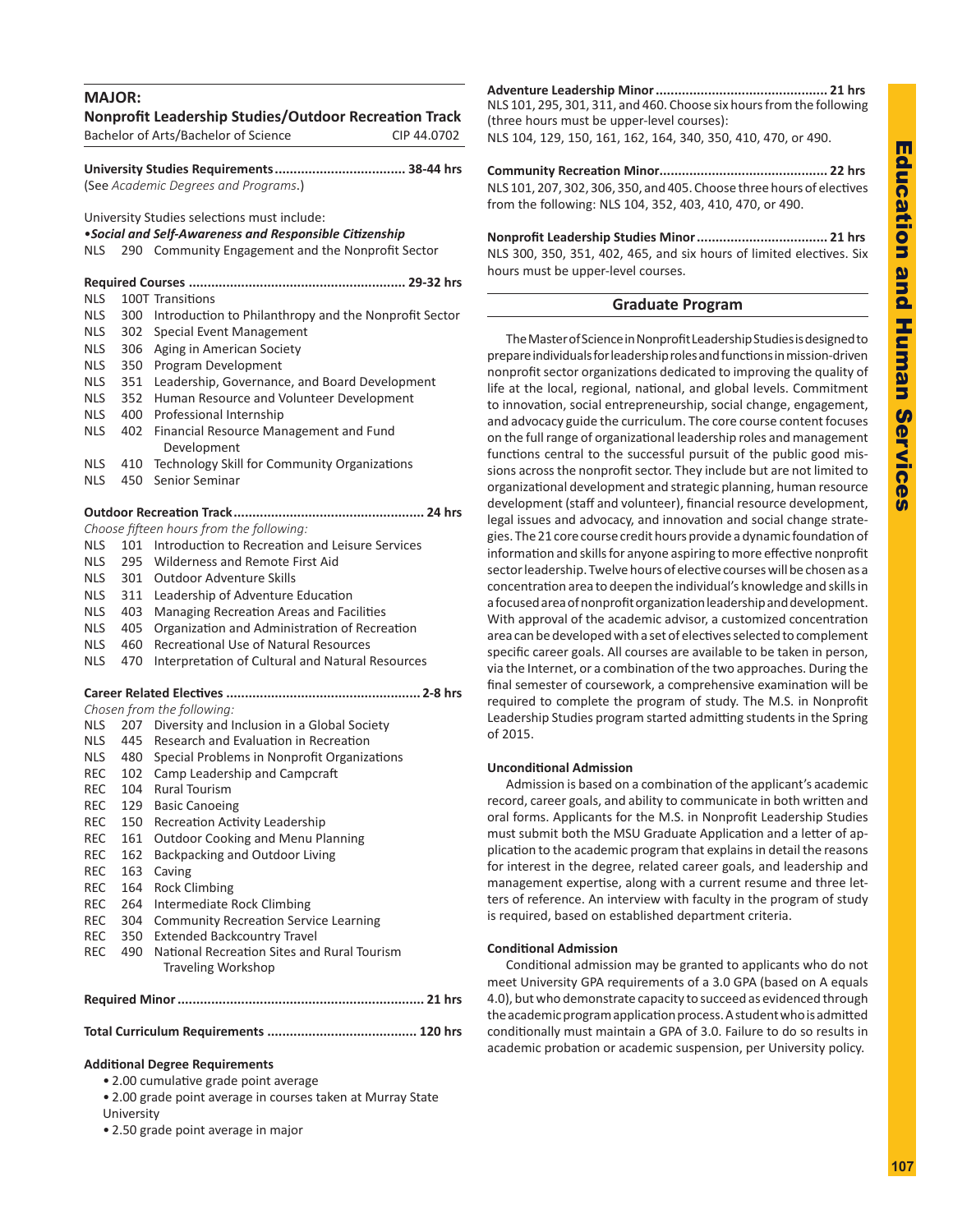## MAJOR:

### Nonprofit Leadership Studies/Outdoor Recreation Track

Bachelor of Arts/Bachelor of Science — CIP 44.0702

**University Studies Requirements.................................. 38-44 hrs**
(See *Academic Degrees and Programs*.)

University Studies selections must include:
•***Social and Self-Awareness and Responsible Citizenship***
NLS 290 Community Engagement and the Nonprofit Sector

**Required Courses ......................................................... 29-32 hrs**

- NLS 100T Transitions
- NLS 300 Introduction to Philanthropy and the Nonprofit Sector
- NLS 302 Special Event Management
- NLS 306 Aging in American Society
- NLS 350 Program Development
- NLS 351 Leadership, Governance, and Board Development
- NLS 352 Human Resource and Volunteer Development
- NLS 400 Professional Internship
- NLS 402 Financial Resource Management and Fund Development
- NLS 410 Technology Skill for Community Organizations
- NLS 450 Senior Seminar

**Outdoor Recreation Track.................................................. 24 hrs**
*Choose fifteen hours from the following:*

- NLS 101 Introduction to Recreation and Leisure Services
- NLS 295 Wilderness and Remote First Aid
- NLS 301 Outdoor Adventure Skills
- NLS 311 Leadership of Adventure Education
- NLS 403 Managing Recreation Areas and Facilities
- NLS 405 Organization and Administration of Recreation
- NLS 460 Recreational Use of Natural Resources
- NLS 470 Interpretation of Cultural and Natural Resources

**Career Related Electives ................................................... 2-8 hrs**
*Chosen from the following:*

- NLS 207 Diversity and Inclusion in a Global Society
- NLS 445 Research and Evaluation in Recreation
- NLS 480 Special Problems in Nonprofit Organizations
- REC 102 Camp Leadership and Campcraft
- REC 104 Rural Tourism
- REC 129 Basic Canoeing
- REC 150 Recreation Activity Leadership
- REC 161 Outdoor Cooking and Menu Planning
- REC 162 Backpacking and Outdoor Living
- REC 163 Caving
- REC 164 Rock Climbing
- REC 264 Intermediate Rock Climbing
- REC 304 Community Recreation Service Learning
- REC 350 Extended Backcountry Travel
- REC 490 National Recreation Sites and Rural Tourism Traveling Workshop

**Required Minor................................................................ 21 hrs**

**Total Curriculum Requirements ....................................... 120 hrs**

**Additional Degree Requirements**

- 2.00 cumulative grade point average
- 2.00 grade point average in courses taken at Murray State University
- 2.50 grade point average in major

**Adventure Leadership Minor............................................. 21 hrs**
NLS 101, 295, 301, 311, and 460. Choose six hours from the following (three hours must be upper-level courses):
NLS 104, 129, 150, 161, 162, 164, 340, 350, 410, 470, or 490.

**Community Recreation Minor............................................ 22 hrs**
NLS 101, 207, 302, 306, 350, and 405. Choose three hours of electives from the following: NLS 104, 352, 403, 410, 470, or 490.

**Nonprofit Leadership Studies Minor.................................. 21 hrs**
NLS 300, 350, 351, 402, 465, and six hours of limited electives. Six hours must be upper-level courses.

## Graduate Program

The Master of Science in Nonprofit Leadership Studies is designed to prepare individuals for leadership roles and functions in mission-driven nonprofit sector organizations dedicated to improving the quality of life at the local, regional, national, and global levels. Commitment to innovation, social entrepreneurship, social change, engagement, and advocacy guide the curriculum. The core course content focuses on the full range of organizational leadership roles and management functions central to the successful pursuit of the public good missions across the nonprofit sector. They include but are not limited to organizational development and strategic planning, human resource development (staff and volunteer), financial resource development, legal issues and advocacy, and innovation and social change strategies. The 21 core course credit hours provide a dynamic foundation of information and skills for anyone aspiring to more effective nonprofit sector leadership. Twelve hours of elective courses will be chosen as a concentration area to deepen the individual's knowledge and skills in a focused area of nonprofit organization leadership and development. With approval of the academic advisor, a customized concentration area can be developed with a set of electives selected to complement specific career goals. All courses are available to be taken in person, via the Internet, or a combination of the two approaches. During the final semester of coursework, a comprehensive examination will be required to complete the program of study. The M.S. in Nonprofit Leadership Studies program started admitting students in the Spring of 2015.

**Unconditional Admission**

Admission is based on a combination of the applicant's academic record, career goals, and ability to communicate in both written and oral forms. Applicants for the M.S. in Nonprofit Leadership Studies must submit both the MSU Graduate Application and a letter of application to the academic program that explains in detail the reasons for interest in the degree, related career goals, and leadership and management expertise, along with a current resume and three letters of reference. An interview with faculty in the program of study is required, based on established department criteria.

**Conditional Admission**

Conditional admission may be granted to applicants who do not meet University GPA requirements of a 3.0 GPA (based on A equals 4.0), but who demonstrate capacity to succeed as evidenced through the academic program application process. A student who is admitted conditionally must maintain a GPA of 3.0. Failure to do so results in academic probation or academic suspension, per University policy.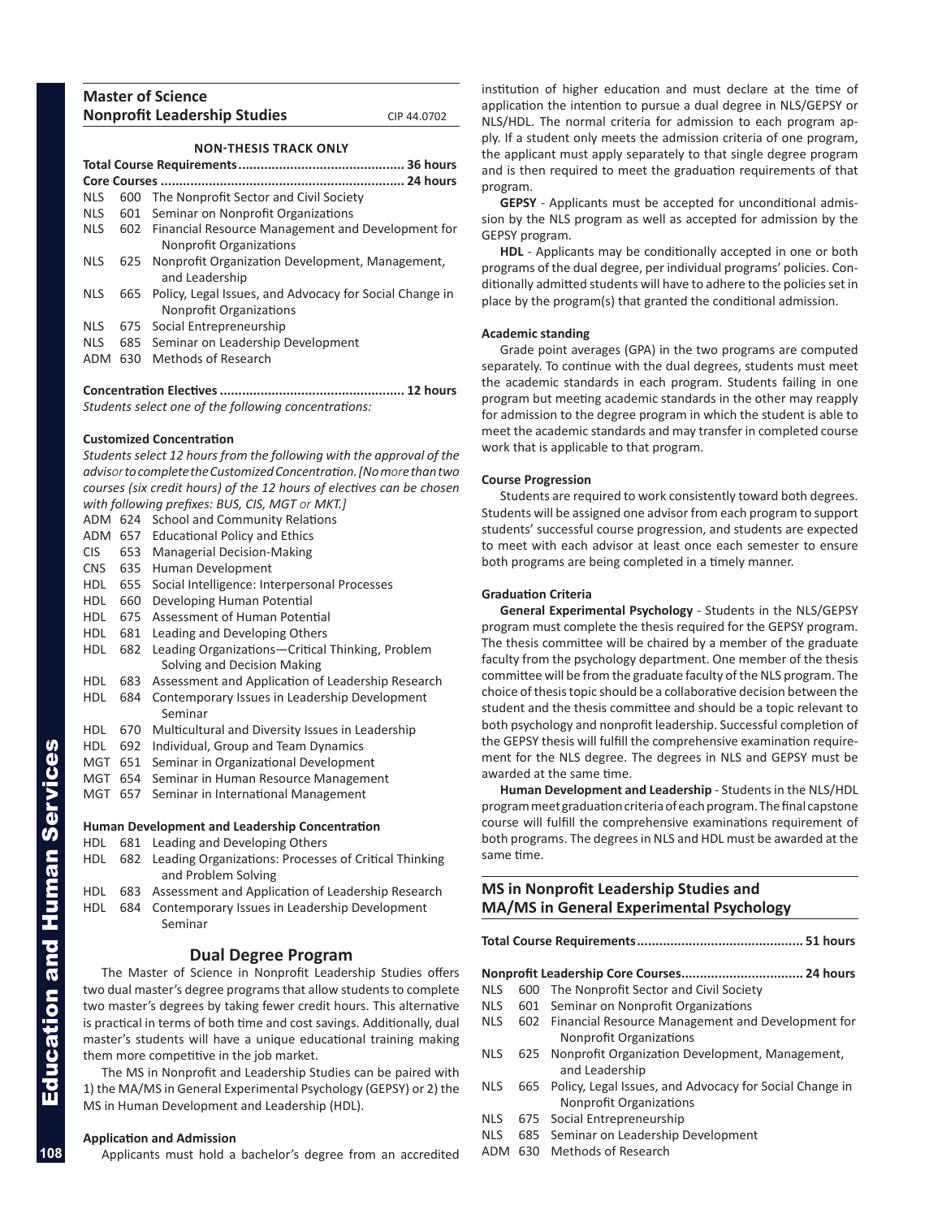## Master of Science
## Nonprofit Leadership Studies

CIP 44.0702

**NON-THESIS TRACK ONLY**

**Total Course Requirements............................................. 36 hours**

**Core Courses ................................................................. 24 hours**

NLS 600 The Nonprofit Sector and Civil Society
NLS 601 Seminar on Nonprofit Organizations
NLS 602 Financial Resource Management and Development for Nonprofit Organizations
NLS 625 Nonprofit Organization Development, Management, and Leadership
NLS 665 Policy, Legal Issues, and Advocacy for Social Change in Nonprofit Organizations
NLS 675 Social Entrepreneurship
NLS 685 Seminar on Leadership Development
ADM 630 Methods of Research

**Concentration Electives ................................................. 12 hours**

*Students select one of the following concentrations:*

**Customized Concentration**

*Students select 12 hours from the following with the approval of the advisor to complete the Customized Concentration. [No more than two courses (six credit hours) of the 12 hours of electives can be chosen with following prefixes: BUS, CIS, MGT or MKT.]*

ADM 624 School and Community Relations
ADM 657 Educational Policy and Ethics
CIS 653 Managerial Decision-Making
CNS 635 Human Development
HDL 655 Social Intelligence: Interpersonal Processes
HDL 660 Developing Human Potential
HDL 675 Assessment of Human Potential
HDL 681 Leading and Developing Others
HDL 682 Leading Organizations—Critical Thinking, Problem Solving and Decision Making
HDL 683 Assessment and Application of Leadership Research
HDL 684 Contemporary Issues in Leadership Development Seminar
HDL 670 Multicultural and Diversity Issues in Leadership
HDL 692 Individual, Group and Team Dynamics
MGT 651 Seminar in Organizational Development
MGT 654 Seminar in Human Resource Management
MGT 657 Seminar in International Management

**Human Development and Leadership Concentration**

HDL 681 Leading and Developing Others
HDL 682 Leading Organizations: Processes of Critical Thinking and Problem Solving
HDL 683 Assessment and Application of Leadership Research
HDL 684 Contemporary Issues in Leadership Development Seminar

### Dual Degree Program

The Master of Science in Nonprofit Leadership Studies offers two dual master's degree programs that allow students to complete two master's degrees by taking fewer credit hours. This alternative is practical in terms of both time and cost savings. Additionally, dual master's students will have a unique educational training making them more competitive in the job market.

The MS in Nonprofit and Leadership Studies can be paired with 1) the MA/MS in General Experimental Psychology (GEPSY) or 2) the MS in Human Development and Leadership (HDL).

**Application and Admission**

Applicants must hold a bachelor's degree from an accredited institution of higher education and must declare at the time of application the intention to pursue a dual degree in NLS/GEPSY or NLS/HDL. The normal criteria for admission to each program apply. If a student only meets the admission criteria of one program, the applicant must apply separately to that single degree program and is then required to meet the graduation requirements of that program.

**GEPSY** - Applicants must be accepted for unconditional admission by the NLS program as well as accepted for admission by the GEPSY program.

**HDL** - Applicants may be conditionally accepted in one or both programs of the dual degree, per individual programs' policies. Conditionally admitted students will have to adhere to the policies set in place by the program(s) that granted the conditional admission.

**Academic standing**

Grade point averages (GPA) in the two programs are computed separately. To continue with the dual degrees, students must meet the academic standards in each program. Students failing in one program but meeting academic standards in the other may reapply for admission to the degree program in which the student is able to meet the academic standards and may transfer in completed course work that is applicable to that program.

**Course Progression**

Students are required to work consistently toward both degrees. Students will be assigned one advisor from each program to support students' successful course progression, and students are expected to meet with each advisor at least once each semester to ensure both programs are being completed in a timely manner.

**Graduation Criteria**

**General Experimental Psychology** - Students in the NLS/GEPSY program must complete the thesis required for the GEPSY program. The thesis committee will be chaired by a member of the graduate faculty from the psychology department. One member of the thesis committee will be from the graduate faculty of the NLS program. The choice of thesis topic should be a collaborative decision between the student and the thesis committee and should be a topic relevant to both psychology and nonprofit leadership. Successful completion of the GEPSY thesis will fulfill the comprehensive examination requirement for the NLS degree. The degrees in NLS and GEPSY must be awarded at the same time.

**Human Development and Leadership** - Students in the NLS/HDL program meet graduation criteria of each program. The final capstone course will fulfill the comprehensive examinations requirement of both programs. The degrees in NLS and HDL must be awarded at the same time.

## MS in Nonprofit Leadership Studies and MA/MS in General Experimental Psychology

**Total Course Requirements............................................. 51 hours**

**Nonprofit Leadership Core Courses................................ 24 hours**

NLS 600 The Nonprofit Sector and Civil Society
NLS 601 Seminar on Nonprofit Organizations
NLS 602 Financial Resource Management and Development for Nonprofit Organizations
NLS 625 Nonprofit Organization Development, Management, and Leadership
NLS 665 Policy, Legal Issues, and Advocacy for Social Change in Nonprofit Organizations
NLS 675 Social Entrepreneurship
NLS 685 Seminar on Leadership Development
ADM 630 Methods of Research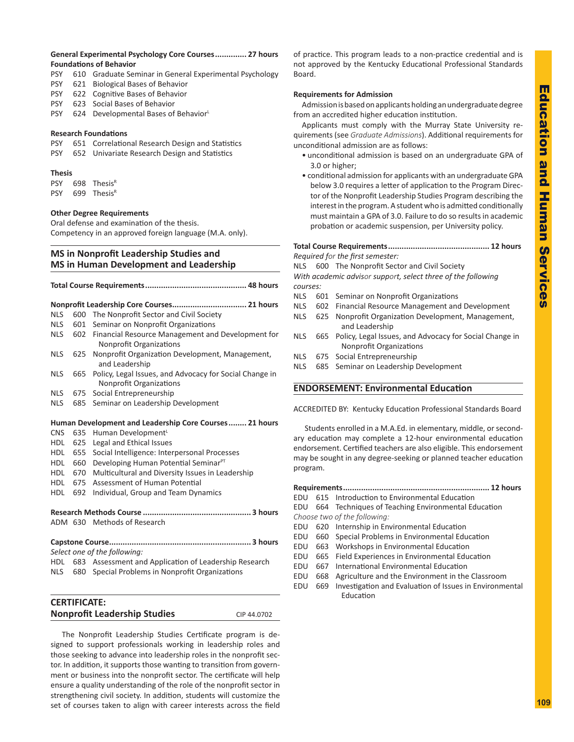**General Experimental Psychology Core Courses.............. 27 hours**

**Foundations of Behavior**

PSY 610 Graduate Seminar in General Experimental Psychology
PSY 621 Biological Bases of Behavior
PSY 622 Cognitive Bases of Behavior
PSY 623 Social Bases of Behavior
PSY 624 Developmental Bases of Behavior[L]

**Research Foundations**

PSY 651 Correlational Research Design and Statistics
PSY 652 Univariate Research Design and Statistics

**Thesis**

PSY 698 Thesis[R]
PSY 699 Thesis[R]

**Other Degree Requirements**

Oral defense and examination of the thesis.
Competency in an approved foreign language (M.A. only).

## MS in Nonprofit Leadership Studies and MS in Human Development and Leadership

**Total Course Requirements............................................ 48 hours**

**Nonprofit Leadership Core Courses................................ 21 hours**

NLS 600 The Nonprofit Sector and Civil Society
NLS 601 Seminar on Nonprofit Organizations
NLS 602 Financial Resource Management and Development for Nonprofit Organizations
NLS 625 Nonprofit Organization Development, Management, and Leadership
NLS 665 Policy, Legal Issues, and Advocacy for Social Change in Nonprofit Organizations
NLS 675 Social Entrepreneurship
NLS 685 Seminar on Leadership Development

**Human Development and Leadership Core Courses........ 21 hours**

CNS 635 Human Development[L]
HDL 625 Legal and Ethical Issues
HDL 655 Social Intelligence: Interpersonal Processes
HDL 660 Developing Human Potential Seminar[PT]
HDL 670 Multicultural and Diversity Issues in Leadership
HDL 675 Assessment of Human Potential
HDL 692 Individual, Group and Team Dynamics

**Research Methods Course ............................................... 3 hours**

ADM 630 Methods of Research

**Capstone Course............................................................. 3 hours**

*Select one of the following:*

HDL 683 Assessment and Application of Leadership Research
NLS 680 Special Problems in Nonprofit Organizations

## CERTIFICATE: Nonprofit Leadership Studies

CIP 44.0702

The Nonprofit Leadership Studies Certificate program is designed to support professionals working in leadership roles and those seeking to advance into leadership roles in the nonprofit sector. In addition, it supports those wanting to transition from government or business into the nonprofit sector. The certificate will help ensure a quality understanding of the role of the nonprofit sector in strengthening civil society. In addition, students will customize the set of courses taken to align with career interests across the field of practice. This program leads to a non-practice credential and is not approved by the Kentucky Educational Professional Standards Board.

**Requirements for Admission**

Admission is based on applicants holding an undergraduate degree from an accredited higher education institution.

Applicants must comply with the Murray State University requirements (see *Graduate Admissions*). Additional requirements for unconditional admission are as follows:

- unconditional admission is based on an undergraduate GPA of 3.0 or higher;
- conditional admission for applicants with an undergraduate GPA below 3.0 requires a letter of application to the Program Director of the Nonprofit Leadership Studies Program describing the interest in the program. A student who is admitted conditionally must maintain a GPA of 3.0. Failure to do so results in academic probation or academic suspension, per University policy.

**Total Course Requirements............................................ 12 hours**

*Required for the first semester:*

NLS 600 The Nonprofit Sector and Civil Society

*With academic advisor support, select three of the following courses:*

NLS 601 Seminar on Nonprofit Organizations
NLS 602 Financial Resource Management and Development
NLS 625 Nonprofit Organization Development, Management, and Leadership
NLS 665 Policy, Legal Issues, and Advocacy for Social Change in Nonprofit Organizations
NLS 675 Social Entrepreneurship
NLS 685 Seminar on Leadership Development

## ENDORSEMENT: Environmental Education

ACCREDITED BY: Kentucky Education Professional Standards Board

Students enrolled in a M.A.Ed. in elementary, middle, or secondary education may complete a 12-hour environmental education endorsement. Certified teachers are also eligible. This endorsement may be sought in any degree-seeking or planned teacher education program.

**Requirements................................................................ 12 hours**

EDU 615 Introduction to Environmental Education
EDU 664 Techniques of Teaching Environmental Education

*Choose two of the following:*

EDU 620 Internship in Environmental Education
EDU 660 Special Problems in Environmental Education
EDU 663 Workshops in Environmental Education
EDU 665 Field Experiences in Environmental Education
EDU 667 International Environmental Education
EDU 668 Agriculture and the Environment in the Classroom
EDU 669 Investigation and Evaluation of Issues in Environmental Education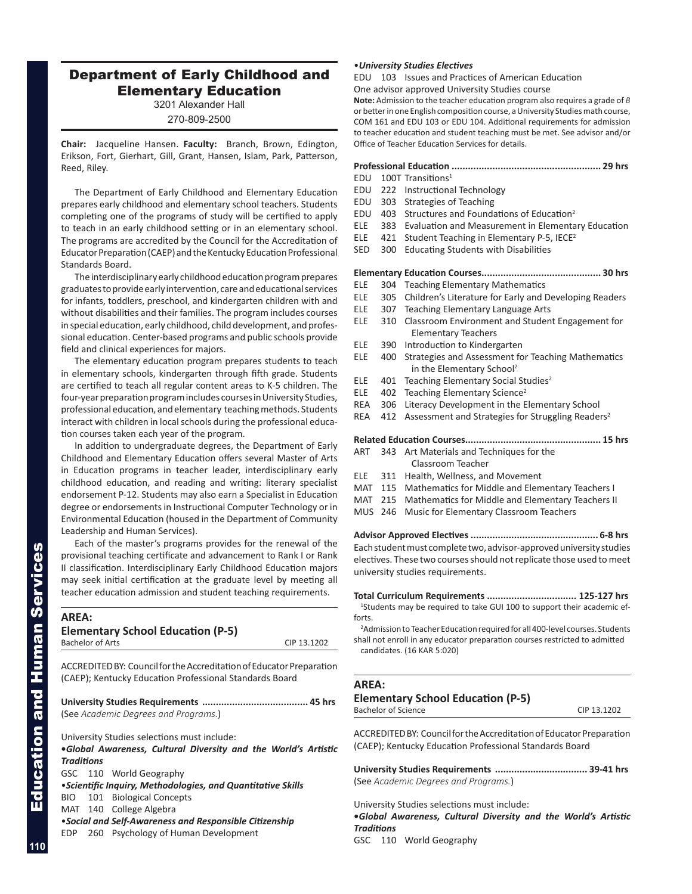## Department of Early Childhood and Elementary Education

3201 Alexander Hall
270-809-2500

**Chair:** Jacqueline Hansen. **Faculty:** Branch, Brown, Edington, Erikson, Fort, Gierhart, Gill, Grant, Hansen, Islam, Park, Patterson, Reed, Riley.

The Department of Early Childhood and Elementary Education prepares early childhood and elementary school teachers. Students completing one of the programs of study will be certified to apply to teach in an early childhood setting or in an elementary school. The programs are accredited by the Council for the Accreditation of Educator Preparation (CAEP) and the Kentucky Education Professional Standards Board.

The interdisciplinary early childhood education program prepares graduates to provide early intervention, care and educational services for infants, toddlers, preschool, and kindergarten children with and without disabilities and their families. The program includes courses in special education, early childhood, child development, and professional education. Center-based programs and public schools provide field and clinical experiences for majors.

The elementary education program prepares students to teach in elementary schools, kindergarten through fifth grade. Students are certified to teach all regular content areas to K-5 children. The four-year preparation program includes courses in University Studies, professional education, and elementary teaching methods. Students interact with children in local schools during the professional education courses taken each year of the program.

In addition to undergraduate degrees, the Department of Early Childhood and Elementary Education offers several Master of Arts in Education programs in teacher leader, interdisciplinary early childhood education, and reading and writing: literary specialist endorsement P-12. Students may also earn a Specialist in Education degree or endorsements in Instructional Computer Technology or in Environmental Education (housed in the Department of Community Leadership and Human Services).

Each of the master's programs provides for the renewal of the provisional teaching certificate and advancement to Rank I or Rank II classification. Interdisciplinary Early Childhood Education majors may seek initial certification at the graduate level by meeting all teacher education admission and student teaching requirements.

### AREA:
### Elementary School Education (P-5)

Bachelor of Arts — CIP 13.1202

ACCREDITED BY: Council for the Accreditation of Educator Preparation (CAEP); Kentucky Education Professional Standards Board

**University Studies Requirements ...................................... 45 hrs**
(See *Academic Degrees and Programs.*)

University Studies selections must include:

•***Global Awareness, Cultural Diversity and the World's Artistic Traditions***
GSC 110 World Geography

•***Scientific Inquiry, Methodologies, and Quantitative Skills***
BIO 101 Biological Concepts
MAT 140 College Algebra

•***Social and Self-Awareness and Responsible Citizenship***
EDP 260 Psychology of Human Development

•***University Studies Electives***
EDU 103 Issues and Practices of American Education
One advisor approved University Studies course

**Note:** Admission to the teacher education program also requires a grade of *B* or better in one English composition course, a University Studies math course, COM 161 and EDU 103 or EDU 104. Additional requirements for admission to teacher education and student teaching must be met. See advisor and/or Office of Teacher Education Services for details.

**Professional Education ...................................................... 29 hrs**
EDU 100T Transitions[1]
EDU 222 Instructional Technology
EDU 303 Strategies of Teaching
EDU 403 Structures and Foundations of Education[2]
ELE 383 Evaluation and Measurement in Elementary Education
ELE 421 Student Teaching in Elementary P-5, IECE[2]
SED 300 Educating Students with Disabilities

**Elementary Education Courses............................................ 30 hrs**
ELE 304 Teaching Elementary Mathematics
ELE 305 Children's Literature for Early and Developing Readers
ELE 307 Teaching Elementary Language Arts
ELE 310 Classroom Environment and Student Engagement for Elementary Teachers
ELE 390 Introduction to Kindergarten
ELE 400 Strategies and Assessment for Teaching Mathematics in the Elementary School[2]
ELE 401 Teaching Elementary Social Studies[2]
ELE 402 Teaching Elementary Science[2]
REA 306 Literacy Development in the Elementary School
REA 412 Assessment and Strategies for Struggling Readers[2]

**Related Education Courses.................................................. 15 hrs**
ART 343 Art Materials and Techniques for the Classroom Teacher
ELE 311 Health, Wellness, and Movement
MAT 115 Mathematics for Middle and Elementary Teachers I
MAT 215 Mathematics for Middle and Elementary Teachers II
MUS 246 Music for Elementary Classroom Teachers

**Advisor Approved Electives .............................................. 6-8 hrs**
Each student must complete two, advisor-approved university studies electives. These two courses should not replicate those used to meet university studies requirements.

**Total Curriculum Requirements ................................. 125-127 hrs**

[1]Students may be required to take GUI 100 to support their academic efforts.

[2]Admission to Teacher Education required for all 400-level courses. Students shall not enroll in any educator preparation courses restricted to admitted candidates. (16 KAR 5:020)

### AREA:
### Elementary School Education (P-5)

Bachelor of Science — CIP 13.1202

ACCREDITED BY: Council for the Accreditation of Educator Preparation (CAEP); Kentucky Education Professional Standards Board

**University Studies Requirements ................................. 39-41 hrs**
(See *Academic Degrees and Programs.*)

University Studies selections must include:

•***Global Awareness, Cultural Diversity and the World's Artistic Traditions***
GSC 110 World Geography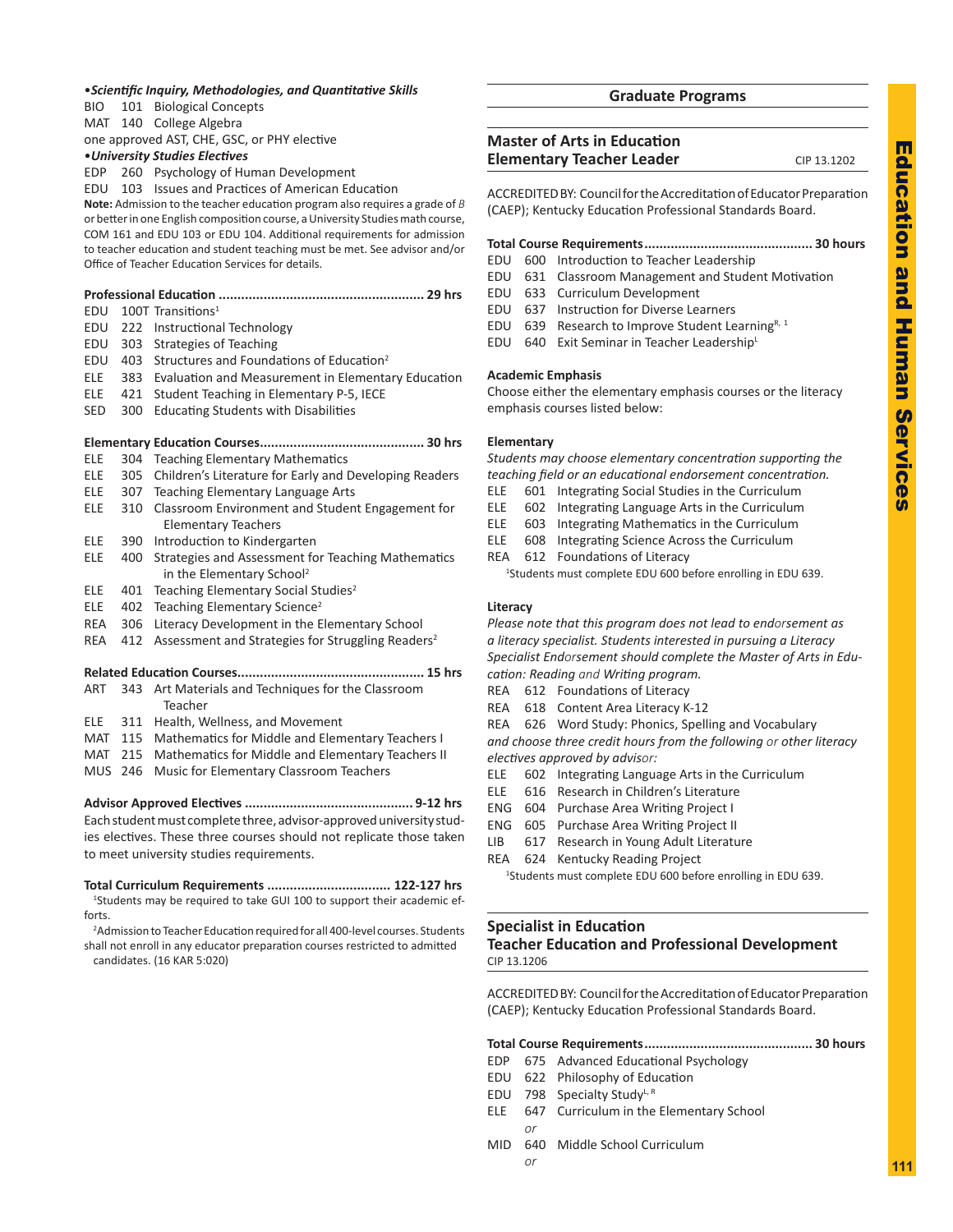***•Scientific Inquiry, Methodologies, and Quantitative Skills***

BIO 101 Biological Concepts
MAT 140 College Algebra
one approved AST, CHE, GSC, or PHY elective

***•University Studies Electives***

EDP 260 Psychology of Human Development
EDU 103 Issues and Practices of American Education

**Note:** Admission to the teacher education program also requires a grade of *B* or better in one English composition course, a University Studies math course, COM 161 and EDU 103 or EDU 104. Additional requirements for admission to teacher education and student teaching must be met. See advisor and/or Office of Teacher Education Services for details.

**Professional Education ...................................................... 29 hrs**

EDU 100T Transitions[1]
EDU 222 Instructional Technology
EDU 303 Strategies of Teaching
EDU 403 Structures and Foundations of Education[2]
ELE 383 Evaluation and Measurement in Elementary Education
ELE 421 Student Teaching in Elementary P-5, IECE
SED 300 Educating Students with Disabilities

**Elementary Education Courses........................................... 30 hrs**

ELE 304 Teaching Elementary Mathematics
ELE 305 Children's Literature for Early and Developing Readers
ELE 307 Teaching Elementary Language Arts
ELE 310 Classroom Environment and Student Engagement for Elementary Teachers
ELE 390 Introduction to Kindergarten
ELE 400 Strategies and Assessment for Teaching Mathematics in the Elementary School[2]
ELE 401 Teaching Elementary Social Studies[2]
ELE 402 Teaching Elementary Science[2]
REA 306 Literacy Development in the Elementary School
REA 412 Assessment and Strategies for Struggling Readers[2]

**Related Education Courses................................................. 15 hrs**

ART 343 Art Materials and Techniques for the Classroom Teacher
ELE 311 Health, Wellness, and Movement
MAT 115 Mathematics for Middle and Elementary Teachers I
MAT 215 Mathematics for Middle and Elementary Teachers II
MUS 246 Music for Elementary Classroom Teachers

**Advisor Approved Electives ............................................ 9-12 hrs**

Each student must complete three, advisor-approved university studies electives. These three courses should not replicate those taken to meet university studies requirements.

**Total Curriculum Requirements ................................ 122-127 hrs**

[1]Students may be required to take GUI 100 to support their academic efforts.

[2]Admission to Teacher Education required for all 400-level courses. Students shall not enroll in any educator preparation courses restricted to admitted candidates. (16 KAR 5:020)

## Graduate Programs

### Master of Arts in Education Elementary Teacher Leader

CIP 13.1202

ACCREDITED BY: Council for the Accreditation of Educator Preparation (CAEP); Kentucky Education Professional Standards Board.

**Total Course Requirements............................................ 30 hours**

EDU 600 Introduction to Teacher Leadership
EDU 631 Classroom Management and Student Motivation
EDU 633 Curriculum Development
EDU 637 Instruction for Diverse Learners
EDU 639 Research to Improve Student Learning[R, 1]
EDU 640 Exit Seminar in Teacher Leadership[L]

**Academic Emphasis**

Choose either the elementary emphasis courses or the literacy emphasis courses listed below:

**Elementary**

*Students may choose elementary concentration supporting the teaching field or an educational endorsement concentration.*

ELE 601 Integrating Social Studies in the Curriculum
ELE 602 Integrating Language Arts in the Curriculum
ELE 603 Integrating Mathematics in the Curriculum
ELE 608 Integrating Science Across the Curriculum
REA 612 Foundations of Literacy

[1]Students must complete EDU 600 before enrolling in EDU 639.

**Literacy**

*Please note that this program does not lead to endorsement as a literacy specialist. Students interested in pursuing a Literacy Specialist Endorsement should complete the Master of Arts in Education: Reading and Writing program.*

REA 612 Foundations of Literacy
REA 618 Content Area Literacy K-12
REA 626 Word Study: Phonics, Spelling and Vocabulary

*and choose three credit hours from the following or other literacy electives approved by advisor:*

ELE 602 Integrating Language Arts in the Curriculum
ELE 616 Research in Children's Literature
ENG 604 Purchase Area Writing Project I
ENG 605 Purchase Area Writing Project II
LIB 617 Research in Young Adult Literature
REA 624 Kentucky Reading Project

[1]Students must complete EDU 600 before enrolling in EDU 639.

### Specialist in Education Teacher Education and Professional Development

CIP 13.1206

ACCREDITED BY: Council for the Accreditation of Educator Preparation (CAEP); Kentucky Education Professional Standards Board.

**Total Course Requirements............................................ 30 hours**

EDP 675 Advanced Educational Psychology
EDU 622 Philosophy of Education
EDU 798 Specialty Study[L, R]
ELE 647 Curriculum in the Elementary School
*or*
MID 640 Middle School Curriculum
*or*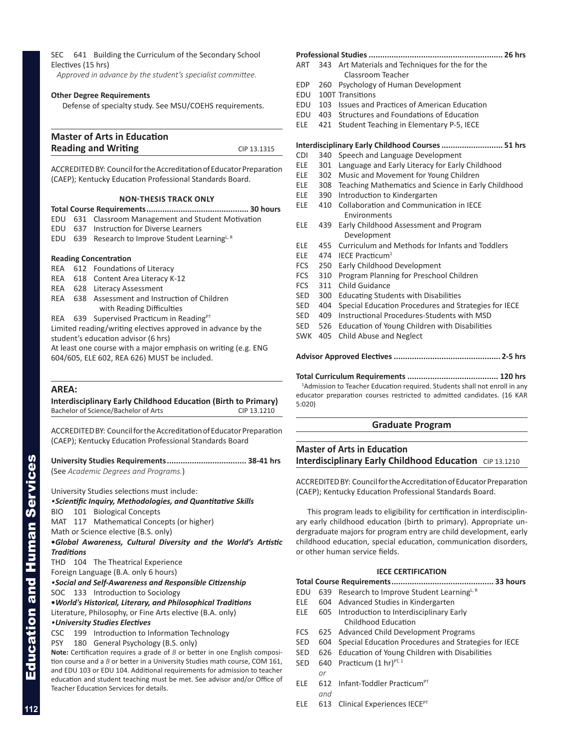SEC 641 Building the Curriculum of the Secondary School

Electives (15 hrs)

*Approved in advance by the student's specialist committee.*

**Other Degree Requirements**

Defense of specialty study. See MSU/COEHS requirements.

## Master of Arts in Education Reading and Writing

CIP 13.1315

ACCREDITED BY: Council for the Accreditation of Educator Preparation (CAEP); Kentucky Education Professional Standards Board.

**NON-THESIS TRACK ONLY**

**Total Course Requirements............................................ 30 hours**

EDU 631 Classroom Management and Student Motivation

EDU 637 Instruction for Diverse Learners

EDU 639 Research to Improve Student Learning[L, R]

**Reading Concentration**

REA 612 Foundations of Literacy

REA 618 Content Area Literacy K-12

REA 628 Literacy Assessment

REA 638 Assessment and Instruction of Children with Reading Difficulties

REA 639 Supervised Practicum in Reading[PT]

Limited reading/writing electives approved in advance by the student's education advisor (6 hrs)

At least one course with a major emphasis on writing (e.g. ENG 604/605, ELE 602, REA 626) MUST be included.

## AREA:

**Interdisciplinary Early Childhood Education (Birth to Primary)**

Bachelor of Science/Bachelor of Arts CIP 13.1210

ACCREDITED BY: Council for the Accreditation of Educator Preparation (CAEP); Kentucky Education Professional Standards Board

**University Studies Requirements.................................. 38-41 hrs**

(See *Academic Degrees and Programs.*)

University Studies selections must include:

•***Scientific Inquiry, Methodologies, and Quantitative Skills***

BIO 101 Biological Concepts

MAT 117 Mathematical Concepts (or higher)

Math or Science elective (B.S. only)

•***Global Awareness, Cultural Diversity and the World's Artistic Traditions***

THD 104 The Theatrical Experience

Foreign Language (B.A. only 6 hours)

•***Social and Self-Awareness and Responsible Citizenship***

SOC 133 Introduction to Sociology

•***World's Historical, Literary, and Philosophical Traditions***

Literature, Philosophy, or Fine Arts elective (B.A. only)

•***University Studies Electives***

CSC 199 Introduction to Information Technology

PSY 180 General Psychology (B.S. only)

**Note:** Certification requires a grade of *B* or better in one English composition course and a *B* or better in a University Studies math course, COM 161, and EDU 103 or EDU 104. Additional requirements for admission to teacher education and student teaching must be met. See advisor and/or Office of Teacher Education Services for details.

**Professional Studies .......................................................... 26 hrs**

ART 343 Art Materials and Techniques for the for the Classroom Teacher

EDP 260 Psychology of Human Development

EDU 100T Transitions

EDU 103 Issues and Practices of American Education

EDU 403 Structures and Foundations of Education

ELE 421 Student Teaching in Elementary P-5, IECE

**Interdisciplinary Early Childhood Courses ........................... 51 hrs**

CDI 340 Speech and Language Development

ELE 301 Language and Early Literacy for Early Childhood

ELE 302 Music and Movement for Young Children

ELE 308 Teaching Mathematics and Science in Early Childhood

ELE 390 Introduction to Kindergarten

ELE 410 Collaboration and Communication in IECE Environments

ELE 439 Early Childhood Assessment and Program Development

ELE 455 Curriculum and Methods for Infants and Toddlers

ELE 474 IECE Practicum[1]

FCS 250 Early Childhood Development

FCS 310 Program Planning for Preschool Children

FCS 311 Child Guidance

SED 300 Educating Students with Disabilities

SED 404 Special Education Procedures and Strategies for IECE

SED 409 Instructional Procedures-Students with MSD

SED 526 Education of Young Children with Disabilities

SWK 405 Child Abuse and Neglect

**Advisor Approved Electives .............................................. 2-5 hrs**

**Total Curriculum Requirements ....................................... 120 hrs**

[1]Admission to Teacher Education required. Students shall not enroll in any educator preparation courses restricted to admitted candidates. (16 KAR 5:020)

## Graduate Program

## Master of Arts in Education Interdisciplinary Early Childhood Education

CIP 13.1210

ACCREDITED BY: Council for the Accreditation of Educator Preparation (CAEP); Kentucky Education Professional Standards Board.

This program leads to eligibility for certification in interdisciplinary early childhood education (birth to primary). Appropriate undergraduate majors for program entry are child development, early childhood education, special education, communication disorders, or other human service fields.

**IECE CERTIFICATION**

**Total Course Requirements............................................ 33 hours**

EDU 639 Research to Improve Student Learning[L, R]

ELE 604 Advanced Studies in Kindergarten

ELE 605 Introduction to Interdisciplinary Early Childhood Education

FCS 625 Advanced Child Development Programs

SED 604 Special Education Procedures and Strategies for IECE

SED 626 Education of Young Children with Disabilities

SED 640 Practicum (1 hr)[PT, 1]

*or*

ELE 612 Infant-Toddler Practicum[PT]

*and*

ELE 613 Clinical Experiences IECE[PT]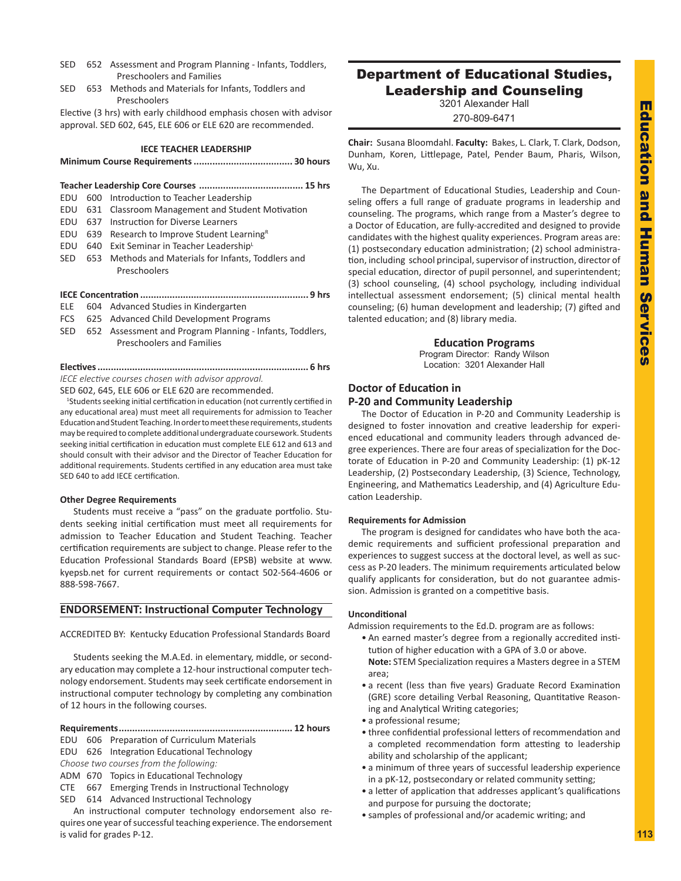SED 652 Assessment and Program Planning - Infants, Toddlers, Preschoolers and Families

SED 653 Methods and Materials for Infants, Toddlers and Preschoolers

Elective (3 hrs) with early childhood emphasis chosen with advisor approval. SED 602, 645, ELE 606 or ELE 620 are recommended.

### IECE TEACHER LEADERSHIP

**Minimum Course Requirements ..................................... 30 hours**

**Teacher Leadership Core Courses ....................................... 15 hrs**

EDU 600 Introduction to Teacher Leadership

EDU 631 Classroom Management and Student Motivation

EDU 637 Instruction for Diverse Learners

EDU 639 Research to Improve Student Learning[R]

EDU 640 Exit Seminar in Teacher Leadership[L]

SED 653 Methods and Materials for Infants, Toddlers and Preschoolers

**IECE Concentration ............................................................. 9 hrs**

ELE 604 Advanced Studies in Kindergarten

FCS 625 Advanced Child Development Programs

SED 652 Assessment and Program Planning - Infants, Toddlers, Preschoolers and Families

**Electives .............................................................................. 6 hrs**

*IECE elective courses chosen with advisor approval.*

SED 602, 645, ELE 606 or ELE 620 are recommended.

[1]Students seeking initial certification in education (not currently certified in any educational area) must meet all requirements for admission to Teacher Education and Student Teaching. In order to meet these requirements, students may be required to complete additional undergraduate coursework. Students seeking initial certification in education must complete ELE 612 and 613 and should consult with their advisor and the Director of Teacher Education for additional requirements. Students certified in any education area must take SED 640 to add IECE certification.

#### Other Degree Requirements

Students must receive a "pass" on the graduate portfolio. Students seeking initial certification must meet all requirements for admission to Teacher Education and Student Teaching. Teacher certification requirements are subject to change. Please refer to the Education Professional Standards Board (EPSB) website at www.kyepsb.net for current requirements or contact 502-564-4606 or 888-598-7667.

## ENDORSEMENT: Instructional Computer Technology

ACCREDITED BY: Kentucky Education Professional Standards Board

Students seeking the M.A.Ed. in elementary, middle, or secondary education may complete a 12-hour instructional computer technology endorsement. Students may seek certificate endorsement in instructional computer technology by completing any combination of 12 hours in the following courses.

**Requirements ................................................................ 12 hours**

EDU 606 Preparation of Curriculum Materials

EDU 626 Integration Educational Technology

*Choose two courses from the following:*

ADM 670 Topics in Educational Technology

CTE 667 Emerging Trends in Instructional Technology

SED 614 Advanced Instructional Technology

An instructional computer technology endorsement also requires one year of successful teaching experience. The endorsement is valid for grades P-12.

# Department of Educational Studies, Leadership and Counseling

3201 Alexander Hall

270-809-6471

**Chair:** Susana Bloomdahl. **Faculty:** Bakes, L. Clark, T. Clark, Dodson, Dunham, Koren, Littlepage, Patel, Pender Baum, Pharis, Wilson, Wu, Xu.

The Department of Educational Studies, Leadership and Counseling offers a full range of graduate programs in leadership and counseling. The programs, which range from a Master's degree to a Doctor of Education, are fully-accredited and designed to provide candidates with the highest quality experiences. Program areas are: (1) postsecondary education administration; (2) school administration, including school principal, supervisor of instruction, director of special education, director of pupil personnel, and superintendent; (3) school counseling, (4) school psychology, including individual intellectual assessment endorsement; (5) clinical mental health counseling; (6) human development and leadership; (7) gifted and talented education; and (8) library media.

## Education Programs

Program Director: Randy Wilson

Location: 3201 Alexander Hall

### Doctor of Education in P-20 and Community Leadership

The Doctor of Education in P-20 and Community Leadership is designed to foster innovation and creative leadership for experienced educational and community leaders through advanced degree experiences. There are four areas of specialization for the Doctorate of Education in P-20 and Community Leadership: (1) pK-12 Leadership, (2) Postsecondary Leadership, (3) Science, Technology, Engineering, and Mathematics Leadership, and (4) Agriculture Education Leadership.

#### Requirements for Admission

The program is designed for candidates who have both the academic requirements and sufficient professional preparation and experiences to suggest success at the doctoral level, as well as success as P-20 leaders. The minimum requirements articulated below qualify applicants for consideration, but do not guarantee admission. Admission is granted on a competitive basis.

#### Unconditional

Admission requirements to the Ed.D. program are as follows:

- An earned master's degree from a regionally accredited institution of higher education with a GPA of 3.0 or above. **Note:** STEM Specialization requires a Masters degree in a STEM area;
- a recent (less than five years) Graduate Record Examination (GRE) score detailing Verbal Reasoning, Quantitative Reasoning and Analytical Writing categories;
- a professional resume;
- three confidential professional letters of recommendation and a completed recommendation form attesting to leadership ability and scholarship of the applicant;
- a minimum of three years of successful leadership experience in a pK-12, postsecondary or related community setting;
- a letter of application that addresses applicant's qualifications and purpose for pursuing the doctorate;
- samples of professional and/or academic writing; and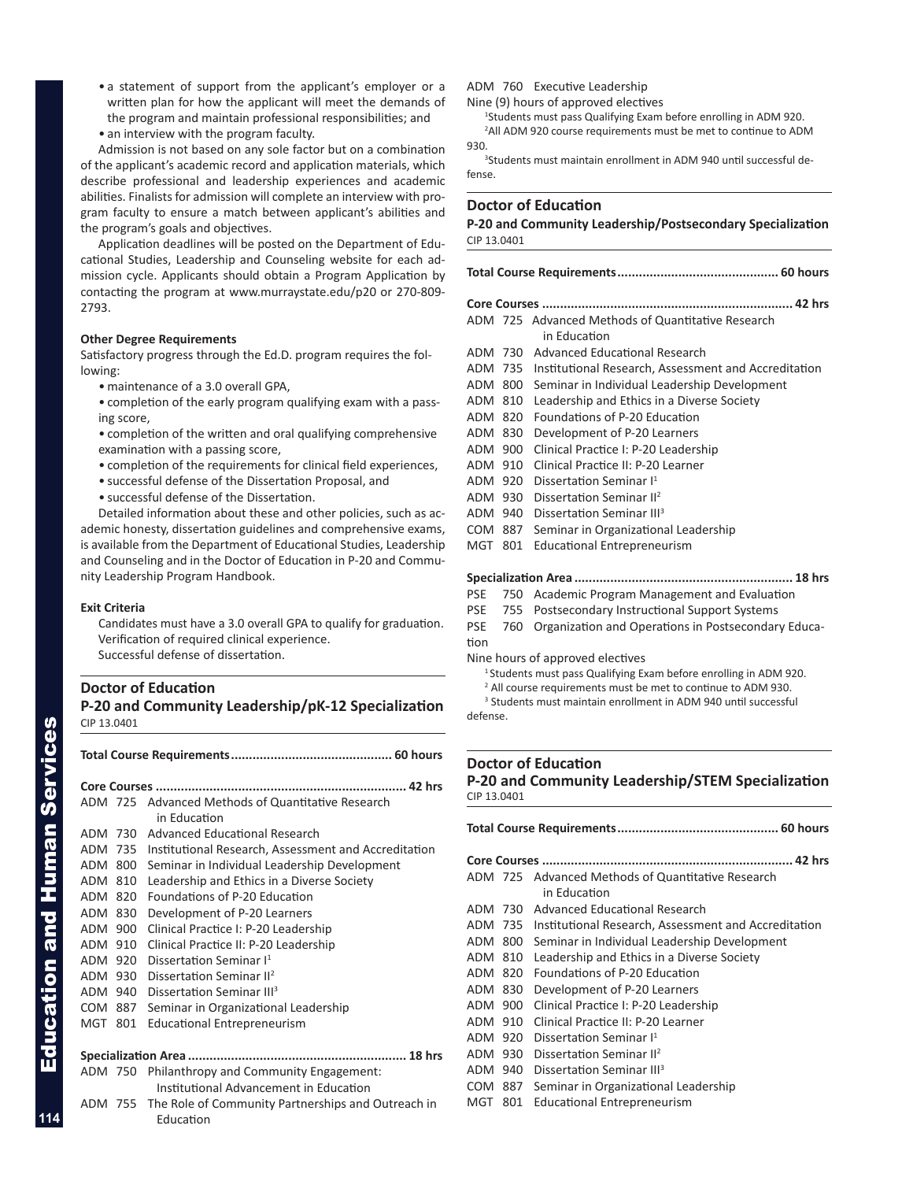- a statement of support from the applicant's employer or a written plan for how the applicant will meet the demands of the program and maintain professional responsibilities; and
- an interview with the program faculty.

Admission is not based on any sole factor but on a combination of the applicant's academic record and application materials, which describe professional and leadership experiences and academic abilities. Finalists for admission will complete an interview with program faculty to ensure a match between applicant's abilities and the program's goals and objectives.

Application deadlines will be posted on the Department of Educational Studies, Leadership and Counseling website for each admission cycle. Applicants should obtain a Program Application by contacting the program at www.murraystate.edu/p20 or 270-809-2793.

**Other Degree Requirements**

Satisfactory progress through the Ed.D. program requires the following:

- maintenance of a 3.0 overall GPA,
- completion of the early program qualifying exam with a passing score,
- completion of the written and oral qualifying comprehensive examination with a passing score,
- completion of the requirements for clinical field experiences,
- successful defense of the Dissertation Proposal, and
- successful defense of the Dissertation.

Detailed information about these and other policies, such as academic honesty, dissertation guidelines and comprehensive exams, is available from the Department of Educational Studies, Leadership and Counseling and in the Doctor of Education in P-20 and Community Leadership Program Handbook.

**Exit Criteria**

Candidates must have a 3.0 overall GPA to qualify for graduation.
Verification of required clinical experience.
Successful defense of dissertation.

## Doctor of Education
### P-20 and Community Leadership/pK-12 Specialization
CIP 13.0401

**Total Course Requirements............................................ 60 hours**

**Core Courses ..................................................................... 42 hrs**

ADM 725 Advanced Methods of Quantitative Research in Education
ADM 730 Advanced Educational Research
ADM 735 Institutional Research, Assessment and Accreditation
ADM 800 Seminar in Individual Leadership Development
ADM 810 Leadership and Ethics in a Diverse Society
ADM 820 Foundations of P-20 Education
ADM 830 Development of P-20 Learners
ADM 900 Clinical Practice I: P-20 Leadership
ADM 910 Clinical Practice II: P-20 Leadership
ADM 920 Dissertation Seminar I[1]
ADM 930 Dissertation Seminar II[2]
ADM 940 Dissertation Seminar III[3]
COM 887 Seminar in Organizational Leadership
MGT 801 Educational Entrepreneurism

**Specialization Area ............................................................ 18 hrs**

ADM 750 Philanthropy and Community Engagement: Institutional Advancement in Education
ADM 755 The Role of Community Partnerships and Outreach in Education
ADM 760 Executive Leadership
Nine (9) hours of approved electives

[1]Students must pass Qualifying Exam before enrolling in ADM 920.
[2]All ADM 920 course requirements must be met to continue to ADM 930.
[3]Students must maintain enrollment in ADM 940 until successful defense.

## Doctor of Education
### P-20 and Community Leadership/Postsecondary Specialization
CIP 13.0401

**Total Course Requirements............................................ 60 hours**

**Core Courses ..................................................................... 42 hrs**

ADM 725 Advanced Methods of Quantitative Research in Education
ADM 730 Advanced Educational Research
ADM 735 Institutional Research, Assessment and Accreditation
ADM 800 Seminar in Individual Leadership Development
ADM 810 Leadership and Ethics in a Diverse Society
ADM 820 Foundations of P-20 Education
ADM 830 Development of P-20 Learners
ADM 900 Clinical Practice I: P-20 Leadership
ADM 910 Clinical Practice II: P-20 Learner
ADM 920 Dissertation Seminar I[1]
ADM 930 Dissertation Seminar II[2]
ADM 940 Dissertation Seminar III[3]
COM 887 Seminar in Organizational Leadership
MGT 801 Educational Entrepreneurism

**Specialization Area ............................................................ 18 hrs**

PSE 750 Academic Program Management and Evaluation
PSE 755 Postsecondary Instructional Support Systems
PSE 760 Organization and Operations in Postsecondary Education
Nine hours of approved electives

[1]Students must pass Qualifying Exam before enrolling in ADM 920.
[2]All course requirements must be met to continue to ADM 930.
[3]Students must maintain enrollment in ADM 940 until successful defense.

## Doctor of Education
### P-20 and Community Leadership/STEM Specialization
CIP 13.0401

**Total Course Requirements............................................ 60 hours**

**Core Courses ..................................................................... 42 hrs**

ADM 725 Advanced Methods of Quantitative Research in Education
ADM 730 Advanced Educational Research
ADM 735 Institutional Research, Assessment and Accreditation
ADM 800 Seminar in Individual Leadership Development
ADM 810 Leadership and Ethics in a Diverse Society
ADM 820 Foundations of P-20 Education
ADM 830 Development of P-20 Learners
ADM 900 Clinical Practice I: P-20 Leadership
ADM 910 Clinical Practice II: P-20 Learner
ADM 920 Dissertation Seminar I[1]
ADM 930 Dissertation Seminar II[2]
ADM 940 Dissertation Seminar III[3]
COM 887 Seminar in Organizational Leadership
MGT 801 Educational Entrepreneurism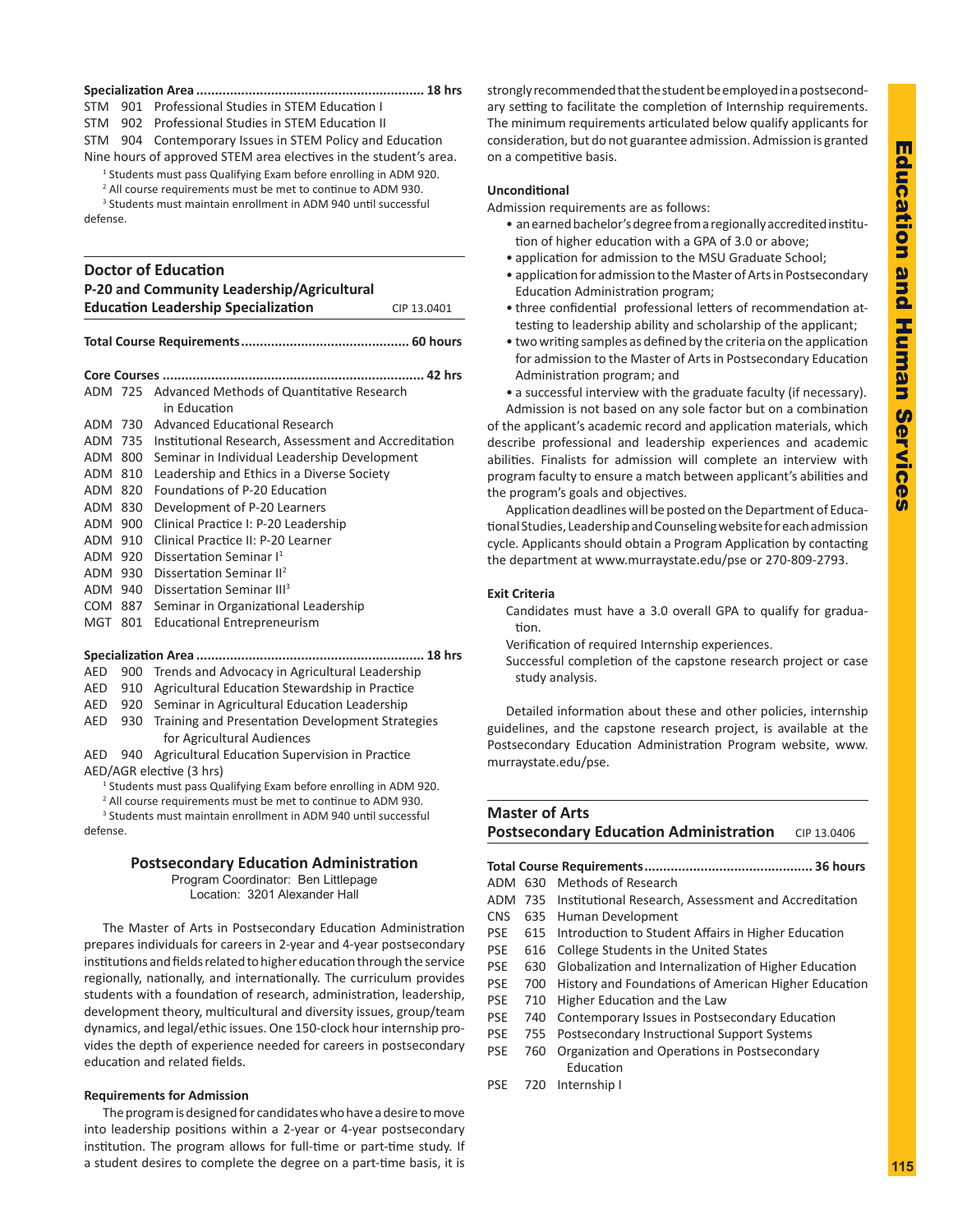**Specialization Area ............................................................ 18 hrs**

STM 901 Professional Studies in STEM Education I
STM 902 Professional Studies in STEM Education II
STM 904 Contemporary Issues in STEM Policy and Education
Nine hours of approved STEM area electives in the student's area.

[1] Students must pass Qualifying Exam before enrolling in ADM 920.
[2] All course requirements must be met to continue to ADM 930.
[3] Students must maintain enrollment in ADM 940 until successful defense.

## Doctor of Education
## P-20 and Community Leadership/Agricultural Education Leadership Specialization
CIP 13.0401

**Total Course Requirements............................................ 60 hours**

**Core Courses ..................................................................... 42 hrs**

ADM 725 Advanced Methods of Quantitative Research in Education
ADM 730 Advanced Educational Research
ADM 735 Institutional Research, Assessment and Accreditation
ADM 800 Seminar in Individual Leadership Development
ADM 810 Leadership and Ethics in a Diverse Society
ADM 820 Foundations of P-20 Education
ADM 830 Development of P-20 Learners
ADM 900 Clinical Practice I: P-20 Leadership
ADM 910 Clinical Practice II: P-20 Learner
ADM 920 Dissertation Seminar I[1]
ADM 930 Dissertation Seminar II[2]
ADM 940 Dissertation Seminar III[3]
COM 887 Seminar in Organizational Leadership
MGT 801 Educational Entrepreneurism

**Specialization Area ............................................................ 18 hrs**

AED 900 Trends and Advocacy in Agricultural Leadership
AED 910 Agricultural Education Stewardship in Practice
AED 920 Seminar in Agricultural Education Leadership
AED 930 Training and Presentation Development Strategies for Agricultural Audiences
AED 940 Agricultural Education Supervision in Practice
AED/AGR elective (3 hrs)

[1] Students must pass Qualifying Exam before enrolling in ADM 920.
[2] All course requirements must be met to continue to ADM 930.
[3] Students must maintain enrollment in ADM 940 until successful defense.

## Postsecondary Education Administration

Program Coordinator: Ben Littlepage
Location: 3201 Alexander Hall

The Master of Arts in Postsecondary Education Administration prepares individuals for careers in 2-year and 4-year postsecondary institutions and fields related to higher education through the service regionally, nationally, and internationally. The curriculum provides students with a foundation of research, administration, leadership, development theory, multicultural and diversity issues, group/team dynamics, and legal/ethic issues. One 150-clock hour internship provides the depth of experience needed for careers in postsecondary education and related fields.

**Requirements for Admission**

The program is designed for candidates who have a desire to move into leadership positions within a 2-year or 4-year postsecondary institution. The program allows for full-time or part-time study. If a student desires to complete the degree on a part-time basis, it is strongly recommended that the student be employed in a postsecondary setting to facilitate the completion of Internship requirements. The minimum requirements articulated below qualify applicants for consideration, but do not guarantee admission. Admission is granted on a competitive basis.

**Unconditional**

Admission requirements are as follows:

- an earned bachelor's degree from a regionally accredited institution of higher education with a GPA of 3.0 or above;
- application for admission to the MSU Graduate School;
- application for admission to the Master of Arts in Postsecondary Education Administration program;
- three confidential professional letters of recommendation attesting to leadership ability and scholarship of the applicant;
- two writing samples as defined by the criteria on the application for admission to the Master of Arts in Postsecondary Education Administration program; and
- a successful interview with the graduate faculty (if necessary).

Admission is not based on any sole factor but on a combination of the applicant's academic record and application materials, which describe professional and leadership experiences and academic abilities. Finalists for admission will complete an interview with program faculty to ensure a match between applicant's abilities and the program's goals and objectives.

Application deadlines will be posted on the Department of Educational Studies, Leadership and Counseling website for each admission cycle. Applicants should obtain a Program Application by contacting the department at www.murraystate.edu/pse or 270-809-2793.

**Exit Criteria**

Candidates must have a 3.0 overall GPA to qualify for graduation.

Verification of required Internship experiences.

Successful completion of the capstone research project or case study analysis.

Detailed information about these and other policies, internship guidelines, and the capstone research project, is available at the Postsecondary Education Administration Program website, www.murraystate.edu/pse.

## Master of Arts
## Postsecondary Education Administration
CIP 13.0406

**Total Course Requirements............................................ 36 hours**

ADM 630 Methods of Research
ADM 735 Institutional Research, Assessment and Accreditation
CNS 635 Human Development
PSE 615 Introduction to Student Affairs in Higher Education
PSE 616 College Students in the United States
PSE 630 Globalization and Internalization of Higher Education
PSE 700 History and Foundations of American Higher Education
PSE 710 Higher Education and the Law
PSE 740 Contemporary Issues in Postsecondary Education
PSE 755 Postsecondary Instructional Support Systems
PSE 760 Organization and Operations in Postsecondary Education
PSE 720 Internship I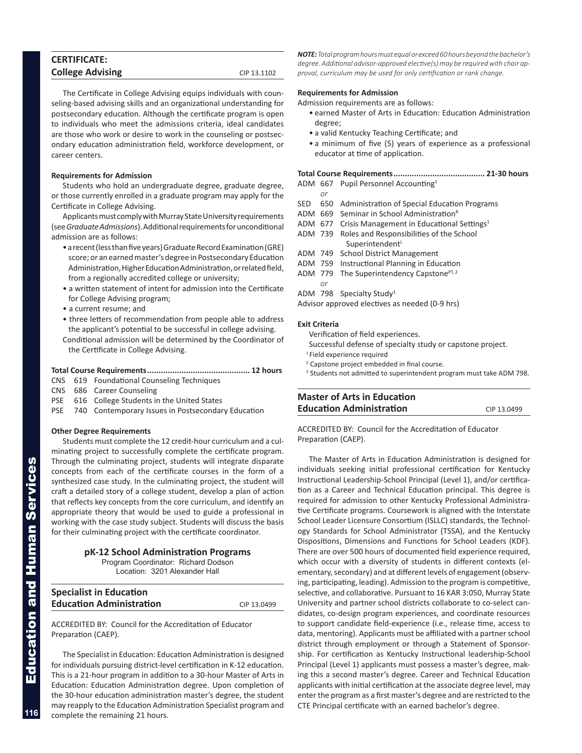## CERTIFICATE: College Advising

CIP 13.1102

The Certificate in College Advising equips individuals with counseling-based advising skills and an organizational understanding for postsecondary education. Although the certificate program is open to individuals who meet the admissions criteria, ideal candidates are those who work or desire to work in the counseling or postsecondary education administration field, workforce development, or career centers.

**Requirements for Admission**

Students who hold an undergraduate degree, graduate degree, or those currently enrolled in a graduate program may apply for the Certificate in College Advising.

Applicants must comply with Murray State University requirements (see *Graduate Admissions*). Additional requirements for unconditional admission are as follows:

- a recent (less than five years) Graduate Record Examination (GRE) score; or an earned master's degree in Postsecondary Education Administration, Higher Education Administration, or related field, from a regionally accredited college or university;
- a written statement of intent for admission into the Certificate for College Advising program;
- a current resume; and
- three letters of recommendation from people able to address the applicant's potential to be successful in college advising.

Conditional admission will be determined by the Coordinator of the Certificate in College Advising.

**Total Course Requirements............................................. 12 hours**

CNS 619 Foundational Counseling Techniques
CNS 686 Career Counseling
PSE 616 College Students in the United States
PSE 740 Contemporary Issues in Postsecondary Education

**Other Degree Requirements**

Students must complete the 12 credit-hour curriculum and a culminating project to successfully complete the certificate program. Through the culminating project, students will integrate disparate concepts from each of the certificate courses in the form of a synthesized case study. In the culminating project, the student will craft a detailed story of a college student, develop a plan of action that reflects key concepts from the core curriculum, and identify an appropriate theory that would be used to guide a professional in working with the case study subject. Students will discuss the basis for their culminating project with the certificate coordinator.

### pK-12 School Administration Programs

Program Coordinator: Richard Dodson
Location: 3201 Alexander Hall

## Specialist in Education Education Administration

CIP 13.0499

ACCREDITED BY: Council for the Accreditation of Educator Preparation (CAEP).

The Specialist in Education: Education Administration is designed for individuals pursuing district-level certification in K-12 education. This is a 21-hour program in addition to a 30-hour Master of Arts in Education: Education Administration degree. Upon completion of the 30-hour education administration master's degree, the student may reapply to the Education Administration Specialist program and complete the remaining 21 hours.

***NOTE:*** *Total program hours must equal or exceed 60 hours beyond the bachelor's degree. Additional advisor-approved elective(s) may be required with chair approval, curriculum may be used for only certification or rank change.*

**Requirements for Admission**

Admission requirements are as follows:

- earned Master of Arts in Education: Education Administration degree;
- a valid Kentucky Teaching Certificate; and
- a minimum of five (5) years of experience as a professional educator at time of application.

**Total Course Requirements........................................ 21-30 hours**

ADM 667 Pupil Personnel Accounting[1]
*or*
SED 650 Administration of Special Education Programs
ADM 669 Seminar in School Administration[R]
ADM 677 Crisis Management in Educational Settings[1]
ADM 739 Roles and Responsibilities of the School Superintendent[L]
ADM 749 School District Management
ADM 759 Instructional Planning in Education
ADM 779 The Superintendency Capstone[PT, 2]
*or*
ADM 798 Specialty Study[3]
Advisor approved electives as needed (0-9 hrs)

**Exit Criteria**

Verification of field experiences.
Successful defense of specialty study or capstone project.

[1] Field experience required
[2] Capstone project embedded in final course.
[3] Students not admitted to superintendent program must take ADM 798.

## Master of Arts in Education Education Administration

CIP 13.0499

ACCREDITED BY: Council for the Accreditation of Educator Preparation (CAEP).

The Master of Arts in Education Administration is designed for individuals seeking initial professional certification for Kentucky Instructional Leadership-School Principal (Level 1), and/or certification as a Career and Technical Education principal. This degree is required for admission to other Kentucky Professional Administrative Certificate programs. Coursework is aligned with the Interstate School Leader Licensure Consortium (ISLLC) standards, the Technology Standards for School Administrator (TSSA), and the Kentucky Dispositions, Dimensions and Functions for School Leaders (KDF). There are over 500 hours of documented field experience required, which occur with a diversity of students in different contexts (elementary, secondary) and at different levels of engagement (observing, participating, leading). Admission to the program is competitive, selective, and collaborative. Pursuant to 16 KAR 3:050, Murray State University and partner school districts collaborate to co-select candidates, co-design program experiences, and coordinate resources to support candidate field-experience (i.e., release time, access to data, mentoring). Applicants must be affiliated with a partner school district through employment or through a Statement of Sponsorship. For certification as Kentucky Instructional leadership-School Principal (Level 1) applicants must possess a master's degree, making this a second master's degree. Career and Technical Education applicants with initial certification at the associate degree level, may enter the program as a first master's degree and are restricted to the CTE Principal certificate with an earned bachelor's degree.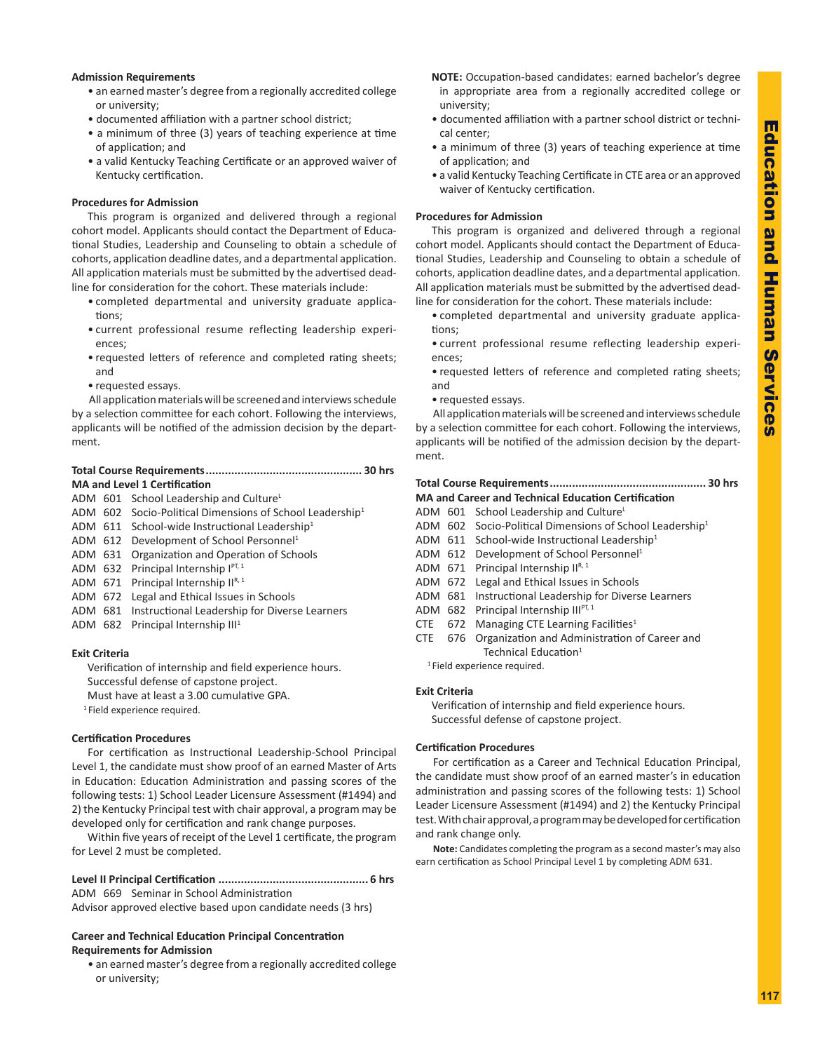**Admission Requirements**

- an earned master's degree from a regionally accredited college or university;
- documented affiliation with a partner school district;
- a minimum of three (3) years of teaching experience at time of application; and
- a valid Kentucky Teaching Certificate or an approved waiver of Kentucky certification.

**Procedures for Admission**

This program is organized and delivered through a regional cohort model. Applicants should contact the Department of Educational Studies, Leadership and Counseling to obtain a schedule of cohorts, application deadline dates, and a departmental application. All application materials must be submitted by the advertised deadline for consideration for the cohort. These materials include:

- completed departmental and university graduate applications;
- current professional resume reflecting leadership experiences;
- requested letters of reference and completed rating sheets; and
- requested essays.

All application materials will be screened and interviews schedule by a selection committee for each cohort. Following the interviews, applicants will be notified of the admission decision by the department.

**Total Course Requirements................................................ 30 hrs**

**MA and Level 1 Certification**

ADM 601 School Leadership and Culture[L]
ADM 602 Socio-Political Dimensions of School Leadership[1]
ADM 611 School-wide Instructional Leadership[1]
ADM 612 Development of School Personnel[1]
ADM 631 Organization and Operation of Schools
ADM 632 Principal Internship I[PT, 1]
ADM 671 Principal Internship II[R, 1]
ADM 672 Legal and Ethical Issues in Schools
ADM 681 Instructional Leadership for Diverse Learners
ADM 682 Principal Internship III[1]

**Exit Criteria**

Verification of internship and field experience hours.
Successful defense of capstone project.
Must have at least a 3.00 cumulative GPA.

[1] Field experience required.

**Certification Procedures**

For certification as Instructional Leadership-School Principal Level 1, the candidate must show proof of an earned Master of Arts in Education: Education Administration and passing scores of the following tests: 1) School Leader Licensure Assessment (#1494) and 2) the Kentucky Principal test with chair approval, a program may be developed only for certification and rank change purposes.

Within five years of receipt of the Level 1 certificate, the program for Level 2 must be completed.

**Level II Principal Certification .............................................. 6 hrs**

ADM 669 Seminar in School Administration
Advisor approved elective based upon candidate needs (3 hrs)

**Career and Technical Education Principal Concentration**
**Requirements for Admission**

- an earned master's degree from a regionally accredited college or university;

**NOTE:** Occupation-based candidates: earned bachelor's degree in appropriate area from a regionally accredited college or university;

- documented affiliation with a partner school district or technical center;
- a minimum of three (3) years of teaching experience at time of application; and
- a valid Kentucky Teaching Certificate in CTE area or an approved waiver of Kentucky certification.

**Procedures for Admission**

This program is organized and delivered through a regional cohort model. Applicants should contact the Department of Educational Studies, Leadership and Counseling to obtain a schedule of cohorts, application deadline dates, and a departmental application. All application materials must be submitted by the advertised deadline for consideration for the cohort. These materials include:

- completed departmental and university graduate applications;
- current professional resume reflecting leadership experiences;
- requested letters of reference and completed rating sheets; and
- requested essays.

All application materials will be screened and interviews schedule by a selection committee for each cohort. Following the interviews, applicants will be notified of the admission decision by the department.

**Total Course Requirements................................................ 30 hrs**

**MA and Career and Technical Education Certification**

ADM 601 School Leadership and Culture[L]
ADM 602 Socio-Political Dimensions of School Leadership[1]
ADM 611 School-wide Instructional Leadership[1]
ADM 612 Development of School Personnel[1]
ADM 671 Principal Internship II[R, 1]
ADM 672 Legal and Ethical Issues in Schools
ADM 681 Instructional Leadership for Diverse Learners
ADM 682 Principal Internship III[PT, 1]
CTE 672 Managing CTE Learning Facilities[1]
CTE 676 Organization and Administration of Career and Technical Education[1]

[1] Field experience required.

**Exit Criteria**

Verification of internship and field experience hours.
Successful defense of capstone project.

**Certification Procedures**

For certification as a Career and Technical Education Principal, the candidate must show proof of an earned master's in education administration and passing scores of the following tests: 1) School Leader Licensure Assessment (#1494) and 2) the Kentucky Principal test. With chair approval, a program may be developed for certification and rank change only.

**Note:** Candidates completing the program as a second master's may also earn certification as School Principal Level 1 by completing ADM 631.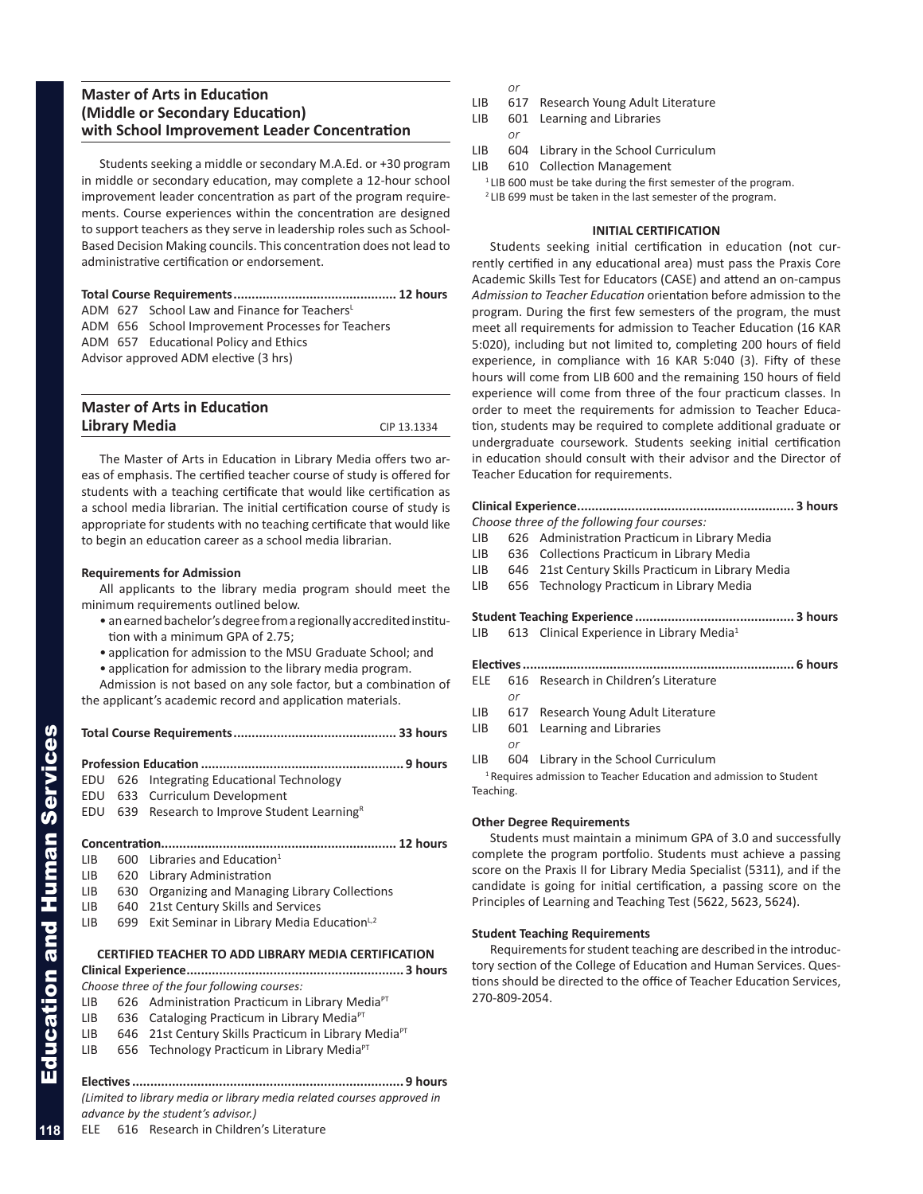## Master of Arts in Education (Middle or Secondary Education) with School Improvement Leader Concentration

Students seeking a middle or secondary M.A.Ed. or +30 program in middle or secondary education, may complete a 12-hour school improvement leader concentration as part of the program requirements. Course experiences within the concentration are designed to support teachers as they serve in leadership roles such as School-Based Decision Making councils. This concentration does not lead to administrative certification or endorsement.

**Total Course Requirements............................................ 12 hours**

ADM 627 School Law and Finance for Teachers[L]
ADM 656 School Improvement Processes for Teachers
ADM 657 Educational Policy and Ethics
Advisor approved ADM elective (3 hrs)

## Master of Arts in Education Library Media

CIP 13.1334

The Master of Arts in Education in Library Media offers two areas of emphasis. The certified teacher course of study is offered for students with a teaching certificate that would like certification as a school media librarian. The initial certification course of study is appropriate for students with no teaching certificate that would like to begin an education career as a school media librarian.

**Requirements for Admission**

All applicants to the library media program should meet the minimum requirements outlined below.

- an earned bachelor's degree from a regionally accredited institution with a minimum GPA of 2.75;
- application for admission to the MSU Graduate School; and
- application for admission to the library media program.

Admission is not based on any sole factor, but a combination of the applicant's academic record and application materials.

**Total Course Requirements............................................ 33 hours**

**Profession Education ....................................................... 9 hours**

EDU 626 Integrating Educational Technology
EDU 633 Curriculum Development
EDU 639 Research to Improve Student Learning[R]

**Concentration................................................................ 12 hours**

LIB 600 Libraries and Education[1]
LIB 620 Library Administration
LIB 630 Organizing and Managing Library Collections
LIB 640 21st Century Skills and Services
LIB 699 Exit Seminar in Library Media Education[L,2]

### CERTIFIED TEACHER TO ADD LIBRARY MEDIA CERTIFICATION

**Clinical Experience........................................................... 3 hours**

*Choose three of the four following courses:*

LIB 626 Administration Practicum in Library Media[PT]
LIB 636 Cataloging Practicum in Library Media[PT]
LIB 646 21st Century Skills Practicum in Library Media[PT]
LIB 656 Technology Practicum in Library Media[PT]

**Electives .......................................................................... 9 hours**

*(Limited to library media or library media related courses approved in advance by the student's advisor.)*

ELE 616 Research in Children's Literature
*or*
LIB 617 Research Young Adult Literature
LIB 601 Learning and Libraries
*or*
LIB 604 Library in the School Curriculum
LIB 610 Collection Management

[1] LIB 600 must be take during the first semester of the program.
[2] LIB 699 must be taken in the last semester of the program.

### INITIAL CERTIFICATION

Students seeking initial certification in education (not currently certified in any educational area) must pass the Praxis Core Academic Skills Test for Educators (CASE) and attend an on-campus *Admission to Teacher Education* orientation before admission to the program. During the first few semesters of the program, the must meet all requirements for admission to Teacher Education (16 KAR 5:020), including but not limited to, completing 200 hours of field experience, in compliance with 16 KAR 5:040 (3). Fifty of these hours will come from LIB 600 and the remaining 150 hours of field experience will come from three of the four practicum classes. In order to meet the requirements for admission to Teacher Education, students may be required to complete additional graduate or undergraduate coursework. Students seeking initial certification in education should consult with their advisor and the Director of Teacher Education for requirements.

**Clinical Experience........................................................... 3 hours**

*Choose three of the following four courses:*

LIB 626 Administration Practicum in Library Media
LIB 636 Collections Practicum in Library Media
LIB 646 21st Century Skills Practicum in Library Media
LIB 656 Technology Practicum in Library Media

**Student Teaching Experience ........................................... 3 hours**

LIB 613 Clinical Experience in Library Media[1]

**Electives .......................................................................... 6 hours**

ELE 616 Research in Children's Literature
*or*
LIB 617 Research Young Adult Literature
LIB 601 Learning and Libraries
*or*
LIB 604 Library in the School Curriculum

[1] Requires admission to Teacher Education and admission to Student Teaching.

**Other Degree Requirements**

Students must maintain a minimum GPA of 3.0 and successfully complete the program portfolio. Students must achieve a passing score on the Praxis II for Library Media Specialist (5311), and if the candidate is going for initial certification, a passing score on the Principles of Learning and Teaching Test (5622, 5623, 5624).

**Student Teaching Requirements**

Requirements for student teaching are described in the introductory section of the College of Education and Human Services. Questions should be directed to the office of Teacher Education Services, 270-809-2054.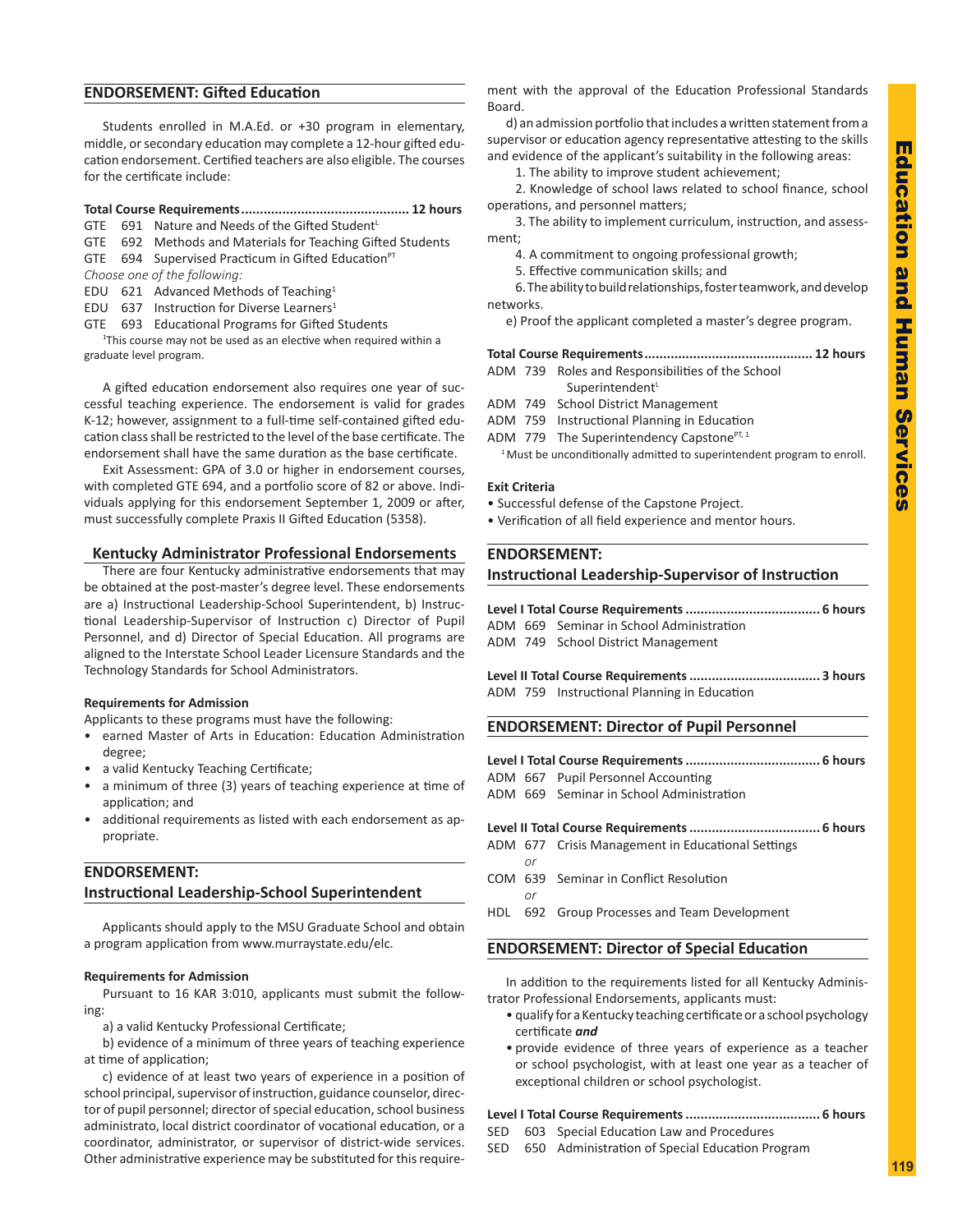## ENDORSEMENT: Gifted Education

Students enrolled in M.A.Ed. or +30 program in elementary, middle, or secondary education may complete a 12-hour gifted education endorsement. Certified teachers are also eligible. The courses for the certificate include:

**Total Course Requirements............................................ 12 hours**

GTE 691 Nature and Needs of the Gifted Student[L]
GTE 692 Methods and Materials for Teaching Gifted Students
GTE 694 Supervised Practicum in Gifted Education[PT]
*Choose one of the following:*
EDU 621 Advanced Methods of Teaching[1]
EDU 637 Instruction for Diverse Learners[1]
GTE 693 Educational Programs for Gifted Students

[1]This course may not be used as an elective when required within a graduate level program.

A gifted education endorsement also requires one year of successful teaching experience. The endorsement is valid for grades K-12; however, assignment to a full-time self-contained gifted education class shall be restricted to the level of the base certificate. The endorsement shall have the same duration as the base certificate.

Exit Assessment: GPA of 3.0 or higher in endorsement courses, with completed GTE 694, and a portfolio score of 82 or above. Individuals applying for this endorsement September 1, 2009 or after, must successfully complete Praxis II Gifted Education (5358).

## Kentucky Administrator Professional Endorsements

There are four Kentucky administrative endorsements that may be obtained at the post-master's degree level. These endorsements are a) Instructional Leadership-School Superintendent, b) Instructional Leadership-Supervisor of Instruction c) Director of Pupil Personnel, and d) Director of Special Education. All programs are aligned to the Interstate School Leader Licensure Standards and the Technology Standards for School Administrators.

**Requirements for Admission**

Applicants to these programs must have the following:

- earned Master of Arts in Education: Education Administration degree;
- a valid Kentucky Teaching Certificate;
- a minimum of three (3) years of teaching experience at time of application; and
- additional requirements as listed with each endorsement as appropriate.

## ENDORSEMENT: Instructional Leadership-School Superintendent

Applicants should apply to the MSU Graduate School and obtain a program application from www.murraystate.edu/elc.

**Requirements for Admission**

Pursuant to 16 KAR 3:010, applicants must submit the following:

a) a valid Kentucky Professional Certificate;

b) evidence of a minimum of three years of teaching experience at time of application;

c) evidence of at least two years of experience in a position of school principal, supervisor of instruction, guidance counselor, director of pupil personnel; director of special education, school business administrato, local district coordinator of vocational education, or a coordinator, administrator, or supervisor of district-wide services. Other administrative experience may be substituted for this requirement with the approval of the Education Professional Standards Board.

d) an admission portfolio that includes a written statement from a supervisor or education agency representative attesting to the skills and evidence of the applicant's suitability in the following areas:

1. The ability to improve student achievement;
2. Knowledge of school laws related to school finance, school operations, and personnel matters;
3. The ability to implement curriculum, instruction, and assessment;
4. A commitment to ongoing professional growth;
5. Effective communication skills; and
6. The ability to build relationships, foster teamwork, and develop networks.

e) Proof the applicant completed a master's degree program.

**Total Course Requirements............................................ 12 hours**

ADM 739 Roles and Responsibilities of the School Superintendent[L]
ADM 749 School District Management
ADM 759 Instructional Planning in Education
ADM 779 The Superintendency Capstone[PT, 1]

[1] Must be unconditionally admitted to superintendent program to enroll.

**Exit Criteria**

- Successful defense of the Capstone Project.
- Verification of all field experience and mentor hours.

## ENDORSEMENT: Instructional Leadership-Supervisor of Instruction

**Level I Total Course Requirements ................................... 6 hours**

ADM 669 Seminar in School Administration
ADM 749 School District Management

**Level II Total Course Requirements .................................. 3 hours**

ADM 759 Instructional Planning in Education

## ENDORSEMENT: Director of Pupil Personnel

**Level I Total Course Requirements ................................... 6 hours**

ADM 667 Pupil Personnel Accounting
ADM 669 Seminar in School Administration

**Level II Total Course Requirements .................................. 6 hours**

ADM 677 Crisis Management in Educational Settings
*or*
COM 639 Seminar in Conflict Resolution
*or*
HDL 692 Group Processes and Team Development

## ENDORSEMENT: Director of Special Education

In addition to the requirements listed for all Kentucky Administrator Professional Endorsements, applicants must:

- qualify for a Kentucky teaching certificate or a school psychology certificate ***and***
- provide evidence of three years of experience as a teacher or school psychologist, with at least one year as a teacher of exceptional children or school psychologist.

**Level I Total Course Requirements ................................... 6 hours**

SED 603 Special Education Law and Procedures
SED 650 Administration of Special Education Program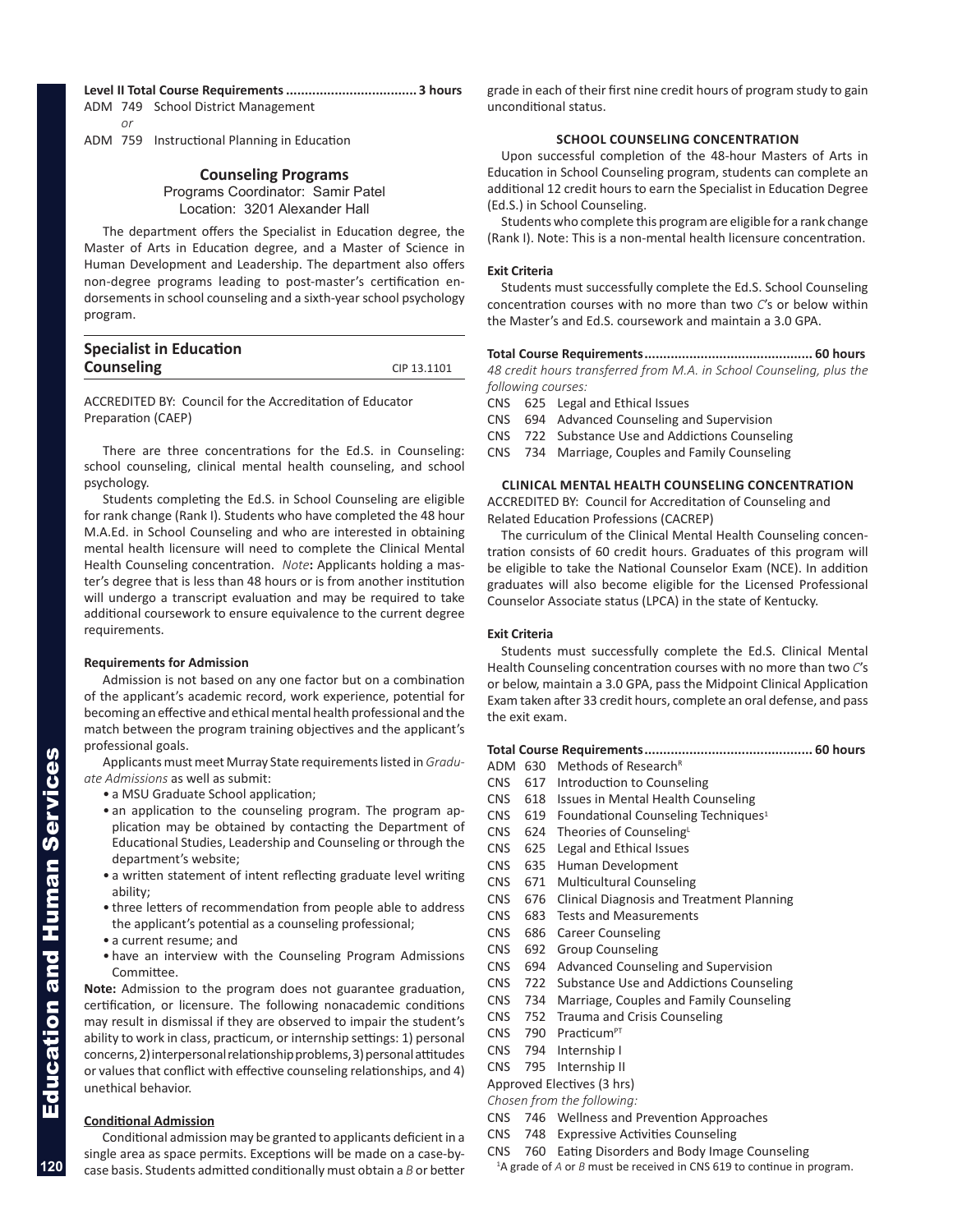**Level II Total Course Requirements .................................. 3 hours**

ADM 749 School District Management

*or*

ADM 759 Instructional Planning in Education

## Counseling Programs

Programs Coordinator: Samir Patel

Location: 3201 Alexander Hall

The department offers the Specialist in Education degree, the Master of Arts in Education degree, and a Master of Science in Human Development and Leadership. The department also offers non-degree programs leading to post-master's certification endorsements in school counseling and a sixth-year school psychology program.

## Specialist in Education Counseling

CIP 13.1101

ACCREDITED BY: Council for the Accreditation of Educator Preparation (CAEP)

There are three concentrations for the Ed.S. in Counseling: school counseling, clinical mental health counseling, and school psychology.

Students completing the Ed.S. in School Counseling are eligible for rank change (Rank I). Students who have completed the 48 hour M.A.Ed. in School Counseling and who are interested in obtaining mental health licensure will need to complete the Clinical Mental Health Counseling concentration. *Note***:** Applicants holding a master's degree that is less than 48 hours or is from another institution will undergo a transcript evaluation and may be required to take additional coursework to ensure equivalence to the current degree requirements.

### Requirements for Admission

Admission is not based on any one factor but on a combination of the applicant's academic record, work experience, potential for becoming an effective and ethical mental health professional and the match between the program training objectives and the applicant's professional goals.

Applicants must meet Murray State requirements listed in *Graduate Admissions* as well as submit:

- a MSU Graduate School application;
- an application to the counseling program. The program application may be obtained by contacting the Department of Educational Studies, Leadership and Counseling or through the department's website;
- a written statement of intent reflecting graduate level writing ability;
- three letters of recommendation from people able to address the applicant's potential as a counseling professional;
- a current resume; and
- have an interview with the Counseling Program Admissions Committee.

**Note:** Admission to the program does not guarantee graduation, certification, or licensure. The following nonacademic conditions may result in dismissal if they are observed to impair the student's ability to work in class, practicum, or internship settings: 1) personal concerns, 2) interpersonal relationship problems, 3) personal attitudes or values that conflict with effective counseling relationships, and 4) unethical behavior.

### Conditional Admission

Conditional admission may be granted to applicants deficient in a single area as space permits. Exceptions will be made on a case-by-case basis. Students admitted conditionally must obtain a *B* or better grade in each of their first nine credit hours of program study to gain unconditional status.

### SCHOOL COUNSELING CONCENTRATION

Upon successful completion of the 48-hour Masters of Arts in Education in School Counseling program, students can complete an additional 12 credit hours to earn the Specialist in Education Degree (Ed.S.) in School Counseling.

Students who complete this program are eligible for a rank change (Rank I). Note: This is a non-mental health licensure concentration.

#### Exit Criteria

Students must successfully complete the Ed.S. School Counseling concentration courses with no more than two *C*'s or below within the Master's and Ed.S. coursework and maintain a 3.0 GPA.

**Total Course Requirements ............................................ 60 hours**

*48 credit hours transferred from M.A. in School Counseling, plus the following courses:*

CNS 625 Legal and Ethical Issues

CNS 694 Advanced Counseling and Supervision

CNS 722 Substance Use and Addictions Counseling

CNS 734 Marriage, Couples and Family Counseling

### CLINICAL MENTAL HEALTH COUNSELING CONCENTRATION

ACCREDITED BY: Council for Accreditation of Counseling and Related Education Professions (CACREP)

The curriculum of the Clinical Mental Health Counseling concentration consists of 60 credit hours. Graduates of this program will be eligible to take the National Counselor Exam (NCE). In addition graduates will also become eligible for the Licensed Professional Counselor Associate status (LPCA) in the state of Kentucky.

#### Exit Criteria

Students must successfully complete the Ed.S. Clinical Mental Health Counseling concentration courses with no more than two *C*'s or below, maintain a 3.0 GPA, pass the Midpoint Clinical Application Exam taken after 33 credit hours, complete an oral defense, and pass the exit exam.

**Total Course Requirements ............................................ 60 hours**

ADM 630 Methods of Research[R]

CNS 617 Introduction to Counseling

CNS 618 Issues in Mental Health Counseling

CNS 619 Foundational Counseling Techniques[1]

CNS 624 Theories of Counseling[L]

CNS 625 Legal and Ethical Issues

CNS 635 Human Development

CNS 671 Multicultural Counseling

CNS 676 Clinical Diagnosis and Treatment Planning

CNS 683 Tests and Measurements

CNS 686 Career Counseling

CNS 692 Group Counseling

CNS 694 Advanced Counseling and Supervision

CNS 722 Substance Use and Addictions Counseling

CNS 734 Marriage, Couples and Family Counseling

CNS 752 Trauma and Crisis Counseling

CNS 790 Practicum[PT]

CNS 794 Internship I

CNS 795 Internship II

Approved Electives (3 hrs)

*Chosen from the following:*

CNS 746 Wellness and Prevention Approaches

CNS 748 Expressive Activities Counseling

CNS 760 Eating Disorders and Body Image Counseling

[1]A grade of *A* or *B* must be received in CNS 619 to continue in program.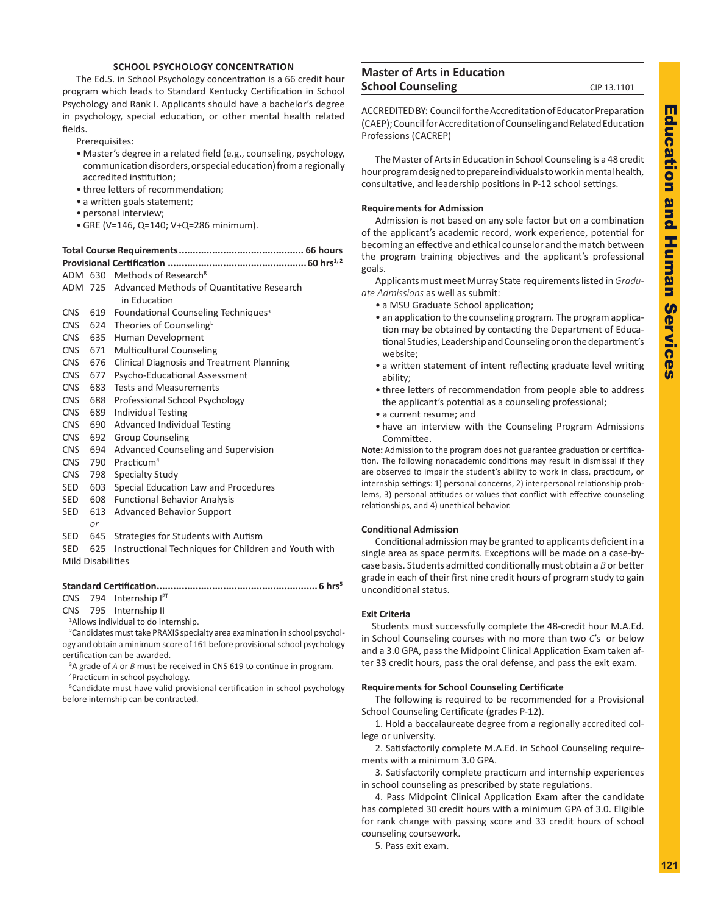### SCHOOL PSYCHOLOGY CONCENTRATION

The Ed.S. in School Psychology concentration is a 66 credit hour program which leads to Standard Kentucky Certification in School Psychology and Rank I. Applicants should have a bachelor's degree in psychology, special education, or other mental health related fields.

Prerequisites:

- Master's degree in a related field (e.g., counseling, psychology, communication disorders, or special education) from a regionally accredited institution;
- three letters of recommendation;
- a written goals statement;
- personal interview;
- GRE (V=146, Q=140; V+Q=286 minimum).

**Total Course Requirements............................................ 66 hours**

**Provisional Certification .................................................60 hrs[1, 2]**

ADM 630 Methods of Research[R]
ADM 725 Advanced Methods of Quantitative Research in Education
CNS 619 Foundational Counseling Techniques[3]
CNS 624 Theories of Counseling[L]
CNS 635 Human Development
CNS 671 Multicultural Counseling
CNS 676 Clinical Diagnosis and Treatment Planning
CNS 677 Psycho-Educational Assessment
CNS 683 Tests and Measurements
CNS 688 Professional School Psychology
CNS 689 Individual Testing
CNS 690 Advanced Individual Testing
CNS 692 Group Counseling
CNS 694 Advanced Counseling and Supervision
CNS 790 Practicum[4]
CNS 798 Specialty Study
SED 603 Special Education Law and Procedures
SED 608 Functional Behavior Analysis
SED 613 Advanced Behavior Support
*or*
SED 645 Strategies for Students with Autism
SED 625 Instructional Techniques for Children and Youth with Mild Disabilities

**Standard Certification......................................................... 6 hrs[5]**

CNS 794 Internship I[PT]
CNS 795 Internship II

[1]Allows individual to do internship.

[2]Candidates must take PRAXIS specialty area examination in school psychology and obtain a minimum score of 161 before provisional school psychology certification can be awarded.

[3]A grade of *A* or *B* must be received in CNS 619 to continue in program.

[4]Practicum in school psychology.

[5]Candidate must have valid provisional certification in school psychology before internship can be contracted.

## Master of Arts in Education School Counseling

CIP 13.1101

ACCREDITED BY: Council for the Accreditation of Educator Preparation (CAEP); Council for Accreditation of Counseling and Related Education Professions (CACREP)

The Master of Arts in Education in School Counseling is a 48 credit hour program designed to prepare individuals to work in mental health, consultative, and leadership positions in P-12 school settings.

### Requirements for Admission

Admission is not based on any sole factor but on a combination of the applicant's academic record, work experience, potential for becoming an effective and ethical counselor and the match between the program training objectives and the applicant's professional goals.

Applicants must meet Murray State requirements listed in *Graduate Admissions* as well as submit:

- a MSU Graduate School application;
- an application to the counseling program. The program application may be obtained by contacting the Department of Educational Studies, Leadership and Counseling or on the department's website;
- a written statement of intent reflecting graduate level writing ability;
- three letters of recommendation from people able to address the applicant's potential as a counseling professional;
- a current resume; and
- have an interview with the Counseling Program Admissions Committee.

**Note:** Admission to the program does not guarantee graduation or certification. The following nonacademic conditions may result in dismissal if they are observed to impair the student's ability to work in class, practicum, or internship settings: 1) personal concerns, 2) interpersonal relationship problems, 3) personal attitudes or values that conflict with effective counseling relationships, and 4) unethical behavior.

### Conditional Admission

Conditional admission may be granted to applicants deficient in a single area as space permits. Exceptions will be made on a case-by-case basis. Students admitted conditionally must obtain a *B* or better grade in each of their first nine credit hours of program study to gain unconditional status.

### Exit Criteria

Students must successfully complete the 48-credit hour M.A.Ed. in School Counseling courses with no more than two *C*'s or below and a 3.0 GPA, pass the Midpoint Clinical Application Exam taken after 33 credit hours, pass the oral defense, and pass the exit exam.

### Requirements for School Counseling Certificate

The following is required to be recommended for a Provisional School Counseling Certificate (grades P-12).

1. Hold a baccalaureate degree from a regionally accredited college or university.
2. Satisfactorily complete M.A.Ed. in School Counseling requirements with a minimum 3.0 GPA.
3. Satisfactorily complete practicum and internship experiences in school counseling as prescribed by state regulations.
4. Pass Midpoint Clinical Application Exam after the candidate has completed 30 credit hours with a minimum GPA of 3.0. Eligible for rank change with passing score and 33 credit hours of school counseling coursework.
5. Pass exit exam.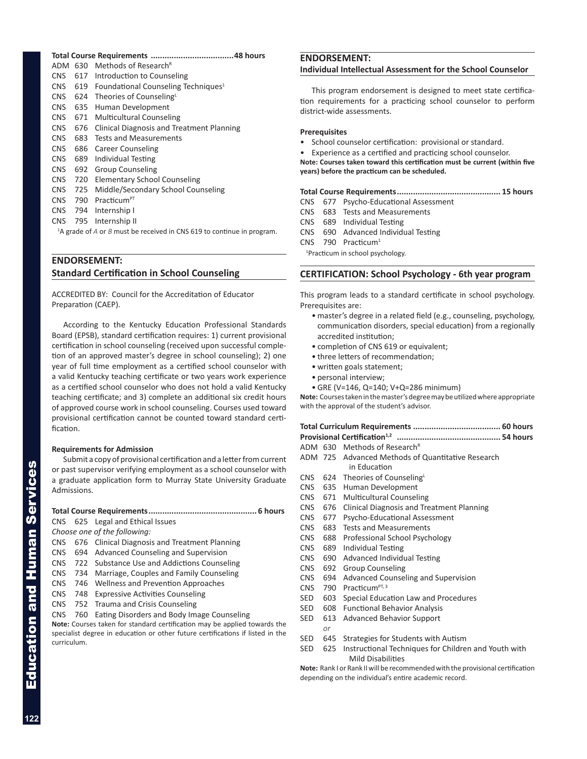**Total Course Requirements ....................................48 hours**

ADM 630 Methods of Research[R]
CNS 617 Introduction to Counseling
CNS 619 Foundational Counseling Techniques[1]
CNS 624 Theories of Counseling[L]
CNS 635 Human Development
CNS 671 Multicultural Counseling
CNS 676 Clinical Diagnosis and Treatment Planning
CNS 683 Tests and Measurements
CNS 686 Career Counseling
CNS 689 Individual Testing
CNS 692 Group Counseling
CNS 720 Elementary School Counseling
CNS 725 Middle/Secondary School Counseling
CNS 790 Practicum[PT]
CNS 794 Internship I
CNS 795 Internship II

[1]A grade of *A* or *B* must be received in CNS 619 to continue in program.

## ENDORSEMENT: Standard Certification in School Counseling

ACCREDITED BY: Council for the Accreditation of Educator Preparation (CAEP).

According to the Kentucky Education Professional Standards Board (EPSB), standard certification requires: 1) current provisional certification in school counseling (received upon successful completion of an approved master's degree in school counseling); 2) one year of full time employment as a certified school counselor with a valid Kentucky teaching certificate or two years work experience as a certified school counselor who does not hold a valid Kentucky teaching certificate; and 3) complete an additional six credit hours of approved course work in school counseling. Courses used toward provisional certification cannot be counted toward standard certification.

**Requirements for Admission**

Submit a copy of provisional certification and a letter from current or past supervisor verifying employment as a school counselor with a graduate application form to Murray State University Graduate Admissions.

**Total Course Requirements.............................................. 6 hours**

CNS 625 Legal and Ethical Issues

*Choose one of the following:*

CNS 676 Clinical Diagnosis and Treatment Planning
CNS 694 Advanced Counseling and Supervision
CNS 722 Substance Use and Addictions Counseling
CNS 734 Marriage, Couples and Family Counseling
CNS 746 Wellness and Prevention Approaches
CNS 748 Expressive Activities Counseling
CNS 752 Trauma and Crisis Counseling
CNS 760 Eating Disorders and Body Image Counseling

**Note:** Courses taken for standard certification may be applied towards the specialist degree in education or other future certifications if listed in the curriculum.

## ENDORSEMENT: Individual Intellectual Assessment for the School Counselor

This program endorsement is designed to meet state certification requirements for a practicing school counselor to perform district-wide assessments.

**Prerequisites**

- School counselor certification: provisional or standard.
- Experience as a certified and practicing school counselor.

**Note: Courses taken toward this certification must be current (within five years) before the practicum can be scheduled.**

**Total Course Requirements............................................ 15 hours**

CNS 677 Psycho-Educational Assessment
CNS 683 Tests and Measurements
CNS 689 Individual Testing
CNS 690 Advanced Individual Testing
CNS 790 Practicum[1]

[1]Practicum in school psychology.

## CERTIFICATION: School Psychology - 6th year program

This program leads to a standard certificate in school psychology. Prerequisites are:

- master's degree in a related field (e.g., counseling, psychology, communication disorders, special education) from a regionally accredited institution;
- completion of CNS 619 or equivalent;
- three letters of recommendation;
- written goals statement;
- personal interview;
- GRE (V=146, Q=140; V+Q=286 minimum)

**Note:** Courses taken in the master's degree may be utilized where appropriate with the approval of the student's advisor.

**Total Curriculum Requirements ..................................... 60 hours**

**Provisional Certification[1,2] ............................................ 54 hours**

ADM 630 Methods of Research[R]
ADM 725 Advanced Methods of Quantitative Research in Education
CNS 624 Theories of Counseling[L]
CNS 635 Human Development
CNS 671 Multicultural Counseling
CNS 676 Clinical Diagnosis and Treatment Planning
CNS 677 Psycho-Educational Assessment
CNS 683 Tests and Measurements
CNS 688 Professional School Psychology
CNS 689 Individual Testing
CNS 690 Advanced Individual Testing
CNS 692 Group Counseling
CNS 694 Advanced Counseling and Supervision
CNS 790 Practicum[PT, 3]
SED 603 Special Education Law and Procedures
SED 608 Functional Behavior Analysis
SED 613 Advanced Behavior Support
*or*
SED 645 Strategies for Students with Autism
SED 625 Instructional Techniques for Children and Youth with Mild Disabilities

**Note:** Rank I or Rank II will be recommended with the provisional certification depending on the individual's entire academic record.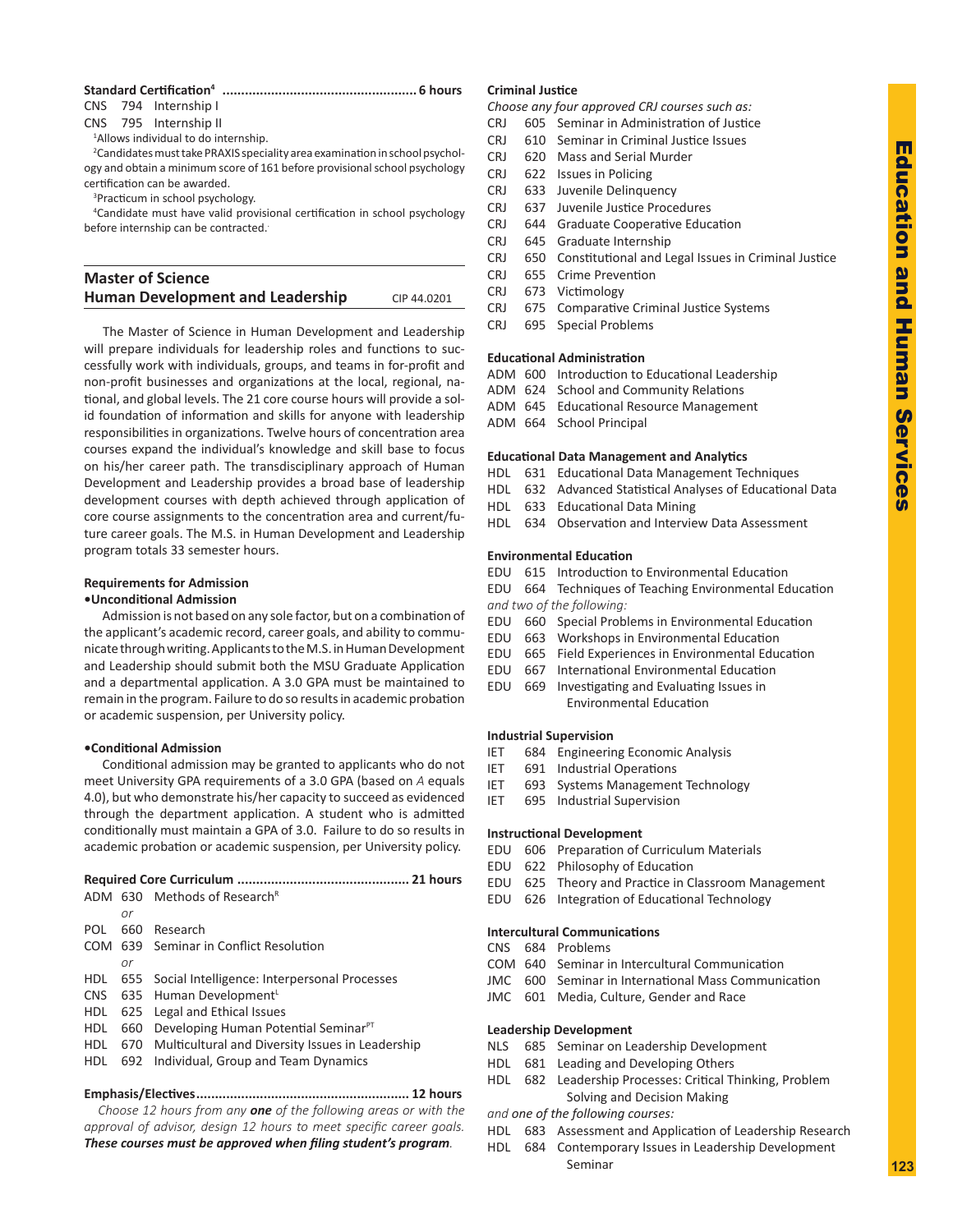**Standard Certification[4] .................................................. 6 hours**

CNS 794 Internship I
CNS 795 Internship II

[1]Allows individual to do internship.

[2]Candidates must take PRAXIS speciality area examination in school psychology and obtain a minimum score of 161 before provisional school psychology certification can be awarded.

[3]Practicum in school psychology.

[4]Candidate must have valid provisional certification in school psychology before internship can be contracted.

## Master of Science Human Development and Leadership

CIP 44.0201

The Master of Science in Human Development and Leadership will prepare individuals for leadership roles and functions to successfully work with individuals, groups, and teams in for-profit and non-profit businesses and organizations at the local, regional, national, and global levels. The 21 core course hours will provide a solid foundation of information and skills for anyone with leadership responsibilities in organizations. Twelve hours of concentration area courses expand the individual's knowledge and skill base to focus on his/her career path. The transdisciplinary approach of Human Development and Leadership provides a broad base of leadership development courses with depth achieved through application of core course assignments to the concentration area and current/future career goals. The M.S. in Human Development and Leadership program totals 33 semester hours.

**Requirements for Admission**

**•Unconditional Admission**

Admission is not based on any sole factor, but on a combination of the applicant's academic record, career goals, and ability to communicate through writing. Applicants to the M.S. in Human Development and Leadership should submit both the MSU Graduate Application and a departmental application. A 3.0 GPA must be maintained to remain in the program. Failure to do so results in academic probation or academic suspension, per University policy.

**•Conditional Admission**

Conditional admission may be granted to applicants who do not meet University GPA requirements of a 3.0 GPA (based on *A* equals 4.0), but who demonstrate his/her capacity to succeed as evidenced through the department application. A student who is admitted conditionally must maintain a GPA of 3.0. Failure to do so results in academic probation or academic suspension, per University policy.

**Required Core Curriculum ............................................ 21 hours**

ADM 630 Methods of Research[R]
*or*
POL 660 Research
COM 639 Seminar in Conflict Resolution
*or*
HDL 655 Social Intelligence: Interpersonal Processes
CNS 635 Human Development[L]
HDL 625 Legal and Ethical Issues
HDL 660 Developing Human Potential Seminar[PT]
HDL 670 Multicultural and Diversity Issues in Leadership
HDL 692 Individual, Group and Team Dynamics

**Emphasis/Electives....................................................... 12 hours**

*Choose 12 hours from any **one** of the following areas or with the approval of advisor, design 12 hours to meet specific career goals.* ***These courses must be approved when filing student's program****.*

**Criminal Justice**

*Choose any four approved CRJ courses such as:*

CRJ 605 Seminar in Administration of Justice
CRJ 610 Seminar in Criminal Justice Issues
CRJ 620 Mass and Serial Murder
CRJ 622 Issues in Policing
CRJ 633 Juvenile Delinquency
CRJ 637 Juvenile Justice Procedures
CRJ 644 Graduate Cooperative Education
CRJ 645 Graduate Internship
CRJ 650 Constitutional and Legal Issues in Criminal Justice
CRJ 655 Crime Prevention
CRJ 673 Victimology
CRJ 675 Comparative Criminal Justice Systems
CRJ 695 Special Problems

**Educational Administration**

ADM 600 Introduction to Educational Leadership
ADM 624 School and Community Relations
ADM 645 Educational Resource Management
ADM 664 School Principal

**Educational Data Management and Analytics**

HDL 631 Educational Data Management Techniques
HDL 632 Advanced Statistical Analyses of Educational Data
HDL 633 Educational Data Mining
HDL 634 Observation and Interview Data Assessment

**Environmental Education**

EDU 615 Introduction to Environmental Education
EDU 664 Techniques of Teaching Environmental Education
*and two of the following:*
EDU 660 Special Problems in Environmental Education
EDU 663 Workshops in Environmental Education
EDU 665 Field Experiences in Environmental Education
EDU 667 International Environmental Education
EDU 669 Investigating and Evaluating Issues in Environmental Education

**Industrial Supervision**

IET 684 Engineering Economic Analysis
IET 691 Industrial Operations
IET 693 Systems Management Technology
IET 695 Industrial Supervision

**Instructional Development**

EDU 606 Preparation of Curriculum Materials
EDU 622 Philosophy of Education
EDU 625 Theory and Practice in Classroom Management
EDU 626 Integration of Educational Technology

**Intercultural Communications**

CNS 684 Problems
COM 640 Seminar in Intercultural Communication
JMC 600 Seminar in International Mass Communication
JMC 601 Media, Culture, Gender and Race

**Leadership Development**

NLS 685 Seminar on Leadership Development
HDL 681 Leading and Developing Others
HDL 682 Leadership Processes: Critical Thinking, Problem Solving and Decision Making
*and one of the following courses:*
HDL 683 Assessment and Application of Leadership Research
HDL 684 Contemporary Issues in Leadership Development Seminar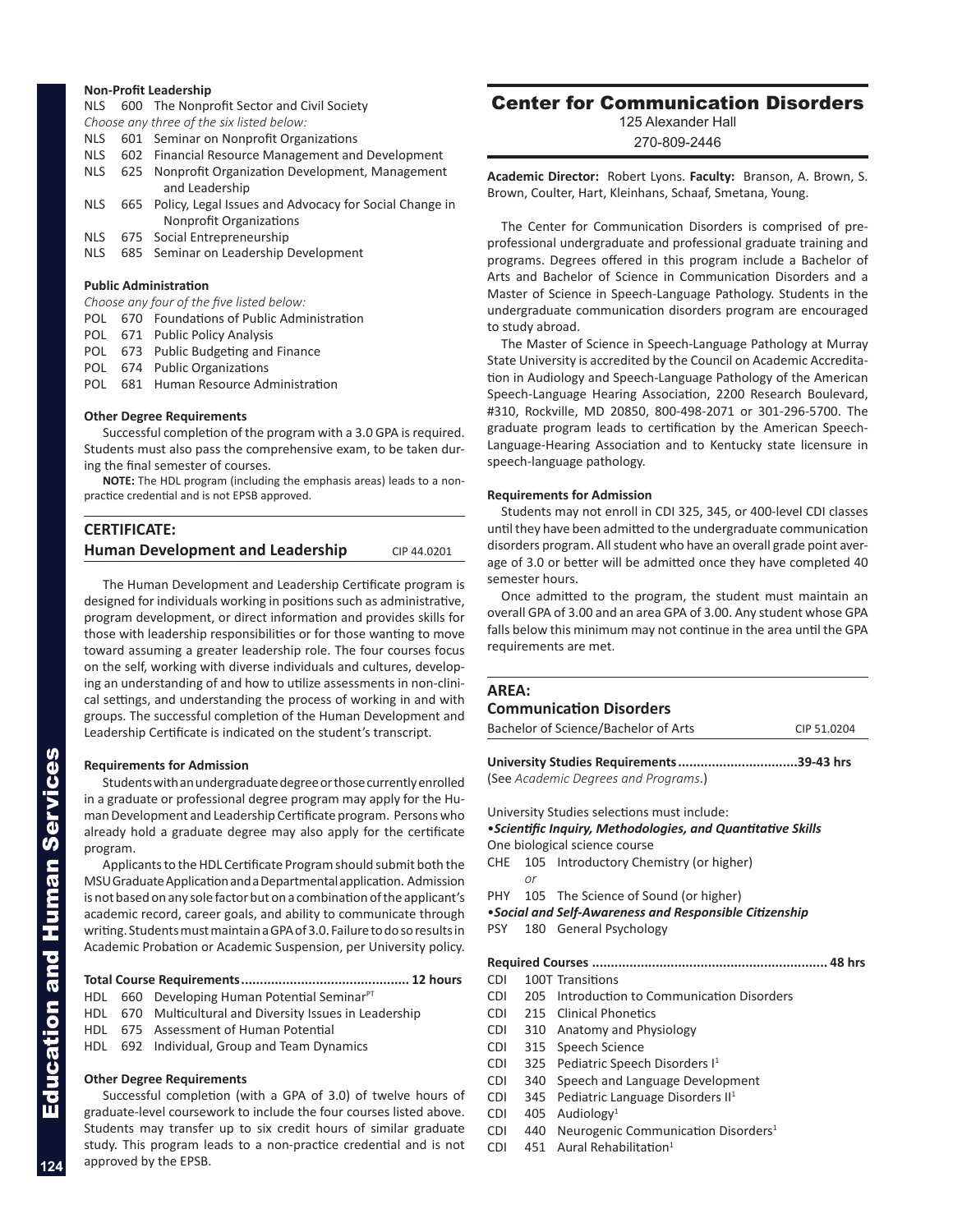**Non-Profit Leadership**

NLS 600 The Nonprofit Sector and Civil Society

*Choose any three of the six listed below:*

NLS 601 Seminar on Nonprofit Organizations
NLS 602 Financial Resource Management and Development
NLS 625 Nonprofit Organization Development, Management and Leadership
NLS 665 Policy, Legal Issues and Advocacy for Social Change in Nonprofit Organizations
NLS 675 Social Entrepreneurship
NLS 685 Seminar on Leadership Development

**Public Administration**

*Choose any four of the five listed below:*

POL 670 Foundations of Public Administration
POL 671 Public Policy Analysis
POL 673 Public Budgeting and Finance
POL 674 Public Organizations
POL 681 Human Resource Administration

**Other Degree Requirements**

Successful completion of the program with a 3.0 GPA is required. Students must also pass the comprehensive exam, to be taken during the final semester of courses.

**NOTE:** The HDL program (including the emphasis areas) leads to a non-practice credential and is not EPSB approved.

## CERTIFICATE:
## Human Development and Leadership — CIP 44.0201

The Human Development and Leadership Certificate program is designed for individuals working in positions such as administrative, program development, or direct information and provides skills for those with leadership responsibilities or for those wanting to move toward assuming a greater leadership role. The four courses focus on the self, working with diverse individuals and cultures, developing an understanding of and how to utilize assessments in non-clinical settings, and understanding the process of working in and with groups. The successful completion of the Human Development and Leadership Certificate is indicated on the student's transcript.

**Requirements for Admission**

Students with an undergraduate degree or those currently enrolled in a graduate or professional degree program may apply for the Human Development and Leadership Certificate program. Persons who already hold a graduate degree may also apply for the certificate program.

Applicants to the HDL Certificate Program should submit both the MSU Graduate Application and a Departmental application. Admission is not based on any sole factor but on a combination of the applicant's academic record, career goals, and ability to communicate through writing. Students must maintain a GPA of 3.0. Failure to do so results in Academic Probation or Academic Suspension, per University policy.

**Total Course Requirements............................................ 12 hours**

HDL 660 Developing Human Potential Seminar[PT]
HDL 670 Multicultural and Diversity Issues in Leadership
HDL 675 Assessment of Human Potential
HDL 692 Individual, Group and Team Dynamics

**Other Degree Requirements**

Successful completion (with a GPA of 3.0) of twelve hours of graduate-level coursework to include the four courses listed above. Students may transfer up to six credit hours of similar graduate study. This program leads to a non-practice credential and is not approved by the EPSB.

# Center for Communication Disorders

125 Alexander Hall
270-809-2446

**Academic Director:** Robert Lyons. **Faculty:** Branson, A. Brown, S. Brown, Coulter, Hart, Kleinhans, Schaaf, Smetana, Young.

The Center for Communication Disorders is comprised of pre-professional undergraduate and professional graduate training and programs. Degrees offered in this program include a Bachelor of Arts and Bachelor of Science in Communication Disorders and a Master of Science in Speech-Language Pathology. Students in the undergraduate communication disorders program are encouraged to study abroad.

The Master of Science in Speech-Language Pathology at Murray State University is accredited by the Council on Academic Accreditation in Audiology and Speech-Language Pathology of the American Speech-Language Hearing Association, 2200 Research Boulevard, #310, Rockville, MD 20850, 800-498-2071 or 301-296-5700. The graduate program leads to certification by the American Speech-Language-Hearing Association and to Kentucky state licensure in speech-language pathology.

**Requirements for Admission**

Students may not enroll in CDI 325, 345, or 400-level CDI classes until they have been admitted to the undergraduate communication disorders program. All student who have an overall grade point average of 3.0 or better will be admitted once they have completed 40 semester hours.

Once admitted to the program, the student must maintain an overall GPA of 3.00 and an area GPA of 3.00. Any student whose GPA falls below this minimum may not continue in the area until the GPA requirements are met.

## AREA:
## Communication Disorders

Bachelor of Science/Bachelor of Arts — CIP 51.0204

**University Studies Requirements...............................39-43 hrs**

(See *Academic Degrees and Programs*.)

University Studies selections must include:

•***Scientific Inquiry, Methodologies, and Quantitative Skills***

One biological science course

CHE 105 Introductory Chemistry (or higher)
*or*
PHY 105 The Science of Sound (or higher)

•***Social and Self-Awareness and Responsible Citizenship***

PSY 180 General Psychology

**Required Courses .............................................................. 48 hrs**

CDI 100T Transitions
CDI 205 Introduction to Communication Disorders
CDI 215 Clinical Phonetics
CDI 310 Anatomy and Physiology
CDI 315 Speech Science
CDI 325 Pediatric Speech Disorders I[1]
CDI 340 Speech and Language Development
CDI 345 Pediatric Language Disorders II[1]
CDI 405 Audiology[1]
CDI 440 Neurogenic Communication Disorders[1]
CDI 451 Aural Rehabilitation[1]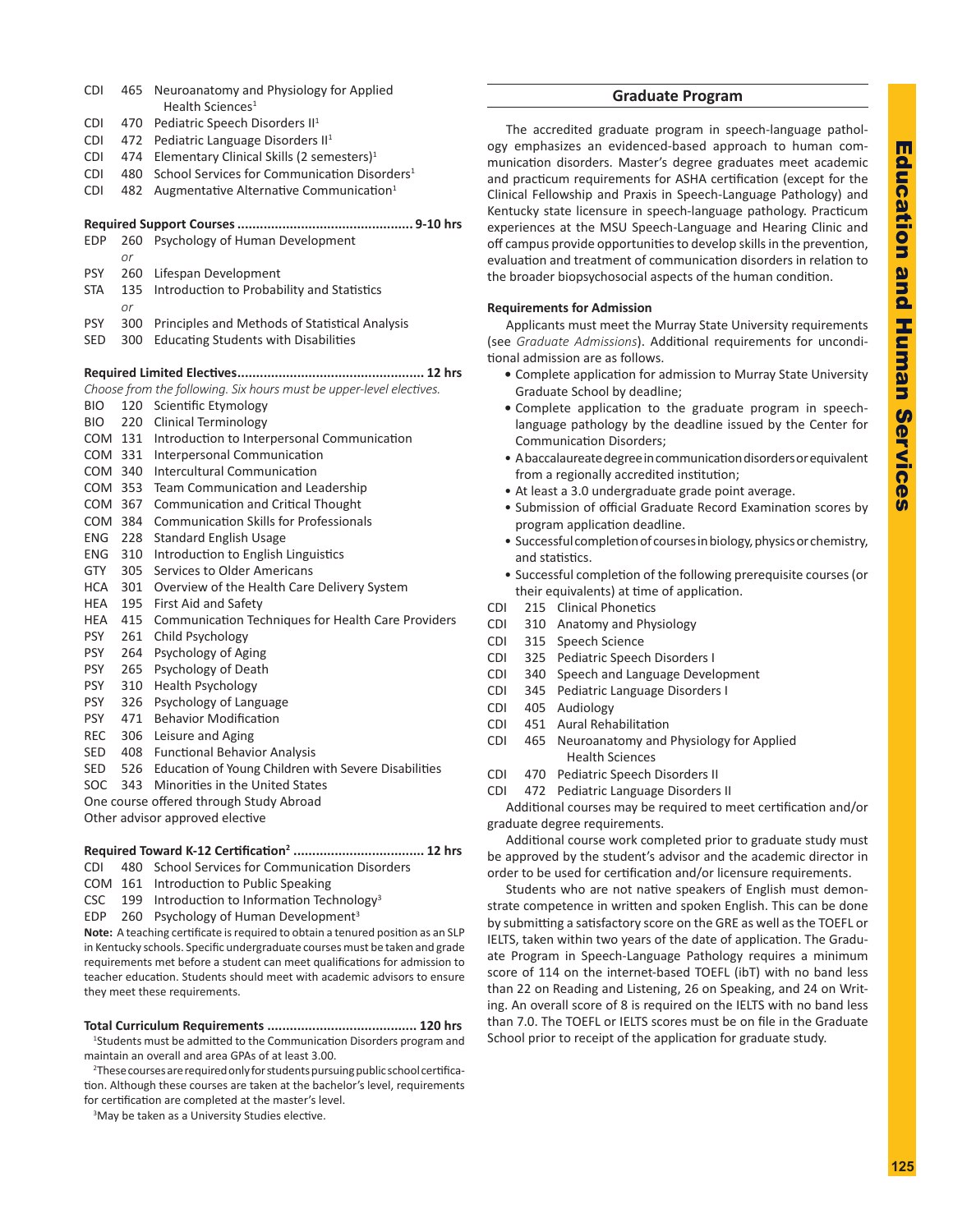CDI 465 Neuroanatomy and Physiology for Applied Health Sciences[1]
CDI 470 Pediatric Speech Disorders II[1]
CDI 472 Pediatric Language Disorders II[1]
CDI 474 Elementary Clinical Skills (2 semesters)[1]
CDI 480 School Services for Communication Disorders[1]
CDI 482 Augmentative Alternative Communication[1]

**Required Support Courses ............................................. 9-10 hrs**

EDP 260 Psychology of Human Development
*or*
PSY 260 Lifespan Development
STA 135 Introduction to Probability and Statistics
*or*
PSY 300 Principles and Methods of Statistical Analysis
SED 300 Educating Students with Disabilities

**Required Limited Electives................................................ 12 hrs**

*Choose from the following. Six hours must be upper-level electives.*

BIO 120 Scientific Etymology
BIO 220 Clinical Terminology
COM 131 Introduction to Interpersonal Communication
COM 331 Interpersonal Communication
COM 340 Intercultural Communication
COM 353 Team Communication and Leadership
COM 367 Communication and Critical Thought
COM 384 Communication Skills for Professionals
ENG 228 Standard English Usage
ENG 310 Introduction to English Linguistics
GTY 305 Services to Older Americans
HCA 301 Overview of the Health Care Delivery System
HEA 195 First Aid and Safety
HEA 415 Communication Techniques for Health Care Providers
PSY 261 Child Psychology
PSY 264 Psychology of Aging
PSY 265 Psychology of Death
PSY 310 Health Psychology
PSY 326 Psychology of Language
PSY 471 Behavior Modification
REC 306 Leisure and Aging
SED 408 Functional Behavior Analysis
SED 526 Education of Young Children with Severe Disabilities
SOC 343 Minorities in the United States
One course offered through Study Abroad
Other advisor approved elective

**Required Toward K-12 Certification[2] .................................. 12 hrs**

CDI 480 School Services for Communication Disorders
COM 161 Introduction to Public Speaking
CSC 199 Introduction to Information Technology[3]
EDP 260 Psychology of Human Development[3]

**Note:** A teaching certificate is required to obtain a tenured position as an SLP in Kentucky schools. Specific undergraduate courses must be taken and grade requirements met before a student can meet qualifications for admission to teacher education. Students should meet with academic advisors to ensure they meet these requirements.

**Total Curriculum Requirements ....................................... 120 hrs**

[1]Students must be admitted to the Communication Disorders program and maintain an overall and area GPAs of at least 3.00.

[2]These courses are required only for students pursuing public school certification. Although these courses are taken at the bachelor's level, requirements for certification are completed at the master's level.

[3]May be taken as a University Studies elective.

## Graduate Program

The accredited graduate program in speech-language pathology emphasizes an evidenced-based approach to human communication disorders. Master's degree graduates meet academic and practicum requirements for ASHA certification (except for the Clinical Fellowship and Praxis in Speech-Language Pathology) and Kentucky state licensure in speech-language pathology. Practicum experiences at the MSU Speech-Language and Hearing Clinic and off campus provide opportunities to develop skills in the prevention, evaluation and treatment of communication disorders in relation to the broader biopsychosocial aspects of the human condition.

**Requirements for Admission**

Applicants must meet the Murray State University requirements (see *Graduate Admissions*). Additional requirements for unconditional admission are as follows.

- Complete application for admission to Murray State University Graduate School by deadline;
- Complete application to the graduate program in speech-language pathology by the deadline issued by the Center for Communication Disorders;
- A baccalaureate degree in communication disorders or equivalent from a regionally accredited institution;
- At least a 3.0 undergraduate grade point average.
- Submission of official Graduate Record Examination scores by program application deadline.
- Successful completion of courses in biology, physics or chemistry, and statistics.
- Successful completion of the following prerequisite courses (or their equivalents) at time of application.

CDI 215 Clinical Phonetics
CDI 310 Anatomy and Physiology
CDI 315 Speech Science
CDI 325 Pediatric Speech Disorders I
CDI 340 Speech and Language Development
CDI 345 Pediatric Language Disorders I
CDI 405 Audiology
CDI 451 Aural Rehabilitation
CDI 465 Neuroanatomy and Physiology for Applied Health Sciences
CDI 470 Pediatric Speech Disorders II
CDI 472 Pediatric Language Disorders II

Additional courses may be required to meet certification and/or graduate degree requirements.

Additional course work completed prior to graduate study must be approved by the student's advisor and the academic director in order to be used for certification and/or licensure requirements.

Students who are not native speakers of English must demonstrate competence in written and spoken English. This can be done by submitting a satisfactory score on the GRE as well as the TOEFL or IELTS, taken within two years of the date of application. The Graduate Program in Speech-Language Pathology requires a minimum score of 114 on the internet-based TOEFL (ibT) with no band less than 22 on Reading and Listening, 26 on Speaking, and 24 on Writing. An overall score of 8 is required on the IELTS with no band less than 7.0. The TOEFL or IELTS scores must be on file in the Graduate School prior to receipt of the application for graduate study.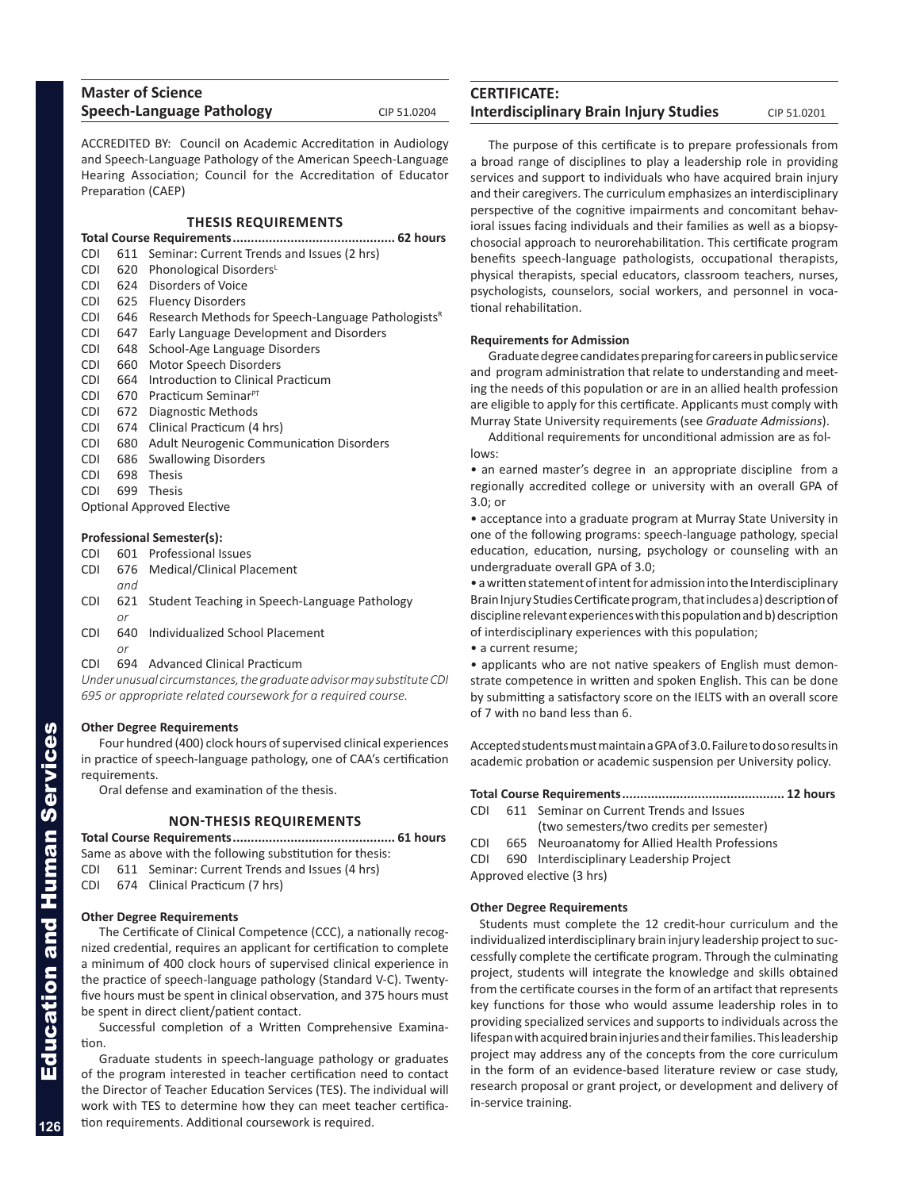## Master of Science Speech-Language Pathology

CIP 51.0204

ACCREDITED BY: Council on Academic Accreditation in Audiology and Speech-Language Pathology of the American Speech-Language Hearing Association; Council for the Accreditation of Educator Preparation (CAEP)

### THESIS REQUIREMENTS

**Total Course Requirements............................................ 62 hours**

- CDI 611 Seminar: Current Trends and Issues (2 hrs)
- CDI 620 Phonological Disorders[L]
- CDI 624 Disorders of Voice
- CDI 625 Fluency Disorders
- CDI 646 Research Methods for Speech-Language Pathologists[R]
- CDI 647 Early Language Development and Disorders
- CDI 648 School-Age Language Disorders
- CDI 660 Motor Speech Disorders
- CDI 664 Introduction to Clinical Practicum
- CDI 670 Practicum Seminar[PT]
- CDI 672 Diagnostic Methods
- CDI 674 Clinical Practicum (4 hrs)
- CDI 680 Adult Neurogenic Communication Disorders
- CDI 686 Swallowing Disorders
- CDI 698 Thesis
- CDI 699 Thesis

Optional Approved Elective

**Professional Semester(s):**

- CDI 601 Professional Issues
- CDI 676 Medical/Clinical Placement

*and*

- CDI 621 Student Teaching in Speech-Language Pathology

*or*

- CDI 640 Individualized School Placement

*or*

- CDI 694 Advanced Clinical Practicum

*Under unusual circumstances, the graduate advisor may substitute CDI 695 or appropriate related coursework for a required course.*

**Other Degree Requirements**

Four hundred (400) clock hours of supervised clinical experiences in practice of speech-language pathology, one of CAA's certification requirements.

Oral defense and examination of the thesis.

### NON-THESIS REQUIREMENTS

**Total Course Requirements............................................ 61 hours**

Same as above with the following substitution for thesis:

- CDI 611 Seminar: Current Trends and Issues (4 hrs)
- CDI 674 Clinical Practicum (7 hrs)

**Other Degree Requirements**

The Certificate of Clinical Competence (CCC), a nationally recognized credential, requires an applicant for certification to complete a minimum of 400 clock hours of supervised clinical experience in the practice of speech-language pathology (Standard V-C). Twenty-five hours must be spent in clinical observation, and 375 hours must be spent in direct client/patient contact.

Successful completion of a Written Comprehensive Examination.

Graduate students in speech-language pathology or graduates of the program interested in teacher certification need to contact the Director of Teacher Education Services (TES). The individual will work with TES to determine how they can meet teacher certification requirements. Additional coursework is required.

## CERTIFICATE: Interdisciplinary Brain Injury Studies

CIP 51.0201

The purpose of this certificate is to prepare professionals from a broad range of disciplines to play a leadership role in providing services and support to individuals who have acquired brain injury and their caregivers. The curriculum emphasizes an interdisciplinary perspective of the cognitive impairments and concomitant behavioral issues facing individuals and their families as well as a biopsychosocial approach to neurorehabilitation. This certificate program benefits speech-language pathologists, occupational therapists, physical therapists, special educators, classroom teachers, nurses, psychologists, counselors, social workers, and personnel in vocational rehabilitation.

**Requirements for Admission**

Graduate degree candidates preparing for careers in public service and program administration that relate to understanding and meeting the needs of this population or are in an allied health profession are eligible to apply for this certificate. Applicants must comply with Murray State University requirements (see *Graduate Admissions*).

Additional requirements for unconditional admission are as follows:

- an earned master's degree in an appropriate discipline from a regionally accredited college or university with an overall GPA of 3.0; or
- acceptance into a graduate program at Murray State University in one of the following programs: speech-language pathology, special education, education, nursing, psychology or counseling with an undergraduate overall GPA of 3.0;
- a written statement of intent for admission into the Interdisciplinary Brain Injury Studies Certificate program, that includes a) description of discipline relevant experiences with this population and b) description of interdisciplinary experiences with this population;
- a current resume;
- applicants who are not native speakers of English must demonstrate competence in written and spoken English. This can be done by submitting a satisfactory score on the IELTS with an overall score of 7 with no band less than 6.

Accepted students must maintain a GPA of 3.0. Failure to do so results in academic probation or academic suspension per University policy.

**Total Course Requirements............................................ 12 hours**

- CDI 611 Seminar on Current Trends and Issues (two semesters/two credits per semester)
- CDI 665 Neuroanatomy for Allied Health Professions
- CDI 690 Interdisciplinary Leadership Project

Approved elective (3 hrs)

**Other Degree Requirements**

Students must complete the 12 credit-hour curriculum and the individualized interdisciplinary brain injury leadership project to successfully complete the certificate program. Through the culminating project, students will integrate the knowledge and skills obtained from the certificate courses in the form of an artifact that represents key functions for those who would assume leadership roles in to providing specialized services and supports to individuals across the lifespan with acquired brain injuries and their families. This leadership project may address any of the concepts from the core curriculum in the form of an evidence-based literature review or case study, research proposal or grant project, or development and delivery of in-service training.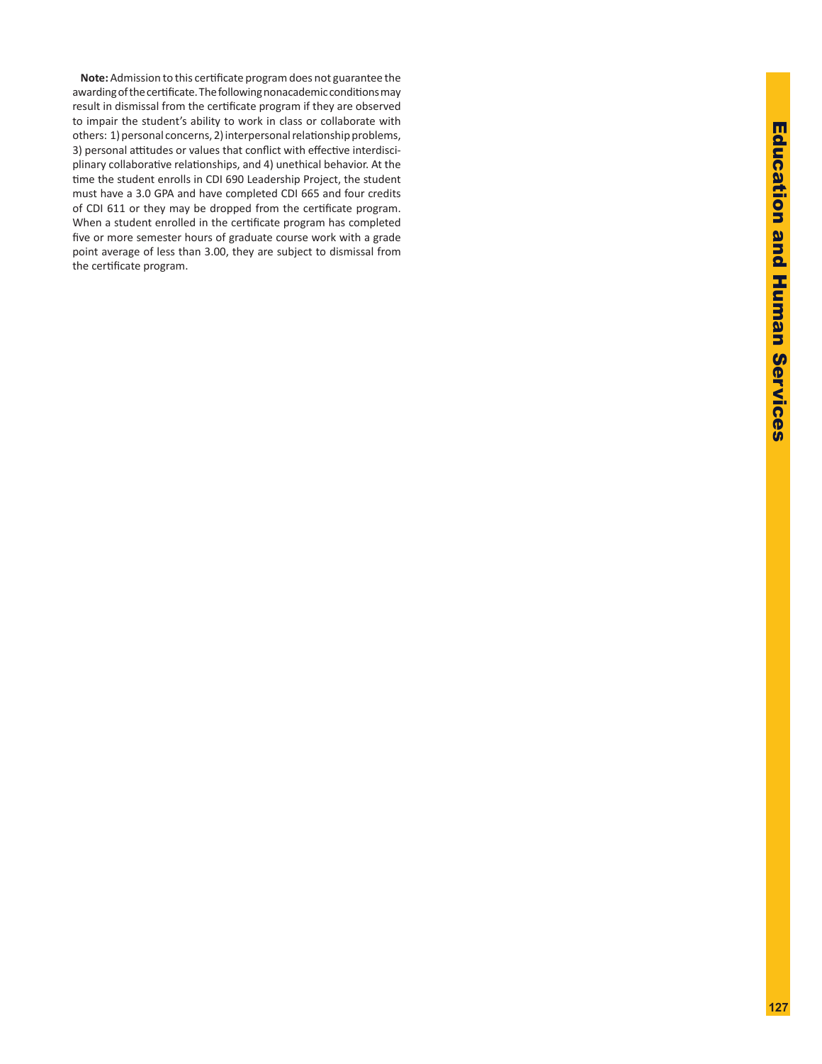**Note:** Admission to this certificate program does not guarantee the awarding of the certificate. The following nonacademic conditions may result in dismissal from the certificate program if they are observed to impair the student's ability to work in class or collaborate with others: 1) personal concerns, 2) interpersonal relationship problems, 3) personal attitudes or values that conflict with effective interdisciplinary collaborative relationships, and 4) unethical behavior. At the time the student enrolls in CDI 690 Leadership Project, the student must have a 3.0 GPA and have completed CDI 665 and four credits of CDI 611 or they may be dropped from the certificate program. When a student enrolled in the certificate program has completed five or more semester hours of graduate course work with a grade point average of less than 3.00, they are subject to dismissal from the certificate program.